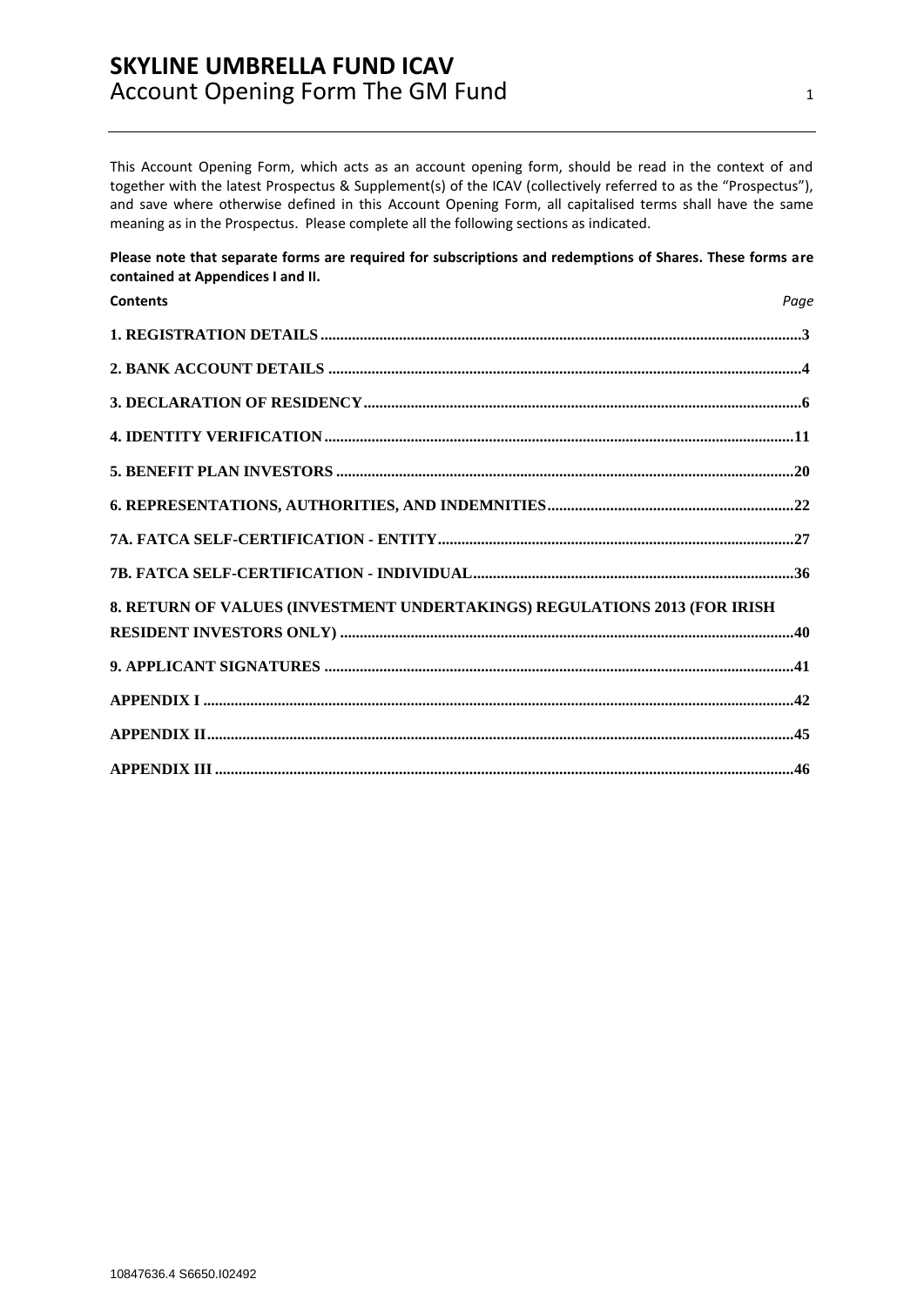# SKYLINE UMBRELLA FUND ICAV
## Account Opening Form The GM Fund

This Account Opening Form, which acts as an account opening form, should be read in the context of and together with the latest Prospectus & Supplement(s) of the ICAV (collectively referred to as the "Prospectus"), and save where otherwise defined in this Account Opening Form, all capitalised terms shall have the same meaning as in the Prospectus. Please complete all the following sections as indicated.

**Please note that separate forms are required for subscriptions and redemptions of Shares. These forms are contained at Appendices I and II.**

| **Contents** | *Page* |
|---|---|
| **1. REGISTRATION DETAILS** | **3** |
| **2. BANK ACCOUNT DETAILS** | **4** |
| **3. DECLARATION OF RESIDENCY** | **6** |
| **4. IDENTITY VERIFICATION** | **11** |
| **5. BENEFIT PLAN INVESTORS** | **20** |
| **6. REPRESENTATIONS, AUTHORITIES, AND INDEMNITIES** | **22** |
| **7A. FATCA SELF-CERTIFICATION - ENTITY** | **27** |
| **7B. FATCA SELF-CERTIFICATION - INDIVIDUAL** | **36** |
| **8. RETURN OF VALUES (INVESTMENT UNDERTAKINGS) REGULATIONS 2013 (FOR IRISH RESIDENT INVESTORS ONLY)** | **40** |
| **9. APPLICANT SIGNATURES** | **41** |
| **APPENDIX I** | **42** |
| **APPENDIX II** | **45** |
| **APPENDIX III** | **46** |

10847636.4 S6650.I02492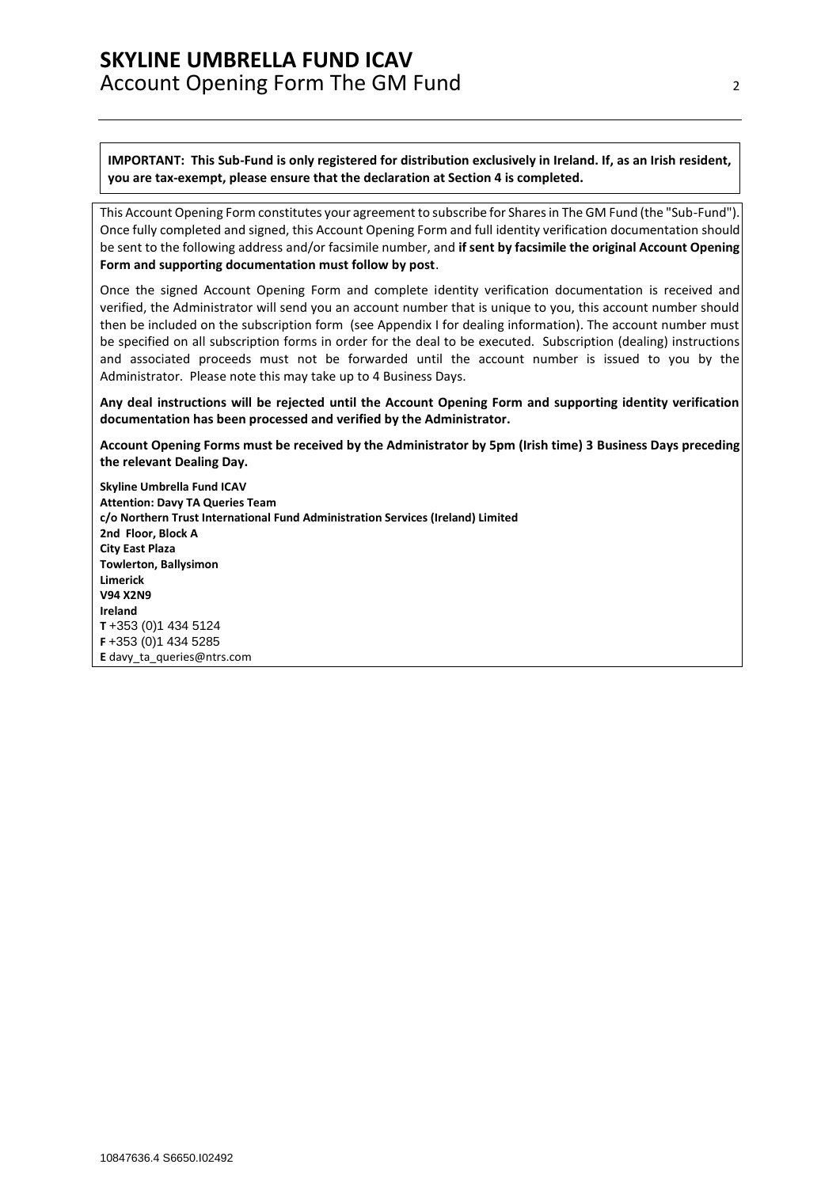**IMPORTANT: This Sub-Fund is only registered for distribution exclusively in Ireland. If, as an Irish resident, you are tax-exempt, please ensure that the declaration at Section 4 is completed.**

This Account Opening Form constitutes your agreement to subscribe for Shares in The GM Fund (the "Sub-Fund"). Once fully completed and signed, this Account Opening Form and full identity verification documentation should be sent to the following address and/or facsimile number, and **if sent by facsimile the original Account Opening Form and supporting documentation must follow by post**.

Once the signed Account Opening Form and complete identity verification documentation is received and verified, the Administrator will send you an account number that is unique to you, this account number should then be included on the subscription form (see Appendix I for dealing information). The account number must be specified on all subscription forms in order for the deal to be executed. Subscription (dealing) instructions and associated proceeds must not be forwarded until the account number is issued to you by the Administrator. Please note this may take up to 4 Business Days.

**Any deal instructions will be rejected until the Account Opening Form and supporting identity verification documentation has been processed and verified by the Administrator.**

**Account Opening Forms must be received by the Administrator by 5pm (Irish time) 3 Business Days preceding the relevant Dealing Day.**

**Skyline Umbrella Fund ICAV**
**Attention: Davy TA Queries Team**
**c/o Northern Trust International Fund Administration Services (Ireland) Limited**
**2nd Floor, Block A**
**City East Plaza**
**Towlerton, Ballysimon**
**Limerick**
**V94 X2N9**
**Ireland**
**T** +353 (0)1 434 5124
**F** +353 (0)1 434 5285
**E** davy_ta_queries@ntrs.com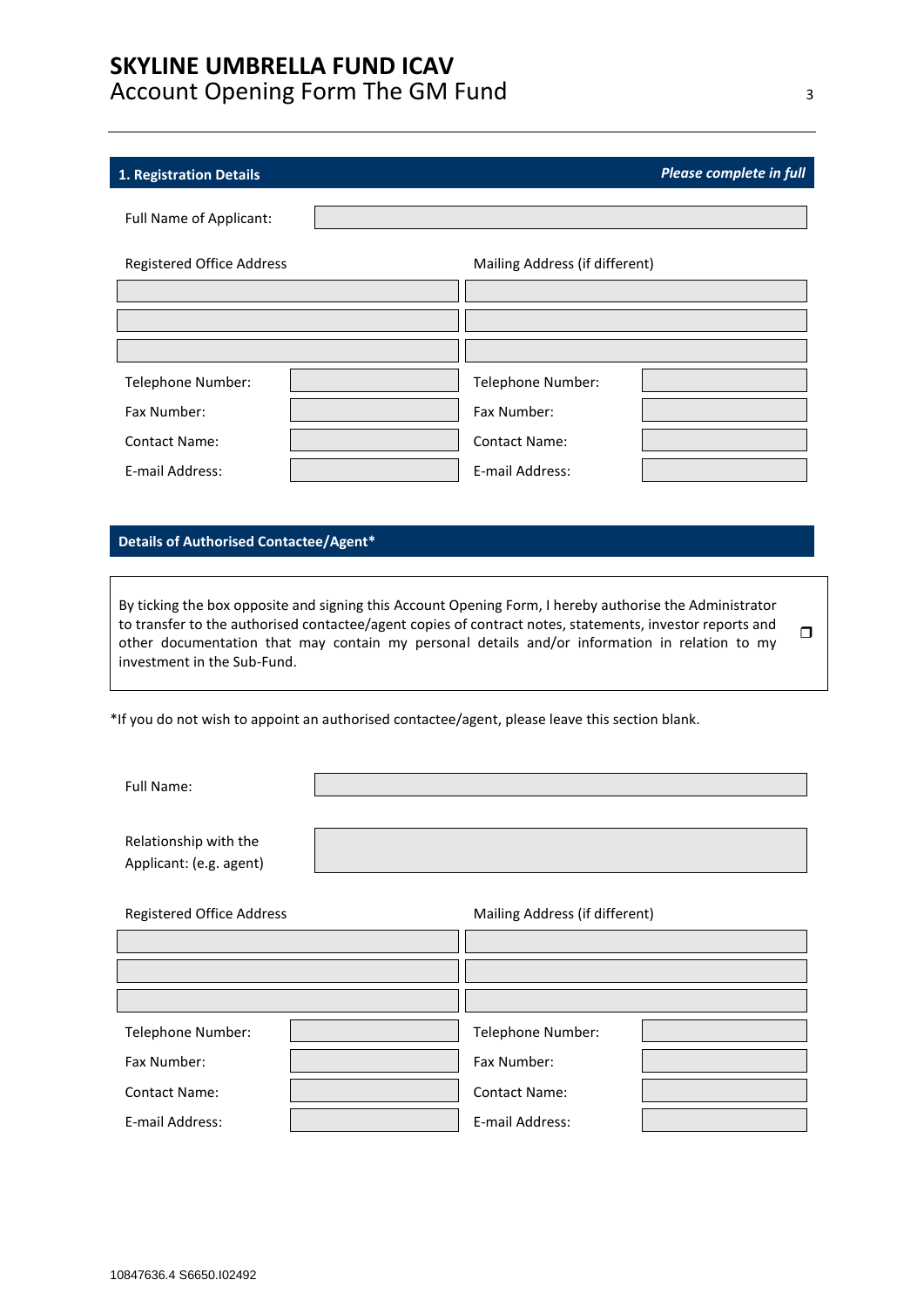## 1. Registration Details

*Please complete in full*

| Full Name of Applicant: | |
|---|---|

| Registered Office Address | | Mailing Address (if different) | |
|---|---|---|---|
| | | | |
| | | | |
| | | | |
| Telephone Number: | | Telephone Number: | |
| Fax Number: | | Fax Number: | |
| Contact Name: | | Contact Name: | |
| E-mail Address: | | E-mail Address: | |

## Details of Authorised Contactee/Agent*

By ticking the box opposite and signing this Account Opening Form, I hereby authorise the Administrator to transfer to the authorised contactee/agent copies of contract notes, statements, investor reports and other documentation that may contain my personal details and/or information in relation to my investment in the Sub-Fund. ☐

*If you do not wish to appoint an authorised contactee/agent, please leave this section blank.

| Full Name: | |
|---|---|
| Relationship with the Applicant: (e.g. agent) | |

| Registered Office Address | | Mailing Address (if different) | |
|---|---|---|---|
| | | | |
| | | | |
| | | | |
| Telephone Number: | | Telephone Number: | |
| Fax Number: | | Fax Number: | |
| Contact Name: | | Contact Name: | |
| E-mail Address: | | E-mail Address: | |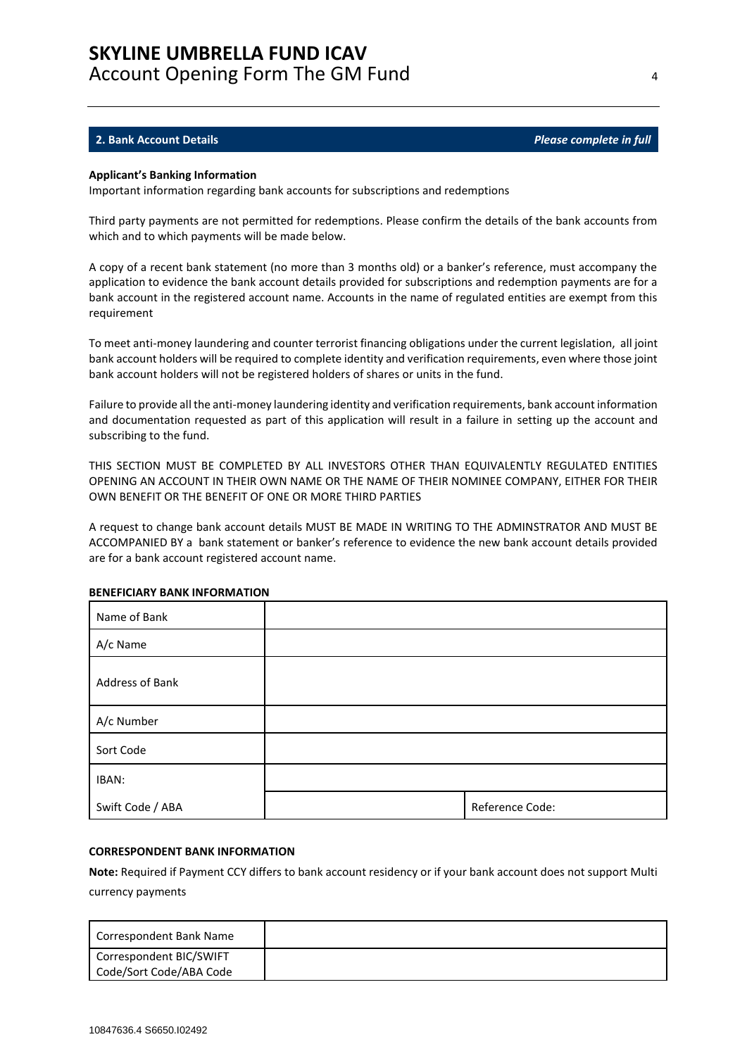## 2. Bank Account Details

*Please complete in full*

**Applicant's Banking Information**

Important information regarding bank accounts for subscriptions and redemptions

Third party payments are not permitted for redemptions. Please confirm the details of the bank accounts from which and to which payments will be made below.

A copy of a recent bank statement (no more than 3 months old) or a banker's reference, must accompany the application to evidence the bank account details provided for subscriptions and redemption payments are for a bank account in the registered account name. Accounts in the name of regulated entities are exempt from this requirement

To meet anti-money laundering and counter terrorist financing obligations under the current legislation, all joint bank account holders will be required to complete identity and verification requirements, even where those joint bank account holders will not be registered holders of shares or units in the fund.

Failure to provide all the anti-money laundering identity and verification requirements, bank account information and documentation requested as part of this application will result in a failure in setting up the account and subscribing to the fund.

THIS SECTION MUST BE COMPLETED BY ALL INVESTORS OTHER THAN EQUIVALENTLY REGULATED ENTITIES OPENING AN ACCOUNT IN THEIR OWN NAME OR THE NAME OF THEIR NOMINEE COMPANY, EITHER FOR THEIR OWN BENEFIT OR THE BENEFIT OF ONE OR MORE THIRD PARTIES

A request to change bank account details MUST BE MADE IN WRITING TO THE ADMINSTRATOR AND MUST BE ACCOMPANIED BY a bank statement or banker's reference to evidence the new bank account details provided are for a bank account registered account name.

**BENEFICIARY BANK INFORMATION**

| | | |
|---|---|---|
| Name of Bank | | |
| A/c Name | | |
| Address of Bank | | |
| A/c Number | | |
| Sort Code | | |
| IBAN: | | |
| Swift Code / ABA | | Reference Code: |

**CORRESPONDENT BANK INFORMATION**

**Note:** Required if Payment CCY differs to bank account residency or if your bank account does not support Multi currency payments

| | |
|---|---|
| Correspondent Bank Name | |
| Correspondent BIC/SWIFT Code/Sort Code/ABA Code | |

10847636.4 S6650.I02492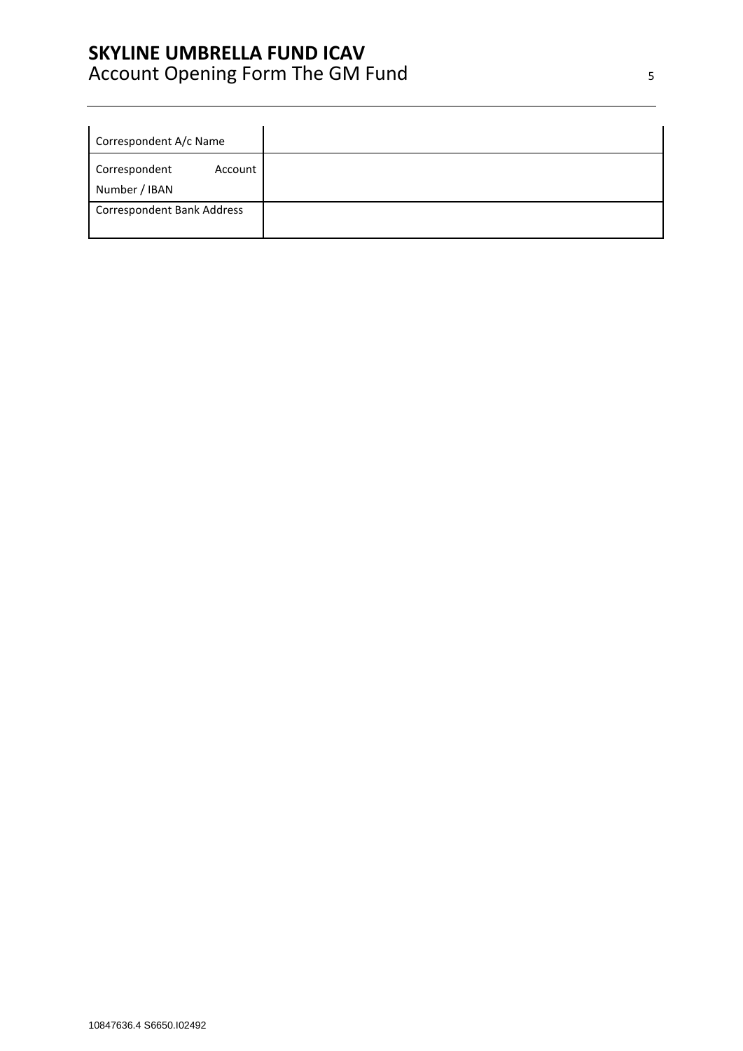| Correspondent A/c Name | |
|---|---|
| Correspondent Account Number / IBAN | |
| Correspondent Bank Address | |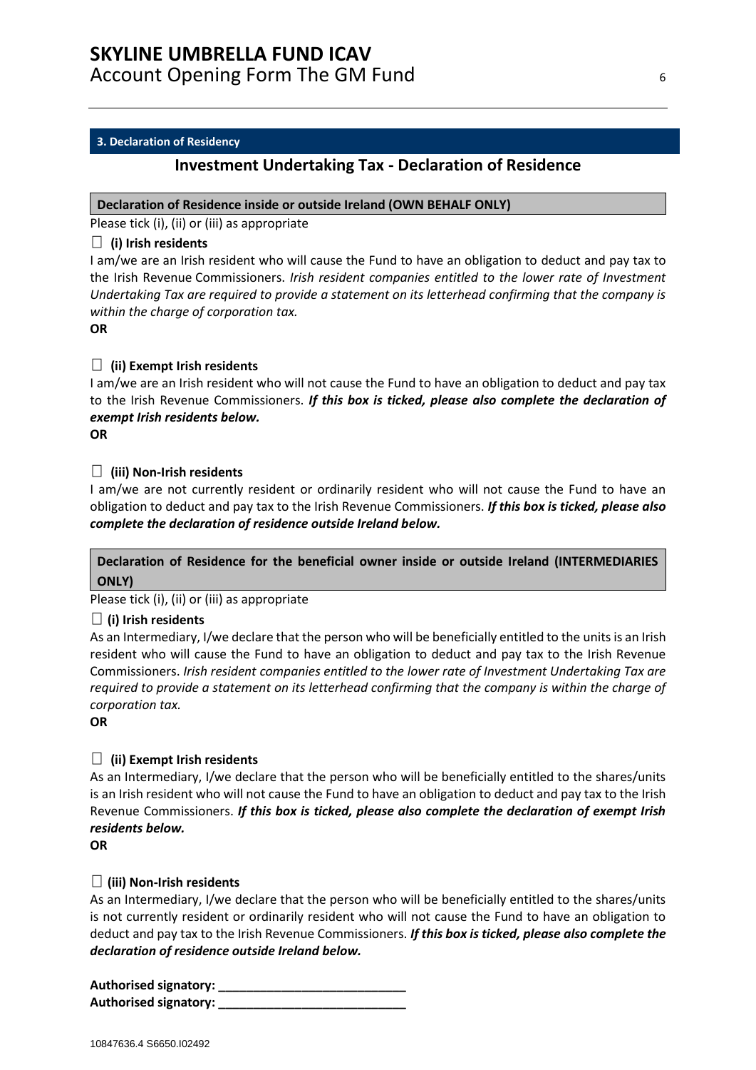**3. Declaration of Residency**

## Investment Undertaking Tax - Declaration of Residence

**Declaration of Residence inside or outside Ireland (OWN BEHALF ONLY)**

Please tick (i), (ii) or (iii) as appropriate

☐ **(i) Irish residents**

I am/we are an Irish resident who will cause the Fund to have an obligation to deduct and pay tax to the Irish Revenue Commissioners. *Irish resident companies entitled to the lower rate of Investment Undertaking Tax are required to provide a statement on its letterhead confirming that the company is within the charge of corporation tax.*

**OR**

☐ **(ii) Exempt Irish residents**

I am/we are an Irish resident who will not cause the Fund to have an obligation to deduct and pay tax to the Irish Revenue Commissioners. ***If this box is ticked, please also complete the declaration of exempt Irish residents below.***

**OR**

☐ **(iii) Non-Irish residents**

I am/we are not currently resident or ordinarily resident who will not cause the Fund to have an obligation to deduct and pay tax to the Irish Revenue Commissioners. ***If this box is ticked, please also complete the declaration of residence outside Ireland below.***

**Declaration of Residence for the beneficial owner inside or outside Ireland (INTERMEDIARIES ONLY)**

Please tick (i), (ii) or (iii) as appropriate

☐ **(i) Irish residents**

As an Intermediary, I/we declare that the person who will be beneficially entitled to the units is an Irish resident who will cause the Fund to have an obligation to deduct and pay tax to the Irish Revenue Commissioners. *Irish resident companies entitled to the lower rate of Investment Undertaking Tax are required to provide a statement on its letterhead confirming that the company is within the charge of corporation tax.*

**OR**

☐ **(ii) Exempt Irish residents**

As an Intermediary, I/we declare that the person who will be beneficially entitled to the shares/units is an Irish resident who will not cause the Fund to have an obligation to deduct and pay tax to the Irish Revenue Commissioners. ***If this box is ticked, please also complete the declaration of exempt Irish residents below.***

**OR**

☐ **(iii) Non-Irish residents**

As an Intermediary, I/we declare that the person who will be beneficially entitled to the shares/units is not currently resident or ordinarily resident who will not cause the Fund to have an obligation to deduct and pay tax to the Irish Revenue Commissioners. ***If this box is ticked, please also complete the declaration of residence outside Ireland below.***

**Authorised signatory: ___________________________**

**Authorised signatory: ___________________________**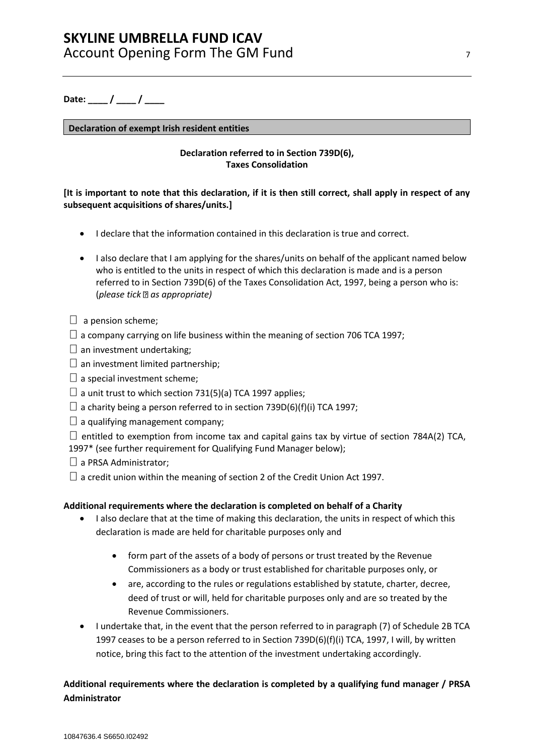**Date: ____ / ____ / ____**

**Declaration of exempt Irish resident entities**

**Declaration referred to in Section 739D(6), Taxes Consolidation**

**[It is important to note that this declaration, if it is then still correct, shall apply in respect of any subsequent acquisitions of shares/units.]**

- I declare that the information contained in this declaration is true and correct.
- I also declare that I am applying for the shares/units on behalf of the applicant named below who is entitled to the units in respect of which this declaration is made and is a person referred to in Section 739D(6) of the Taxes Consolidation Act, 1997, being a person who is: (*please tick  as appropriate)*

☐ a pension scheme;

☐ a company carrying on life business within the meaning of section 706 TCA 1997;

☐ an investment undertaking;

☐ an investment limited partnership;

☐ a special investment scheme;

☐ a unit trust to which section 731(5)(a) TCA 1997 applies;

☐ a charity being a person referred to in section 739D(6)(f)(i) TCA 1997;

☐ a qualifying management company;

☐ entitled to exemption from income tax and capital gains tax by virtue of section 784A(2) TCA, 1997* (see further requirement for Qualifying Fund Manager below);

☐ a PRSA Administrator;

☐ a credit union within the meaning of section 2 of the Credit Union Act 1997.

**Additional requirements where the declaration is completed on behalf of a Charity**

- I also declare that at the time of making this declaration, the units in respect of which this declaration is made are held for charitable purposes only and
  - form part of the assets of a body of persons or trust treated by the Revenue Commissioners as a body or trust established for charitable purposes only, or
  - are, according to the rules or regulations established by statute, charter, decree, deed of trust or will, held for charitable purposes only and are so treated by the Revenue Commissioners.
- I undertake that, in the event that the person referred to in paragraph (7) of Schedule 2B TCA 1997 ceases to be a person referred to in Section 739D(6)(f)(i) TCA, 1997, I will, by written notice, bring this fact to the attention of the investment undertaking accordingly.

**Additional requirements where the declaration is completed by a qualifying fund manager / PRSA Administrator**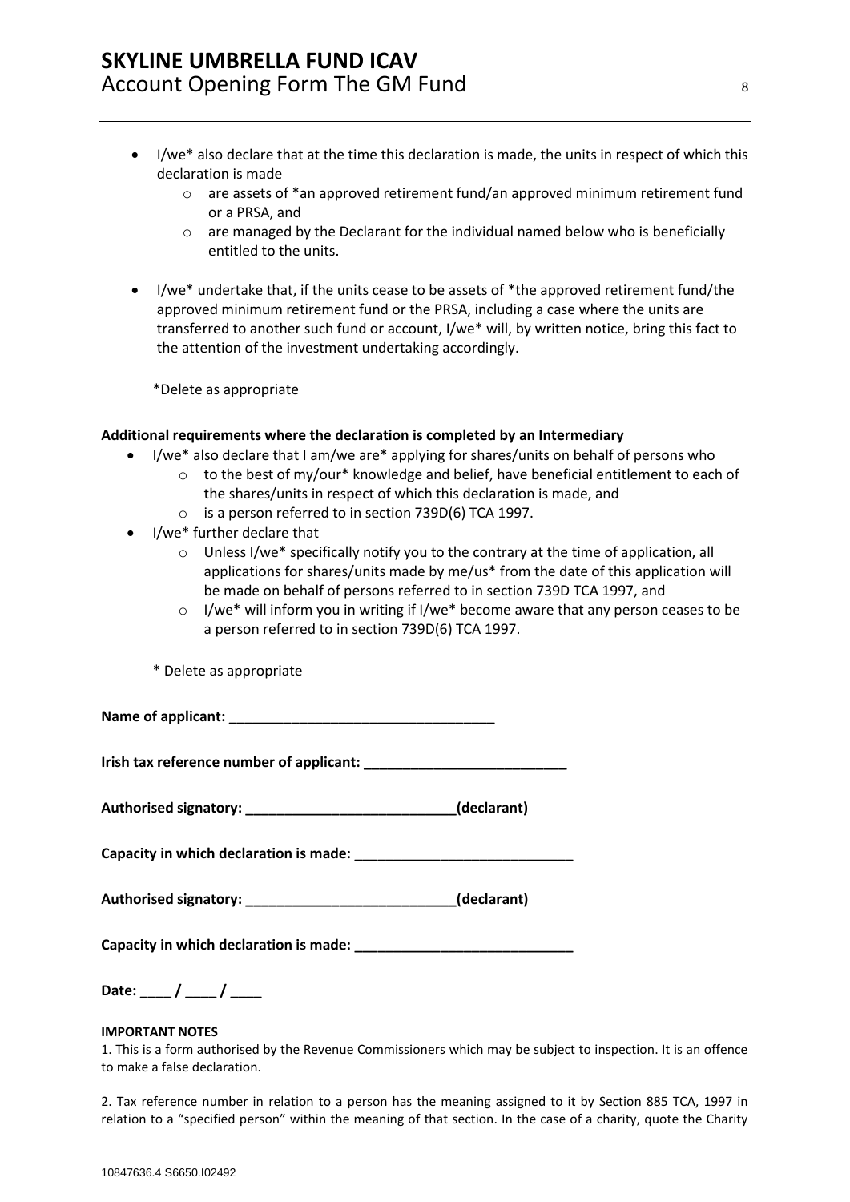- I/we* also declare that at the time this declaration is made, the units in respect of which this declaration is made
    - are assets of *an approved retirement fund/an approved minimum retirement fund or a PRSA, and
    - are managed by the Declarant for the individual named below who is beneficially entitled to the units.

- I/we* undertake that, if the units cease to be assets of *the approved retirement fund/the approved minimum retirement fund or the PRSA, including a case where the units are transferred to another such fund or account, I/we* will, by written notice, bring this fact to the attention of the investment undertaking accordingly.

*Delete as appropriate

**Additional requirements where the declaration is completed by an Intermediary**

- I/we* also declare that I am/we are* applying for shares/units on behalf of persons who
    - to the best of my/our* knowledge and belief, have beneficial entitlement to each of the shares/units in respect of which this declaration is made, and
    - is a person referred to in section 739D(6) TCA 1997.
- I/we* further declare that
    - Unless I/we* specifically notify you to the contrary at the time of application, all applications for shares/units made by me/us* from the date of this application will be made on behalf of persons referred to in section 739D TCA 1997, and
    - I/we* will inform you in writing if I/we* become aware that any person ceases to be a person referred to in section 739D(6) TCA 1997.

* Delete as appropriate

**Name of applicant: ___________________________________**

**Irish tax reference number of applicant: __________________________**

**Authorised signatory: ___________________________(declarant)**

**Capacity in which declaration is made: ____________________________**

**Authorised signatory: ___________________________(declarant)**

**Capacity in which declaration is made: ____________________________**

**Date: ____ / ____ / ____**

**IMPORTANT NOTES**

1. This is a form authorised by the Revenue Commissioners which may be subject to inspection. It is an offence to make a false declaration.

2. Tax reference number in relation to a person has the meaning assigned to it by Section 885 TCA, 1997 in relation to a "specified person" within the meaning of that section. In the case of a charity, quote the Charity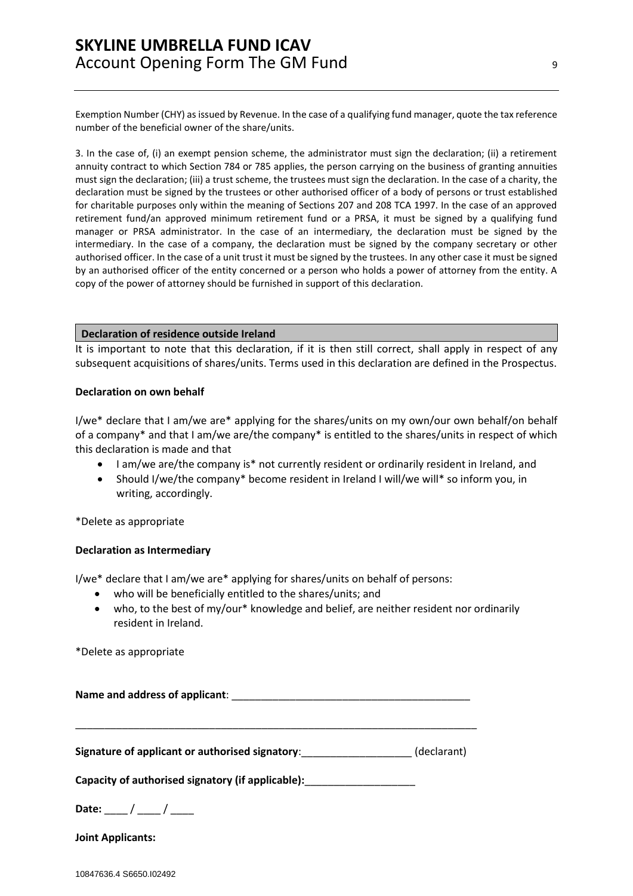Exemption Number (CHY) as issued by Revenue. In the case of a qualifying fund manager, quote the tax reference number of the beneficial owner of the share/units.

3. In the case of, (i) an exempt pension scheme, the administrator must sign the declaration; (ii) a retirement annuity contract to which Section 784 or 785 applies, the person carrying on the business of granting annuities must sign the declaration; (iii) a trust scheme, the trustees must sign the declaration. In the case of a charity, the declaration must be signed by the trustees or other authorised officer of a body of persons or trust established for charitable purposes only within the meaning of Sections 207 and 208 TCA 1997. In the case of an approved retirement fund/an approved minimum retirement fund or a PRSA, it must be signed by a qualifying fund manager or PRSA administrator. In the case of an intermediary, the declaration must be signed by the intermediary. In the case of a company, the declaration must be signed by the company secretary or other authorised officer. In the case of a unit trust it must be signed by the trustees. In any other case it must be signed by an authorised officer of the entity concerned or a person who holds a power of attorney from the entity. A copy of the power of attorney should be furnished in support of this declaration.

## Declaration of residence outside Ireland

It is important to note that this declaration, if it is then still correct, shall apply in respect of any subsequent acquisitions of shares/units. Terms used in this declaration are defined in the Prospectus.

**Declaration on own behalf**

I/we* declare that I am/we are* applying for the shares/units on my own/our own behalf/on behalf of a company* and that I am/we are/the company* is entitled to the shares/units in respect of which this declaration is made and that

- I am/we are/the company is* not currently resident or ordinarily resident in Ireland, and
- Should I/we/the company* become resident in Ireland I will/we will* so inform you, in writing, accordingly.

*Delete as appropriate

**Declaration as Intermediary**

I/we* declare that I am/we are* applying for shares/units on behalf of persons:

- who will be beneficially entitled to the shares/units; and
- who, to the best of my/our* knowledge and belief, are neither resident nor ordinarily resident in Ireland.

*Delete as appropriate

**Name and address of applicant**: ________________________________________

________________________________________________________________________

**Signature of applicant or authorised signatory**:___________________ (declarant)

**Capacity of authorised signatory (if applicable):**___________________

**Date:** ____ / ____ / ____

**Joint Applicants:**

10847636.4 S6650.I02492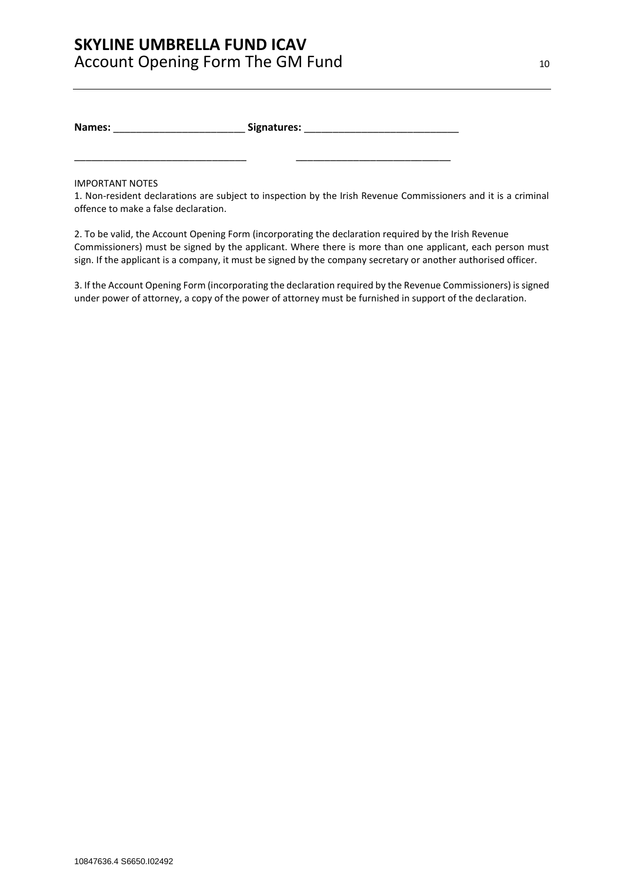**Names:** _______________________ **Signatures:** ___________________________

_______________________________ ____________________________

IMPORTANT NOTES

1. Non-resident declarations are subject to inspection by the Irish Revenue Commissioners and it is a criminal offence to make a false declaration.

2. To be valid, the Account Opening Form (incorporating the declaration required by the Irish Revenue Commissioners) must be signed by the applicant. Where there is more than one applicant, each person must sign. If the applicant is a company, it must be signed by the company secretary or another authorised officer.

3. If the Account Opening Form (incorporating the declaration required by the Revenue Commissioners) is signed under power of attorney, a copy of the power of attorney must be furnished in support of the declaration.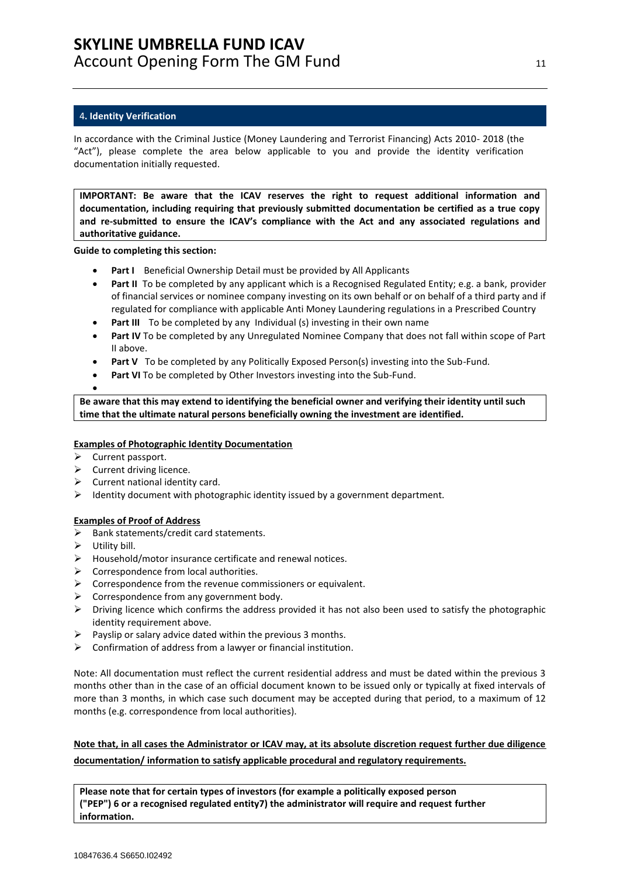## 4. Identity Verification

In accordance with the Criminal Justice (Money Laundering and Terrorist Financing) Acts 2010- 2018 (the "Act"), please complete the area below applicable to you and provide the identity verification documentation initially requested.

**IMPORTANT: Be aware that the ICAV reserves the right to request additional information and documentation, including requiring that previously submitted documentation be certified as a true copy and re-submitted to ensure the ICAV's compliance with the Act and any associated regulations and authoritative guidance.**

**Guide to completing this section:**

- **Part I** Beneficial Ownership Detail must be provided by All Applicants
- **Part II** To be completed by any applicant which is a Recognised Regulated Entity; e.g. a bank, provider of financial services or nominee company investing on its own behalf or on behalf of a third party and if regulated for compliance with applicable Anti Money Laundering regulations in a Prescribed Country
- **Part III** To be completed by any Individual (s) investing in their own name
- **Part IV** To be completed by any Unregulated Nominee Company that does not fall within scope of Part II above.
- **Part V** To be completed by any Politically Exposed Person(s) investing into the Sub-Fund.
- **Part VI** To be completed by Other Investors investing into the Sub-Fund.

**Be aware that this may extend to identifying the beneficial owner and verifying their identity until such time that the ultimate natural persons beneficially owning the investment are identified.**

**Examples of Photographic Identity Documentation**

- Current passport.
- Current driving licence.
- Current national identity card.
- Identity document with photographic identity issued by a government department.

**Examples of Proof of Address**

- Bank statements/credit card statements.
- Utility bill.
- Household/motor insurance certificate and renewal notices.
- Correspondence from local authorities.
- Correspondence from the revenue commissioners or equivalent.
- Correspondence from any government body.
- Driving licence which confirms the address provided it has not also been used to satisfy the photographic identity requirement above.
- Payslip or salary advice dated within the previous 3 months.
- Confirmation of address from a lawyer or financial institution.

Note: All documentation must reflect the current residential address and must be dated within the previous 3 months other than in the case of an official document known to be issued only or typically at fixed intervals of more than 3 months, in which case such document may be accepted during that period, to a maximum of 12 months (e.g. correspondence from local authorities).

**Note that, in all cases the Administrator or ICAV may, at its absolute discretion request further due diligence documentation/ information to satisfy applicable procedural and regulatory requirements.**

**Please note that for certain types of investors (for example a politically exposed person ("PEP") [6] or a recognised regulated entity[7]) the administrator will require and request further information.**

10847636.4 S6650.I02492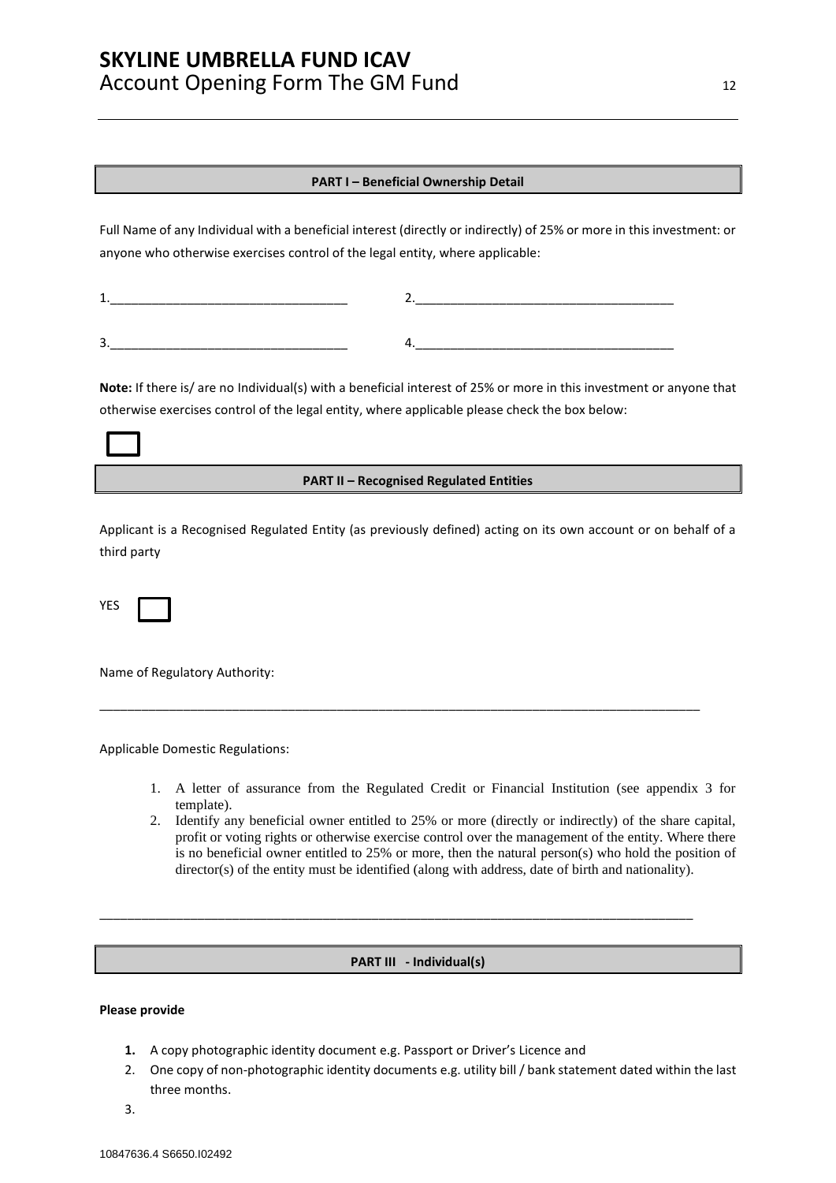**PART I – Beneficial Ownership Detail**

Full Name of any Individual with a beneficial interest (directly or indirectly) of 25% or more in this investment: or anyone who otherwise exercises control of the legal entity, where applicable:

1.__________________________________ 2.__________________________________

3.__________________________________ 4.__________________________________

**Note:** If there is/ are no Individual(s) with a beneficial interest of 25% or more in this investment or anyone that otherwise exercises control of the legal entity, where applicable please check the box below:

☐

**PART II – Recognised Regulated Entities**

Applicant is a Recognised Regulated Entity (as previously defined) acting on its own account or on behalf of a third party

YES ☐

Name of Regulatory Authority:

_____________________________________________________________________________________

Applicable Domestic Regulations:

1. A letter of assurance from the Regulated Credit or Financial Institution (see appendix 3 for template).
2. Identify any beneficial owner entitled to 25% or more (directly or indirectly) of the share capital, profit or voting rights or otherwise exercise control over the management of the entity. Where there is no beneficial owner entitled to 25% or more, then the natural person(s) who hold the position of director(s) of the entity must be identified (along with address, date of birth and nationality).

_____________________________________________________________________________________

**PART III - Individual(s)**

**Please provide**

1. A copy photographic identity document e.g. Passport or Driver's Licence and
2. One copy of non-photographic identity documents e.g. utility bill / bank statement dated within the last three months.
3.

10847636.4 S6650.I02492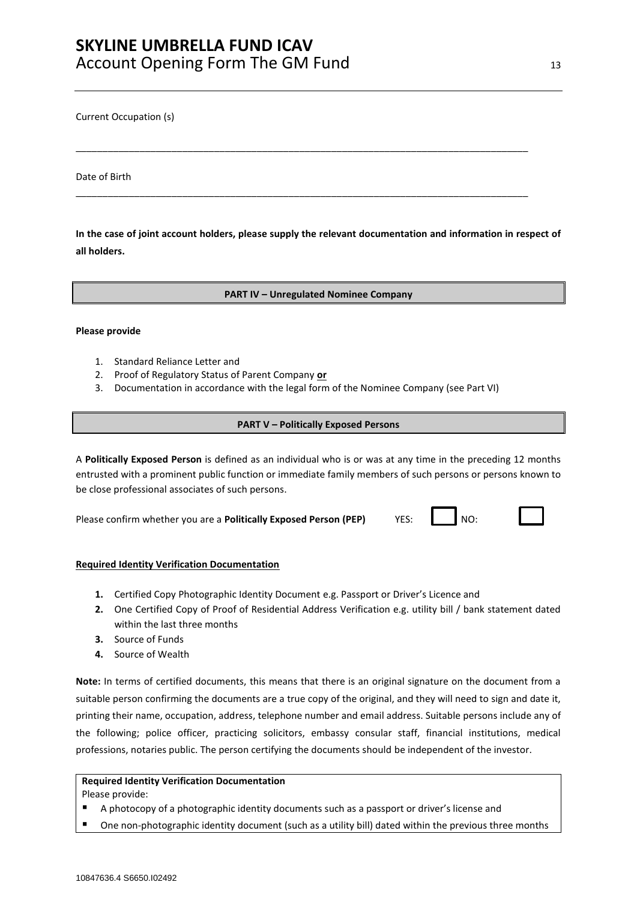Current Occupation (s)

_______________________________________________________________________________________

Date of Birth

_______________________________________________________________________________________

**In the case of joint account holders, please supply the relevant documentation and information in respect of all holders.**

| **PART IV – Unregulated Nominee Company** |
|---|

**Please provide**

1. Standard Reliance Letter and
2. Proof of Regulatory Status of Parent Company **or**
3. Documentation in accordance with the legal form of the Nominee Company (see Part VI)

| **PART V – Politically Exposed Persons** |
|---|

A **Politically Exposed Person** is defined as an individual who is or was at any time in the preceding 12 months entrusted with a prominent public function or immediate family members of such persons or persons known to be close professional associates of such persons.

Please confirm whether you are a **Politically Exposed Person (PEP)** YES: ☐ NO: ☐

**Required Identity Verification Documentation**

1. Certified Copy Photographic Identity Document e.g. Passport or Driver's Licence and
2. One Certified Copy of Proof of Residential Address Verification e.g. utility bill / bank statement dated within the last three months
3. Source of Funds
4. Source of Wealth

**Note:** In terms of certified documents, this means that there is an original signature on the document from a suitable person confirming the documents are a true copy of the original, and they will need to sign and date it, printing their name, occupation, address, telephone number and email address. Suitable persons include any of the following; police officer, practicing solicitors, embassy consular staff, financial institutions, medical professions, notaries public. The person certifying the documents should be independent of the investor.

**Required Identity Verification Documentation**

Please provide:

- A photocopy of a photographic identity documents such as a passport or driver's license and
- One non-photographic identity document (such as a utility bill) dated within the previous three months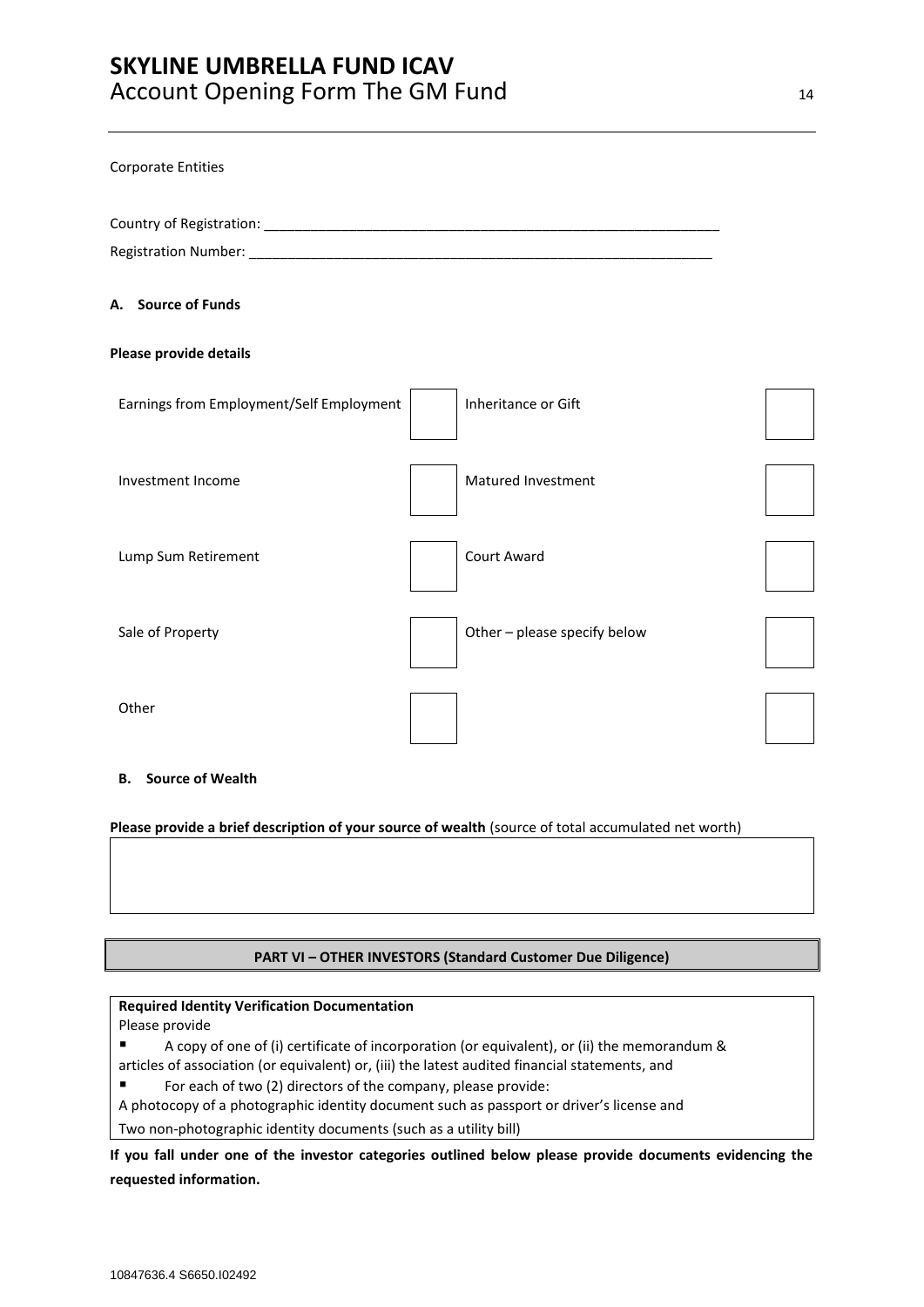Corporate Entities

Country of Registration: ____________________________________________________________

Registration Number: ______________________________________________________________

**A. Source of Funds**

**Please provide details**

| | | | |
|---|---|---|---|
| Earnings from Employment/Self Employment | ☐ | Inheritance or Gift | ☐ |
| Investment Income | ☐ | Matured Investment | ☐ |
| Lump Sum Retirement | ☐ | Court Award | ☐ |
| Sale of Property | ☐ | Other – please specify below | ☐ |
| Other | ☐ | | ☐ |

**B. Source of Wealth**

**Please provide a brief description of your source of wealth** (source of total accumulated net worth)

| |
|---|
| |

**PART VI – OTHER INVESTORS (Standard Customer Due Diligence)**

**Required Identity Verification Documentation**

Please provide

- A copy of one of (i) certificate of incorporation (or equivalent), or (ii) the memorandum & articles of association (or equivalent) or, (iii) the latest audited financial statements, and
- For each of two (2) directors of the company, please provide:

A photocopy of a photographic identity document such as passport or driver's license and

Two non-photographic identity documents (such as a utility bill)

**If you fall under one of the investor categories outlined below please provide documents evidencing the requested information.**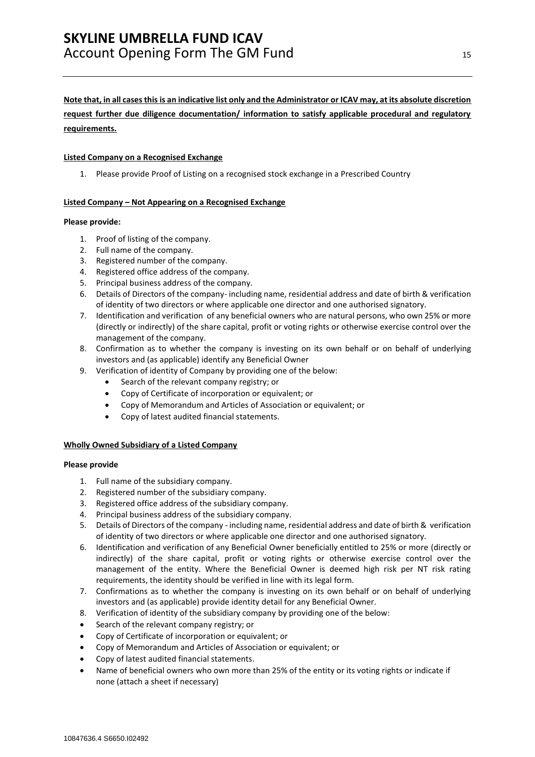**<u>Note that, in all cases this is an indicative list only and the Administrator or ICAV may, at its absolute discretion request further due diligence documentation/ information to satisfy applicable procedural and regulatory requirements.</u>**

**<u>Listed Company on a Recognised Exchange</u>**

1. Please provide Proof of Listing on a recognised stock exchange in a Prescribed Country

**<u>Listed Company – Not Appearing on a Recognised Exchange</u>**

**Please provide:**

1. Proof of listing of the company.
2. Full name of the company.
3. Registered number of the company.
4. Registered office address of the company.
5. Principal business address of the company.
6. Details of Directors of the company- including name, residential address and date of birth & verification of identity of two directors or where applicable one director and one authorised signatory.
7. Identification and verification of any beneficial owners who are natural persons, who own 25% or more (directly or indirectly) of the share capital, profit or voting rights or otherwise exercise control over the management of the company.
8. Confirmation as to whether the company is investing on its own behalf or on behalf of underlying investors and (as applicable) identify any Beneficial Owner
9. Verification of identity of Company by providing one of the below:
   - Search of the relevant company registry; or
   - Copy of Certificate of incorporation or equivalent; or
   - Copy of Memorandum and Articles of Association or equivalent; or
   - Copy of latest audited financial statements.

**<u>Wholly Owned Subsidiary of a Listed Company</u>**

**Please provide**

1. Full name of the subsidiary company.
2. Registered number of the subsidiary company.
3. Registered office address of the subsidiary company.
4. Principal business address of the subsidiary company.
5. Details of Directors of the company - including name, residential address and date of birth & verification of identity of two directors or where applicable one director and one authorised signatory.
6. Identification and verification of any Beneficial Owner beneficially entitled to 25% or more (directly or indirectly) of the share capital, profit or voting rights or otherwise exercise control over the management of the entity. Where the Beneficial Owner is deemed high risk per NT risk rating requirements, the identity should be verified in line with its legal form.
7. Confirmations as to whether the company is investing on its own behalf or on behalf of underlying investors and (as applicable) provide identity detail for any Beneficial Owner.
8. Verification of identity of the subsidiary company by providing one of the below:

- Search of the relevant company registry; or
- Copy of Certificate of incorporation or equivalent; or
- Copy of Memorandum and Articles of Association or equivalent; or
- Copy of latest audited financial statements.
- Name of beneficial owners who own more than 25% of the entity or its voting rights or indicate if none (attach a sheet if necessary)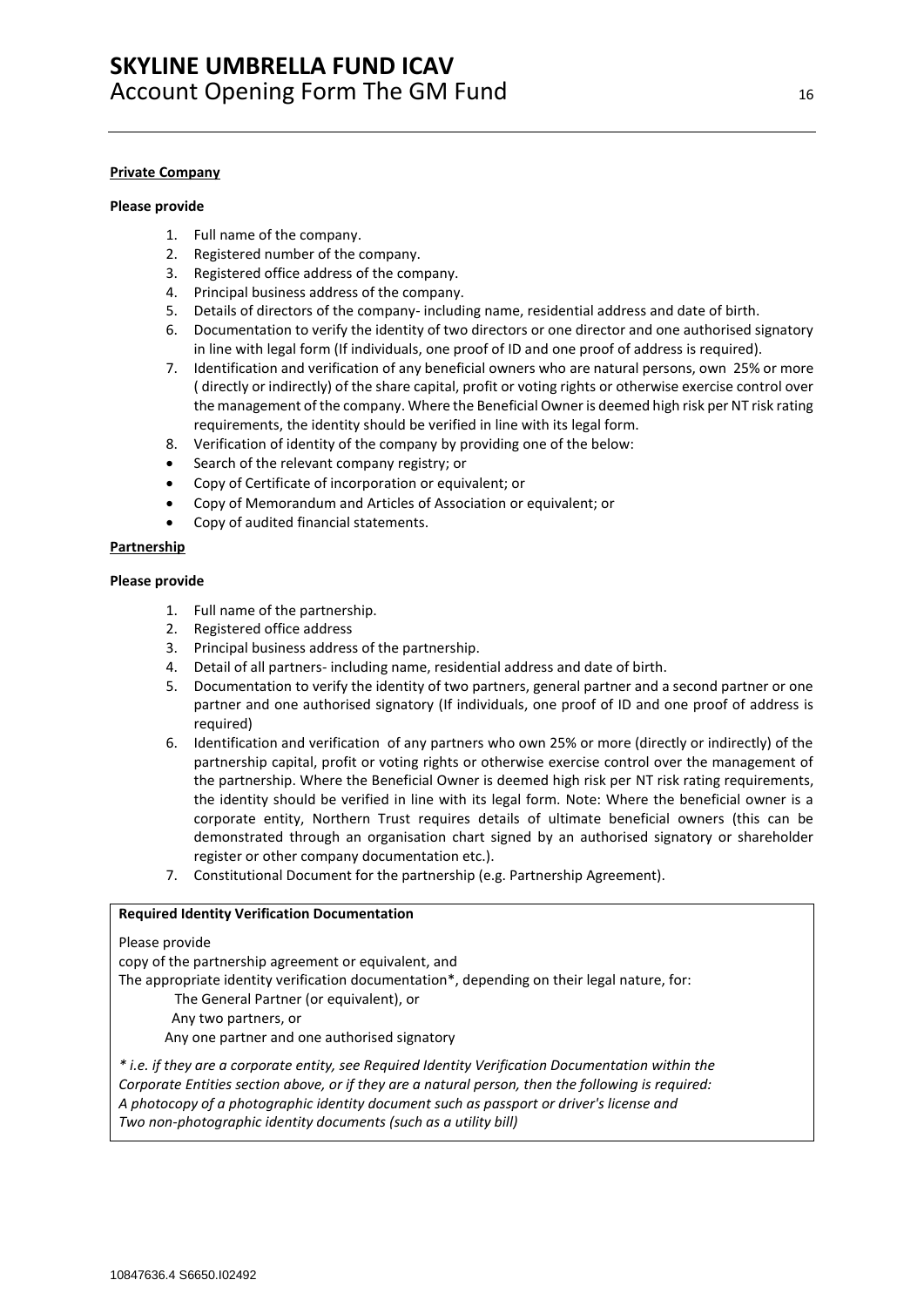**Private Company**

**Please provide**

1. Full name of the company.
2. Registered number of the company.
3. Registered office address of the company.
4. Principal business address of the company.
5. Details of directors of the company- including name, residential address and date of birth.
6. Documentation to verify the identity of two directors or one director and one authorised signatory in line with legal form (If individuals, one proof of ID and one proof of address is required).
7. Identification and verification of any beneficial owners who are natural persons, own 25% or more ( directly or indirectly) of the share capital, profit or voting rights or otherwise exercise control over the management of the company. Where the Beneficial Owner is deemed high risk per NT risk rating requirements, the identity should be verified in line with its legal form.
8. Verification of identity of the company by providing one of the below:

- Search of the relevant company registry; or
- Copy of Certificate of incorporation or equivalent; or
- Copy of Memorandum and Articles of Association or equivalent; or
- Copy of audited financial statements.

**Partnership**

**Please provide**

1. Full name of the partnership.
2. Registered office address
3. Principal business address of the partnership.
4. Detail of all partners- including name, residential address and date of birth.
5. Documentation to verify the identity of two partners, general partner and a second partner or one partner and one authorised signatory (If individuals, one proof of ID and one proof of address is required)
6. Identification and verification of any partners who own 25% or more (directly or indirectly) of the partnership capital, profit or voting rights or otherwise exercise control over the management of the partnership. Where the Beneficial Owner is deemed high risk per NT risk rating requirements, the identity should be verified in line with its legal form. Note: Where the beneficial owner is a corporate entity, Northern Trust requires details of ultimate beneficial owners (this can be demonstrated through an organisation chart signed by an authorised signatory or shareholder register or other company documentation etc.).
7. Constitutional Document for the partnership (e.g. Partnership Agreement).

**Required Identity Verification Documentation**

Please provide

copy of the partnership agreement or equivalent, and

The appropriate identity verification documentation*, depending on their legal nature, for:

The General Partner (or equivalent), or

Any two partners, or

Any one partner and one authorised signatory

*\* i.e. if they are a corporate entity, see Required Identity Verification Documentation within the Corporate Entities section above, or if they are a natural person, then the following is required: A photocopy of a photographic identity document such as passport or driver's license and Two non-photographic identity documents (such as a utility bill)*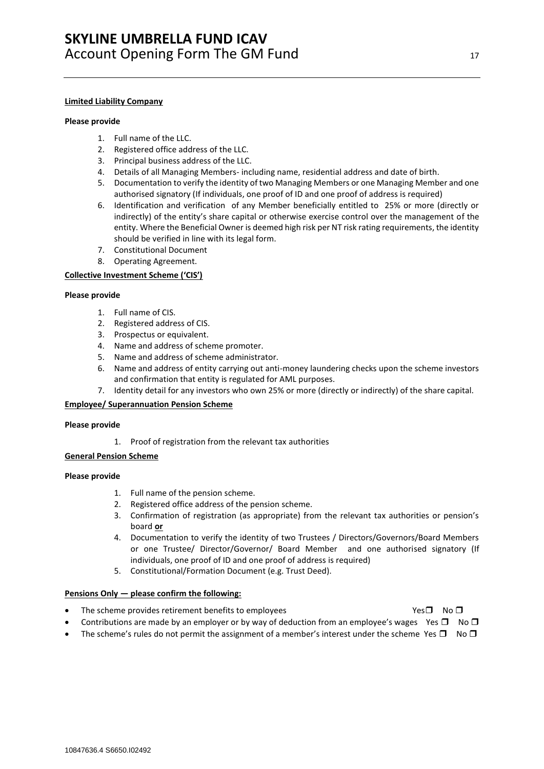**Limited Liability Company**

**Please provide**

1. Full name of the LLC.
2. Registered office address of the LLC.
3. Principal business address of the LLC.
4. Details of all Managing Members- including name, residential address and date of birth.
5. Documentation to verify the identity of two Managing Members or one Managing Member and one authorised signatory (If individuals, one proof of ID and one proof of address is required)
6. Identification and verification of any Member beneficially entitled to 25% or more (directly or indirectly) of the entity's share capital or otherwise exercise control over the management of the entity. Where the Beneficial Owner is deemed high risk per NT risk rating requirements, the identity should be verified in line with its legal form.
7. Constitutional Document
8. Operating Agreement.

**Collective Investment Scheme ('CIS')**

**Please provide**

1. Full name of CIS.
2. Registered address of CIS.
3. Prospectus or equivalent.
4. Name and address of scheme promoter.
5. Name and address of scheme administrator.
6. Name and address of entity carrying out anti-money laundering checks upon the scheme investors and confirmation that entity is regulated for AML purposes.
7. Identity detail for any investors who own 25% or more (directly or indirectly) of the share capital.

**Employee/ Superannuation Pension Scheme**

**Please provide**

1. Proof of registration from the relevant tax authorities

**General Pension Scheme**

**Please provide**

1. Full name of the pension scheme.
2. Registered office address of the pension scheme.
3. Confirmation of registration (as appropriate) from the relevant tax authorities or pension's board **or**
4. Documentation to verify the identity of two Trustees / Directors/Governors/Board Members or one Trustee/ Director/Governor/ Board Member and one authorised signatory (If individuals, one proof of ID and one proof of address is required)
5. Constitutional/Formation Document (e.g. Trust Deed).

**Pensions Only — please confirm the following:**

- The scheme provides retirement benefits to employees Yes ❒ No ❒
- Contributions are made by an employer or by way of deduction from an employee's wages Yes ❒ No ❒
- The scheme's rules do not permit the assignment of a member's interest under the scheme Yes ❒ No ❒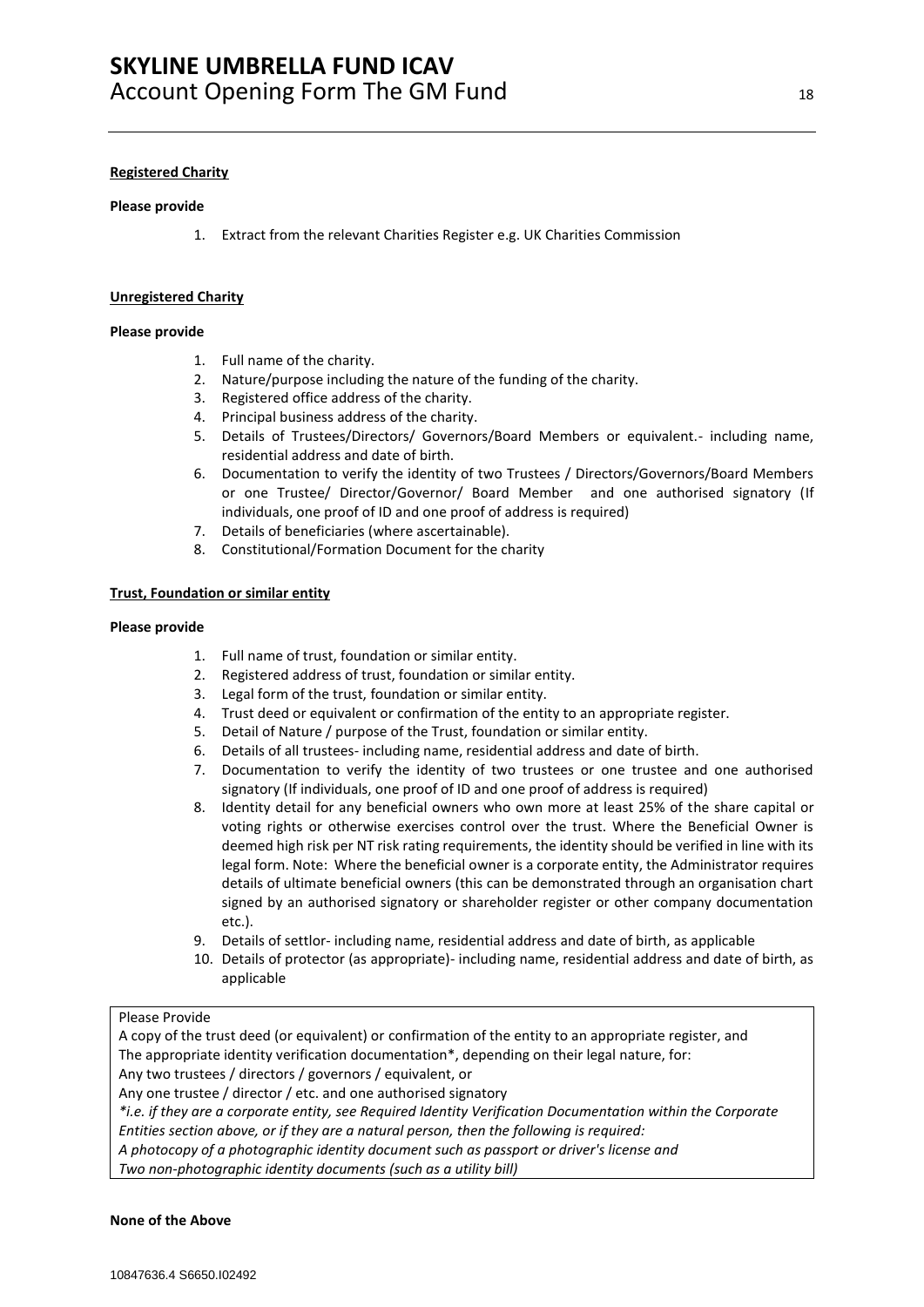**Registered Charity**

**Please provide**

1. Extract from the relevant Charities Register e.g. UK Charities Commission

**Unregistered Charity**

**Please provide**

1. Full name of the charity.
2. Nature/purpose including the nature of the funding of the charity.
3. Registered office address of the charity.
4. Principal business address of the charity.
5. Details of Trustees/Directors/ Governors/Board Members or equivalent.- including name, residential address and date of birth.
6. Documentation to verify the identity of two Trustees / Directors/Governors/Board Members or one Trustee/ Director/Governor/ Board Member and one authorised signatory (If individuals, one proof of ID and one proof of address is required)
7. Details of beneficiaries (where ascertainable).
8. Constitutional/Formation Document for the charity

**Trust, Foundation or similar entity**

**Please provide**

1. Full name of trust, foundation or similar entity.
2. Registered address of trust, foundation or similar entity.
3. Legal form of the trust, foundation or similar entity.
4. Trust deed or equivalent or confirmation of the entity to an appropriate register.
5. Detail of Nature / purpose of the Trust, foundation or similar entity.
6. Details of all trustees- including name, residential address and date of birth.
7. Documentation to verify the identity of two trustees or one trustee and one authorised signatory (If individuals, one proof of ID and one proof of address is required)
8. Identity detail for any beneficial owners who own more at least 25% of the share capital or voting rights or otherwise exercises control over the trust. Where the Beneficial Owner is deemed high risk per NT risk rating requirements, the identity should be verified in line with its legal form. Note: Where the beneficial owner is a corporate entity, the Administrator requires details of ultimate beneficial owners (this can be demonstrated through an organisation chart signed by an authorised signatory or shareholder register or other company documentation etc.).
9. Details of settlor- including name, residential address and date of birth, as applicable
10. Details of protector (as appropriate)- including name, residential address and date of birth, as applicable

Please Provide
A copy of the trust deed (or equivalent) or confirmation of the entity to an appropriate register, and
The appropriate identity verification documentation*, depending on their legal nature, for:
Any two trustees / directors / governors / equivalent, or
Any one trustee / director / etc. and one authorised signatory
*\*i.e. if they are a corporate entity, see Required Identity Verification Documentation within the Corporate Entities section above, or if they are a natural person, then the following is required:*
*A photocopy of a photographic identity document such as passport or driver's license and*
*Two non-photographic identity documents (such as a utility bill)*

**None of the Above**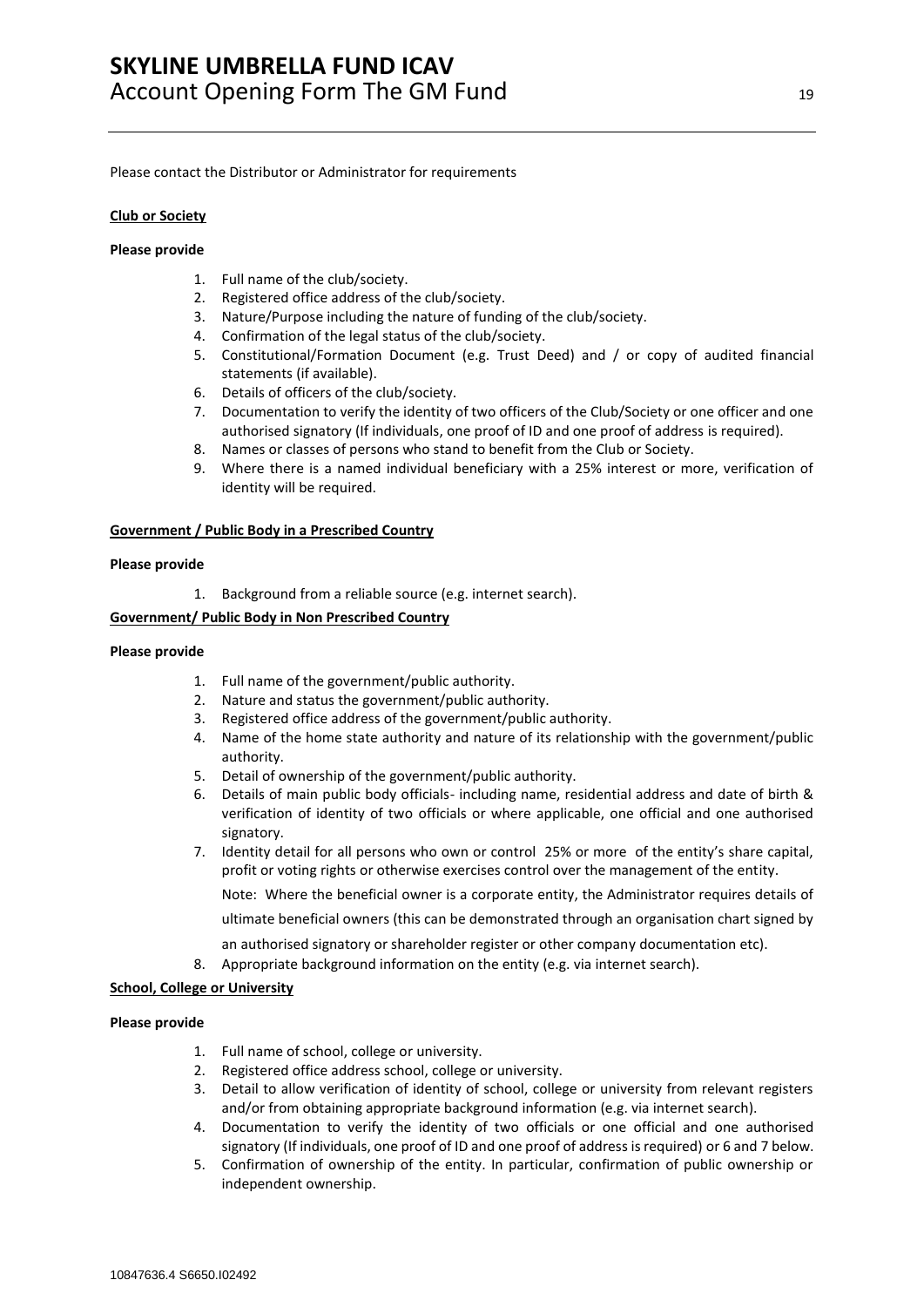Please contact the Distributor or Administrator for requirements

**Club or Society**

**Please provide**

1. Full name of the club/society.
2. Registered office address of the club/society.
3. Nature/Purpose including the nature of funding of the club/society.
4. Confirmation of the legal status of the club/society.
5. Constitutional/Formation Document (e.g. Trust Deed) and / or copy of audited financial statements (if available).
6. Details of officers of the club/society.
7. Documentation to verify the identity of two officers of the Club/Society or one officer and one authorised signatory (If individuals, one proof of ID and one proof of address is required).
8. Names or classes of persons who stand to benefit from the Club or Society.
9. Where there is a named individual beneficiary with a 25% interest or more, verification of identity will be required.

**Government / Public Body in a Prescribed Country**

**Please provide**

1. Background from a reliable source (e.g. internet search).

**Government/ Public Body in Non Prescribed Country**

**Please provide**

1. Full name of the government/public authority.
2. Nature and status the government/public authority.
3. Registered office address of the government/public authority.
4. Name of the home state authority and nature of its relationship with the government/public authority.
5. Detail of ownership of the government/public authority.
6. Details of main public body officials- including name, residential address and date of birth & verification of identity of two officials or where applicable, one official and one authorised signatory.
7. Identity detail for all persons who own or control 25% or more of the entity's share capital, profit or voting rights or otherwise exercises control over the management of the entity.

   Note: Where the beneficial owner is a corporate entity, the Administrator requires details of ultimate beneficial owners (this can be demonstrated through an organisation chart signed by an authorised signatory or shareholder register or other company documentation etc).
8. Appropriate background information on the entity (e.g. via internet search).

**School, College or University**

**Please provide**

1. Full name of school, college or university.
2. Registered office address school, college or university.
3. Detail to allow verification of identity of school, college or university from relevant registers and/or from obtaining appropriate background information (e.g. via internet search).
4. Documentation to verify the identity of two officials or one official and one authorised signatory (If individuals, one proof of ID and one proof of address is required) or 6 and 7 below.
5. Confirmation of ownership of the entity. In particular, confirmation of public ownership or independent ownership.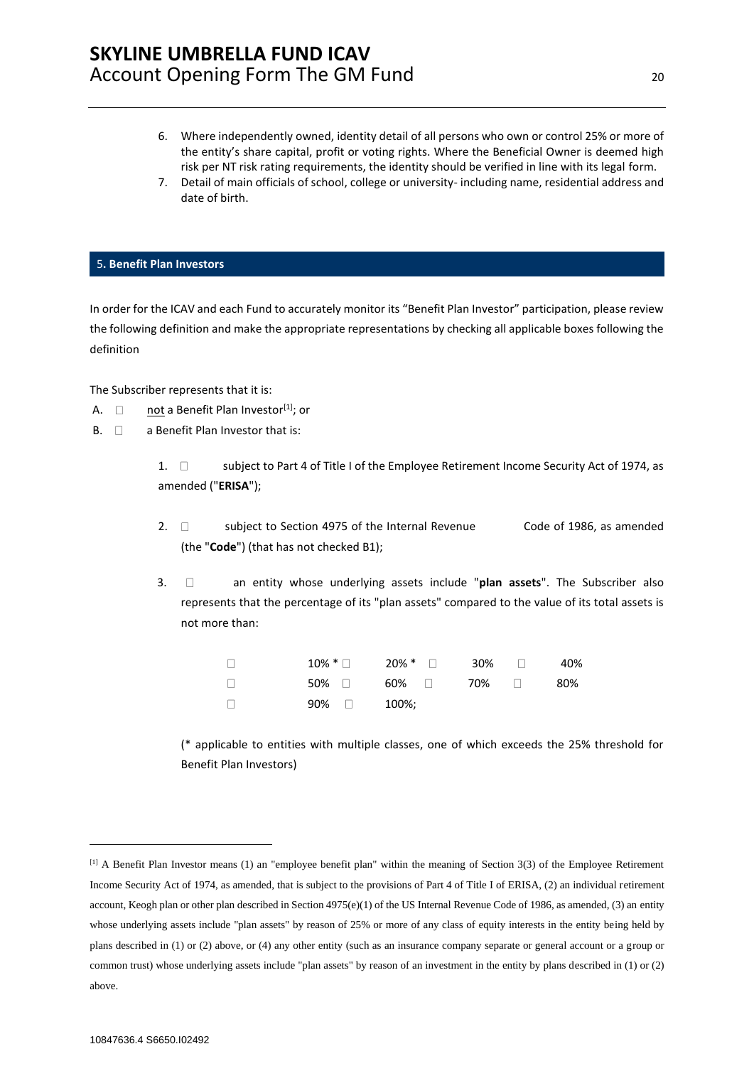6. Where independently owned, identity detail of all persons who own or control 25% or more of the entity's share capital, profit or voting rights. Where the Beneficial Owner is deemed high risk per NT risk rating requirements, the identity should be verified in line with its legal form.
7. Detail of main officials of school, college or university- including name, residential address and date of birth.

## 5. Benefit Plan Investors

In order for the ICAV and each Fund to accurately monitor its "Benefit Plan Investor" participation, please review the following definition and make the appropriate representations by checking all applicable boxes following the definition

The Subscriber represents that it is:

A. ☐ not a Benefit Plan Investor[1]; or

B. ☐ a Benefit Plan Investor that is:

1. ☐ subject to Part 4 of Title I of the Employee Retirement Income Security Act of 1974, as amended ("**ERISA**");

2. ☐ subject to Section 4975 of the Internal Revenue Code of 1986, as amended (the "**Code**") (that has not checked B1);

3. ☐ an entity whose underlying assets include "**plan assets**". The Subscriber also represents that the percentage of its "plan assets" compared to the value of its total assets is not more than:

| | | | |
|---|---|---|---|
| ☐ 10% * | ☐ 20% * | ☐ 30% | ☐ 40% |
| ☐ 50% | ☐ 60% | ☐ 70% | ☐ 80% |
| ☐ 90% | ☐ 100%; | | |

(* applicable to entities with multiple classes, one of which exceeds the 25% threshold for Benefit Plan Investors)

---

[1] A Benefit Plan Investor means (1) an "employee benefit plan" within the meaning of Section 3(3) of the Employee Retirement Income Security Act of 1974, as amended, that is subject to the provisions of Part 4 of Title I of ERISA, (2) an individual retirement account, Keogh plan or other plan described in Section 4975(e)(1) of the US Internal Revenue Code of 1986, as amended, (3) an entity whose underlying assets include "plan assets" by reason of 25% or more of any class of equity interests in the entity being held by plans described in (1) or (2) above, or (4) any other entity (such as an insurance company separate or general account or a group or common trust) whose underlying assets include "plan assets" by reason of an investment in the entity by plans described in (1) or (2) above.

10847636.4 S6650.I02492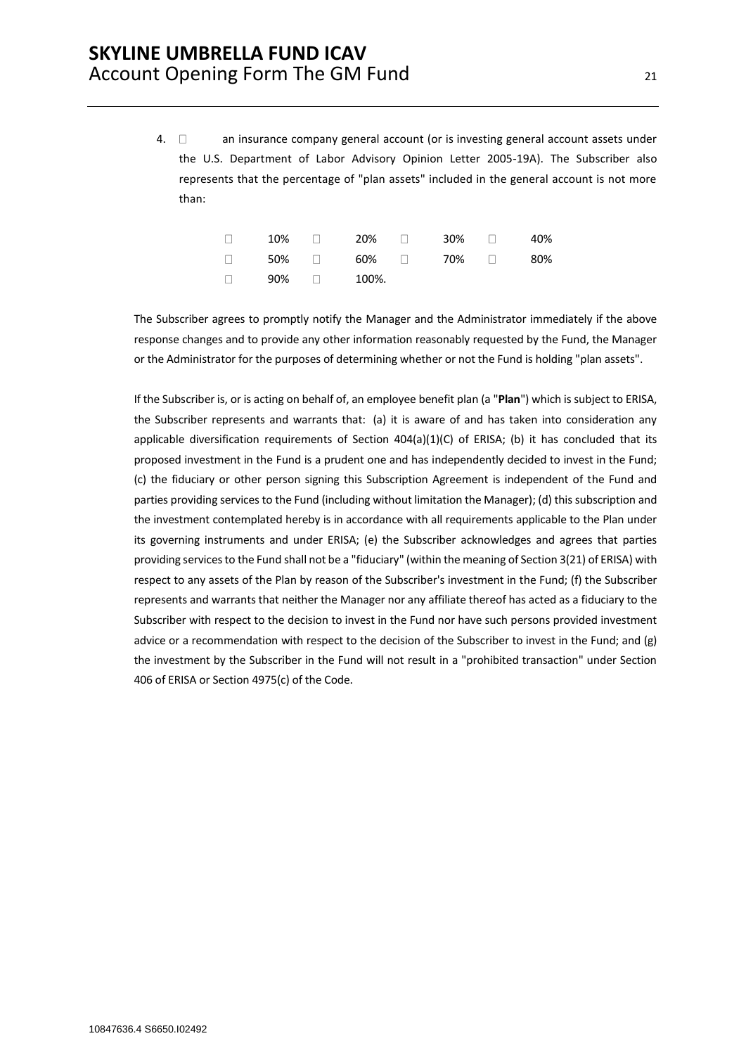4. ☐ an insurance company general account (or is investing general account assets under the U.S. Department of Labor Advisory Opinion Letter 2005-19A). The Subscriber also represents that the percentage of "plan assets" included in the general account is not more than:

| | | | | | | | |
|---|---|---|---|---|---|---|---|
| ☐ | 10% | ☐ | 20% | ☐ | 30% | ☐ | 40% |
| ☐ | 50% | ☐ | 60% | ☐ | 70% | ☐ | 80% |
| ☐ | 90% | ☐ | 100%. | | | | |

The Subscriber agrees to promptly notify the Manager and the Administrator immediately if the above response changes and to provide any other information reasonably requested by the Fund, the Manager or the Administrator for the purposes of determining whether or not the Fund is holding "plan assets".

If the Subscriber is, or is acting on behalf of, an employee benefit plan (a "**Plan**") which is subject to ERISA, the Subscriber represents and warrants that: (a) it is aware of and has taken into consideration any applicable diversification requirements of Section 404(a)(1)(C) of ERISA; (b) it has concluded that its proposed investment in the Fund is a prudent one and has independently decided to invest in the Fund; (c) the fiduciary or other person signing this Subscription Agreement is independent of the Fund and parties providing services to the Fund (including without limitation the Manager); (d) this subscription and the investment contemplated hereby is in accordance with all requirements applicable to the Plan under its governing instruments and under ERISA; (e) the Subscriber acknowledges and agrees that parties providing services to the Fund shall not be a "fiduciary" (within the meaning of Section 3(21) of ERISA) with respect to any assets of the Plan by reason of the Subscriber's investment in the Fund; (f) the Subscriber represents and warrants that neither the Manager nor any affiliate thereof has acted as a fiduciary to the Subscriber with respect to the decision to invest in the Fund nor have such persons provided investment advice or a recommendation with respect to the decision of the Subscriber to invest in the Fund; and (g) the investment by the Subscriber in the Fund will not result in a "prohibited transaction" under Section 406 of ERISA or Section 4975(c) of the Code.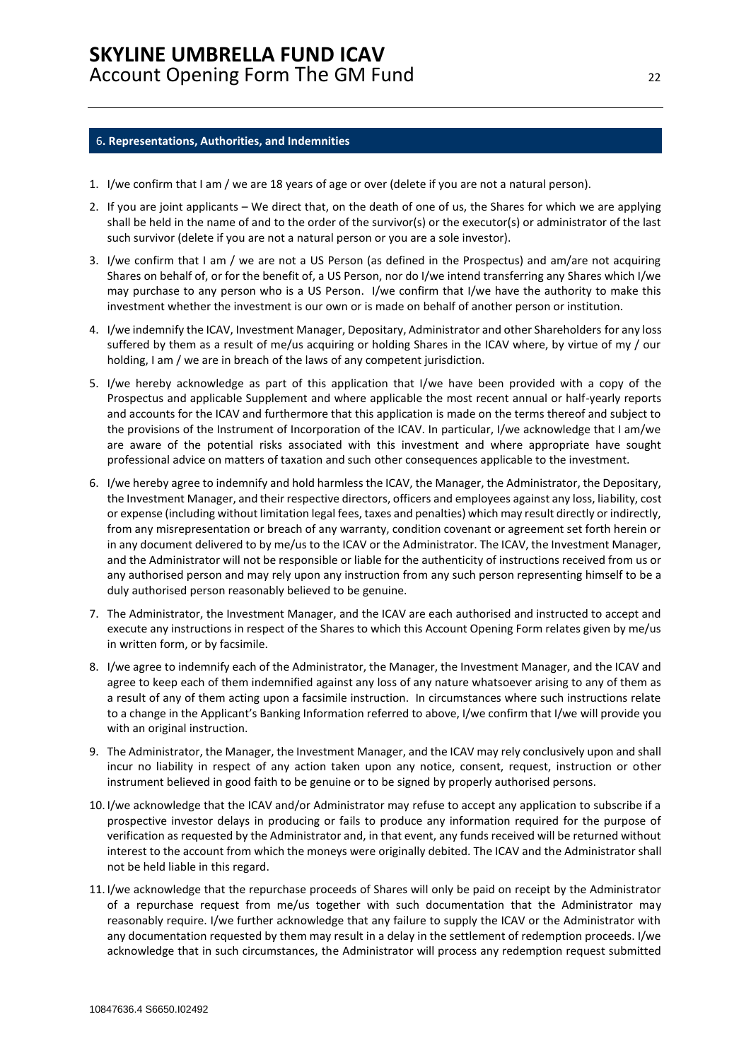## 6. Representations, Authorities, and Indemnities

1. I/we confirm that I am / we are 18 years of age or over (delete if you are not a natural person).
2. If you are joint applicants – We direct that, on the death of one of us, the Shares for which we are applying shall be held in the name of and to the order of the survivor(s) or the executor(s) or administrator of the last such survivor (delete if you are not a natural person or you are a sole investor).
3. I/we confirm that I am / we are not a US Person (as defined in the Prospectus) and am/are not acquiring Shares on behalf of, or for the benefit of, a US Person, nor do I/we intend transferring any Shares which I/we may purchase to any person who is a US Person. I/we confirm that I/we have the authority to make this investment whether the investment is our own or is made on behalf of another person or institution.
4. I/we indemnify the ICAV, Investment Manager, Depositary, Administrator and other Shareholders for any loss suffered by them as a result of me/us acquiring or holding Shares in the ICAV where, by virtue of my / our holding, I am / we are in breach of the laws of any competent jurisdiction.
5. I/we hereby acknowledge as part of this application that I/we have been provided with a copy of the Prospectus and applicable Supplement and where applicable the most recent annual or half-yearly reports and accounts for the ICAV and furthermore that this application is made on the terms thereof and subject to the provisions of the Instrument of Incorporation of the ICAV. In particular, I/we acknowledge that I am/we are aware of the potential risks associated with this investment and where appropriate have sought professional advice on matters of taxation and such other consequences applicable to the investment.
6. I/we hereby agree to indemnify and hold harmless the ICAV, the Manager, the Administrator, the Depositary, the Investment Manager, and their respective directors, officers and employees against any loss, liability, cost or expense (including without limitation legal fees, taxes and penalties) which may result directly or indirectly, from any misrepresentation or breach of any warranty, condition covenant or agreement set forth herein or in any document delivered to by me/us to the ICAV or the Administrator. The ICAV, the Investment Manager, and the Administrator will not be responsible or liable for the authenticity of instructions received from us or any authorised person and may rely upon any instruction from any such person representing himself to be a duly authorised person reasonably believed to be genuine.
7. The Administrator, the Investment Manager, and the ICAV are each authorised and instructed to accept and execute any instructions in respect of the Shares to which this Account Opening Form relates given by me/us in written form, or by facsimile.
8. I/we agree to indemnify each of the Administrator, the Manager, the Investment Manager, and the ICAV and agree to keep each of them indemnified against any loss of any nature whatsoever arising to any of them as a result of any of them acting upon a facsimile instruction. In circumstances where such instructions relate to a change in the Applicant's Banking Information referred to above, I/we confirm that I/we will provide you with an original instruction.
9. The Administrator, the Manager, the Investment Manager, and the ICAV may rely conclusively upon and shall incur no liability in respect of any action taken upon any notice, consent, request, instruction or other instrument believed in good faith to be genuine or to be signed by properly authorised persons.
10. I/we acknowledge that the ICAV and/or Administrator may refuse to accept any application to subscribe if a prospective investor delays in producing or fails to produce any information required for the purpose of verification as requested by the Administrator and, in that event, any funds received will be returned without interest to the account from which the moneys were originally debited. The ICAV and the Administrator shall not be held liable in this regard.
11. I/we acknowledge that the repurchase proceeds of Shares will only be paid on receipt by the Administrator of a repurchase request from me/us together with such documentation that the Administrator may reasonably require. I/we further acknowledge that any failure to supply the ICAV or the Administrator with any documentation requested by them may result in a delay in the settlement of redemption proceeds. I/we acknowledge that in such circumstances, the Administrator will process any redemption request submitted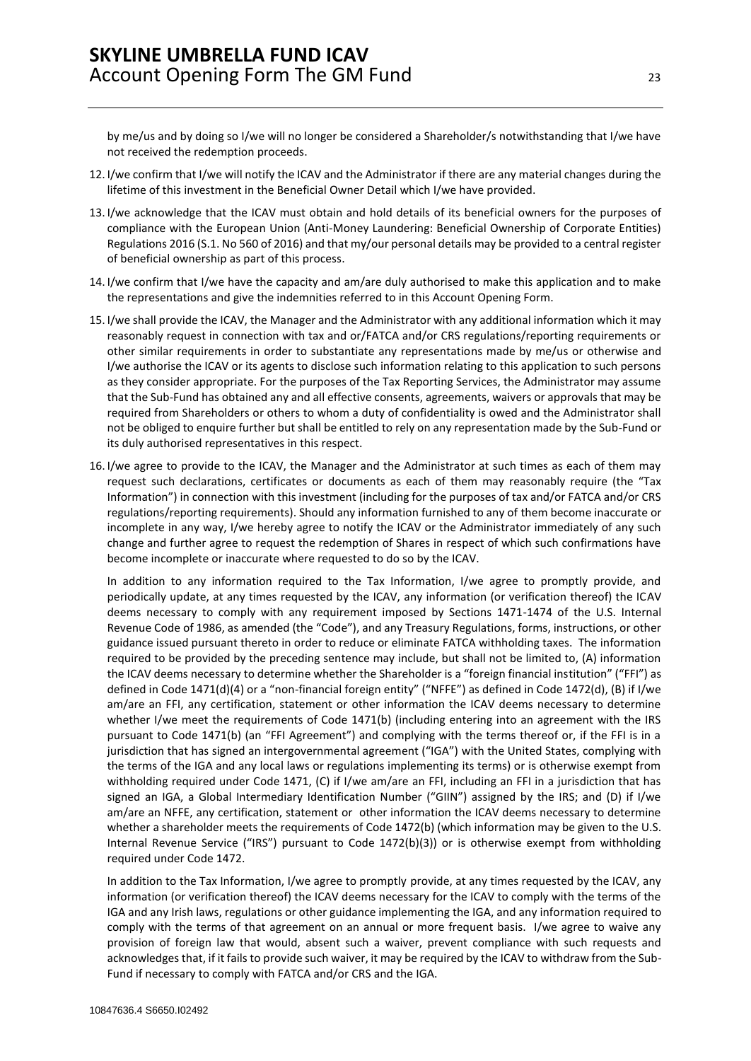by me/us and by doing so I/we will no longer be considered a Shareholder/s notwithstanding that I/we have not received the redemption proceeds.

12. I/we confirm that I/we will notify the ICAV and the Administrator if there are any material changes during the lifetime of this investment in the Beneficial Owner Detail which I/we have provided.

13. I/we acknowledge that the ICAV must obtain and hold details of its beneficial owners for the purposes of compliance with the European Union (Anti-Money Laundering: Beneficial Ownership of Corporate Entities) Regulations 2016 (S.1. No 560 of 2016) and that my/our personal details may be provided to a central register of beneficial ownership as part of this process.

14. I/we confirm that I/we have the capacity and am/are duly authorised to make this application and to make the representations and give the indemnities referred to in this Account Opening Form.

15. I/we shall provide the ICAV, the Manager and the Administrator with any additional information which it may reasonably request in connection with tax and or/FATCA and/or CRS regulations/reporting requirements or other similar requirements in order to substantiate any representations made by me/us or otherwise and I/we authorise the ICAV or its agents to disclose such information relating to this application to such persons as they consider appropriate. For the purposes of the Tax Reporting Services, the Administrator may assume that the Sub-Fund has obtained any and all effective consents, agreements, waivers or approvals that may be required from Shareholders or others to whom a duty of confidentiality is owed and the Administrator shall not be obliged to enquire further but shall be entitled to rely on any representation made by the Sub-Fund or its duly authorised representatives in this respect.

16. I/we agree to provide to the ICAV, the Manager and the Administrator at such times as each of them may request such declarations, certificates or documents as each of them may reasonably require (the "Tax Information") in connection with this investment (including for the purposes of tax and/or FATCA and/or CRS regulations/reporting requirements). Should any information furnished to any of them become inaccurate or incomplete in any way, I/we hereby agree to notify the ICAV or the Administrator immediately of any such change and further agree to request the redemption of Shares in respect of which such confirmations have become incomplete or inaccurate where requested to do so by the ICAV.

    In addition to any information required to the Tax Information, I/we agree to promptly provide, and periodically update, at any times requested by the ICAV, any information (or verification thereof) the ICAV deems necessary to comply with any requirement imposed by Sections 1471-1474 of the U.S. Internal Revenue Code of 1986, as amended (the "Code"), and any Treasury Regulations, forms, instructions, or other guidance issued pursuant thereto in order to reduce or eliminate FATCA withholding taxes. The information required to be provided by the preceding sentence may include, but shall not be limited to, (A) information the ICAV deems necessary to determine whether the Shareholder is a "foreign financial institution" ("FFI") as defined in Code 1471(d)(4) or a "non-financial foreign entity" ("NFFE") as defined in Code 1472(d), (B) if I/we am/are an FFI, any certification, statement or other information the ICAV deems necessary to determine whether I/we meet the requirements of Code 1471(b) (including entering into an agreement with the IRS pursuant to Code 1471(b) (an "FFI Agreement") and complying with the terms thereof or, if the FFI is in a jurisdiction that has signed an intergovernmental agreement ("IGA") with the United States, complying with the terms of the IGA and any local laws or regulations implementing its terms) or is otherwise exempt from withholding required under Code 1471, (C) if I/we am/are an FFI, including an FFI in a jurisdiction that has signed an IGA, a Global Intermediary Identification Number ("GIIN") assigned by the IRS; and (D) if I/we am/are an NFFE, any certification, statement or other information the ICAV deems necessary to determine whether a shareholder meets the requirements of Code 1472(b) (which information may be given to the U.S. Internal Revenue Service ("IRS") pursuant to Code 1472(b)(3)) or is otherwise exempt from withholding required under Code 1472.

    In addition to the Tax Information, I/we agree to promptly provide, at any times requested by the ICAV, any information (or verification thereof) the ICAV deems necessary for the ICAV to comply with the terms of the IGA and any Irish laws, regulations or other guidance implementing the IGA, and any information required to comply with the terms of that agreement on an annual or more frequent basis. I/we agree to waive any provision of foreign law that would, absent such a waiver, prevent compliance with such requests and acknowledges that, if it fails to provide such waiver, it may be required by the ICAV to withdraw from the Sub-Fund if necessary to comply with FATCA and/or CRS and the IGA.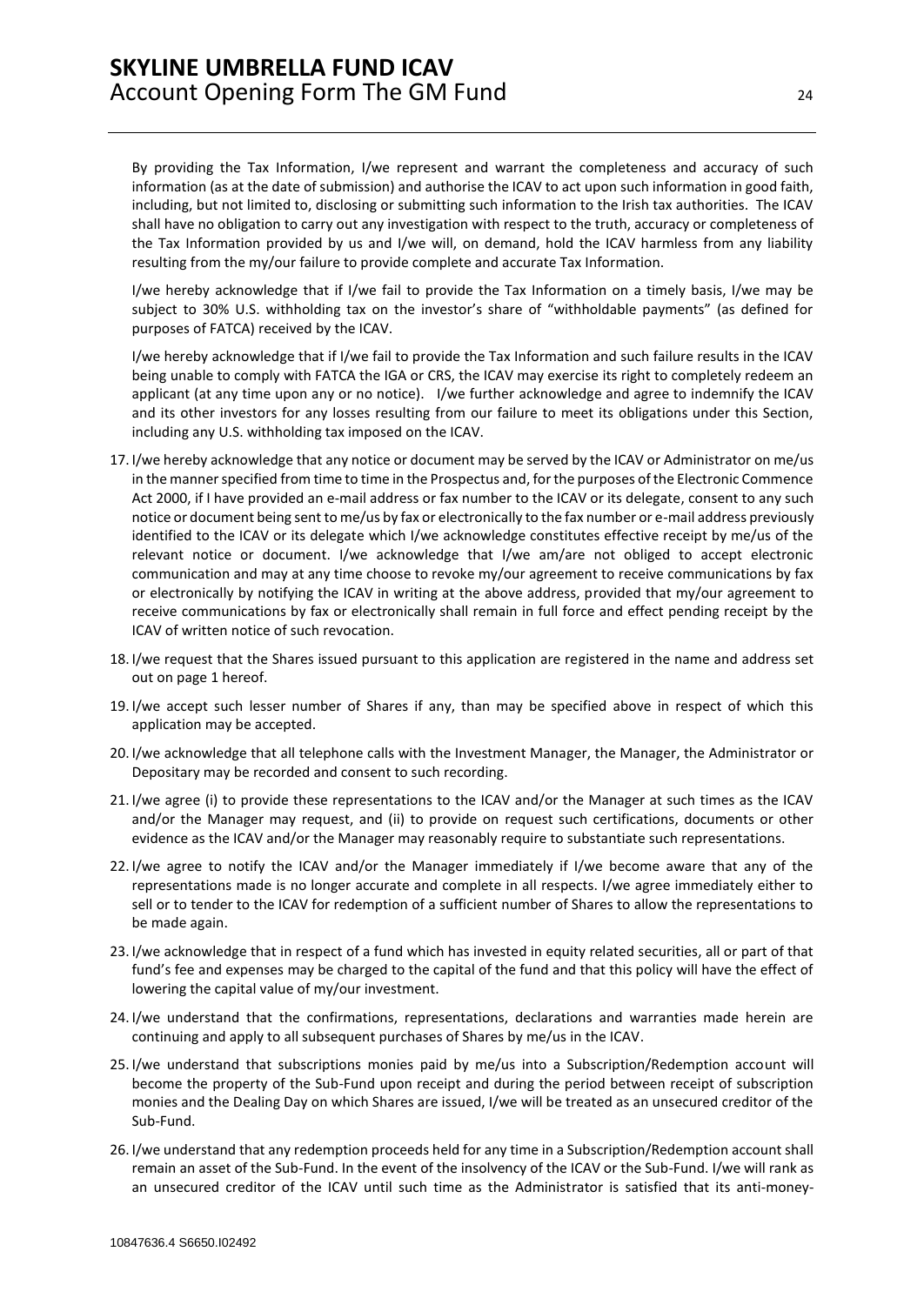By providing the Tax Information, I/we represent and warrant the completeness and accuracy of such information (as at the date of submission) and authorise the ICAV to act upon such information in good faith, including, but not limited to, disclosing or submitting such information to the Irish tax authorities. The ICAV shall have no obligation to carry out any investigation with respect to the truth, accuracy or completeness of the Tax Information provided by us and I/we will, on demand, hold the ICAV harmless from any liability resulting from the my/our failure to provide complete and accurate Tax Information.

I/we hereby acknowledge that if I/we fail to provide the Tax Information on a timely basis, I/we may be subject to 30% U.S. withholding tax on the investor's share of "withholdable payments" (as defined for purposes of FATCA) received by the ICAV.

I/we hereby acknowledge that if I/we fail to provide the Tax Information and such failure results in the ICAV being unable to comply with FATCA the IGA or CRS, the ICAV may exercise its right to completely redeem an applicant (at any time upon any or no notice). I/we further acknowledge and agree to indemnify the ICAV and its other investors for any losses resulting from our failure to meet its obligations under this Section, including any U.S. withholding tax imposed on the ICAV.

17. I/we hereby acknowledge that any notice or document may be served by the ICAV or Administrator on me/us in the manner specified from time to time in the Prospectus and, for the purposes of the Electronic Commence Act 2000, if I have provided an e-mail address or fax number to the ICAV or its delegate, consent to any such notice or document being sent to me/us by fax or electronically to the fax number or e-mail address previously identified to the ICAV or its delegate which I/we acknowledge constitutes effective receipt by me/us of the relevant notice or document. I/we acknowledge that I/we am/are not obliged to accept electronic communication and may at any time choose to revoke my/our agreement to receive communications by fax or electronically by notifying the ICAV in writing at the above address, provided that my/our agreement to receive communications by fax or electronically shall remain in full force and effect pending receipt by the ICAV of written notice of such revocation.

18. I/we request that the Shares issued pursuant to this application are registered in the name and address set out on page 1 hereof.

19. I/we accept such lesser number of Shares if any, than may be specified above in respect of which this application may be accepted.

20. I/we acknowledge that all telephone calls with the Investment Manager, the Manager, the Administrator or Depositary may be recorded and consent to such recording.

21. I/we agree (i) to provide these representations to the ICAV and/or the Manager at such times as the ICAV and/or the Manager may request, and (ii) to provide on request such certifications, documents or other evidence as the ICAV and/or the Manager may reasonably require to substantiate such representations.

22. I/we agree to notify the ICAV and/or the Manager immediately if I/we become aware that any of the representations made is no longer accurate and complete in all respects. I/we agree immediately either to sell or to tender to the ICAV for redemption of a sufficient number of Shares to allow the representations to be made again.

23. I/we acknowledge that in respect of a fund which has invested in equity related securities, all or part of that fund's fee and expenses may be charged to the capital of the fund and that this policy will have the effect of lowering the capital value of my/our investment.

24. I/we understand that the confirmations, representations, declarations and warranties made herein are continuing and apply to all subsequent purchases of Shares by me/us in the ICAV.

25. I/we understand that subscriptions monies paid by me/us into a Subscription/Redemption account will become the property of the Sub-Fund upon receipt and during the period between receipt of subscription monies and the Dealing Day on which Shares are issued, I/we will be treated as an unsecured creditor of the Sub-Fund.

26. I/we understand that any redemption proceeds held for any time in a Subscription/Redemption account shall remain an asset of the Sub-Fund. In the event of the insolvency of the ICAV or the Sub-Fund. I/we will rank as an unsecured creditor of the ICAV until such time as the Administrator is satisfied that its anti-money-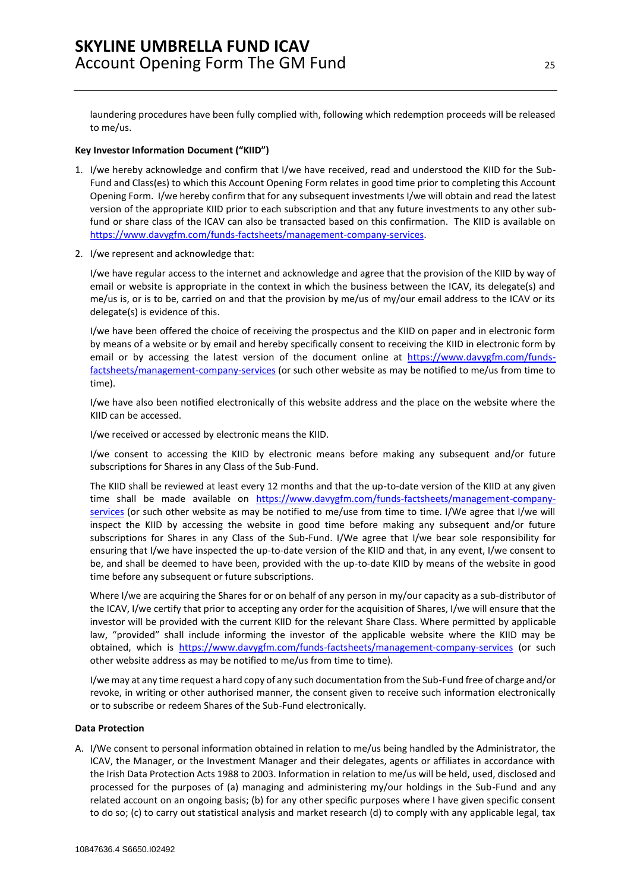laundering procedures have been fully complied with, following which redemption proceeds will be released to me/us.

**Key Investor Information Document ("KIID")**

1. I/we hereby acknowledge and confirm that I/we have received, read and understood the KIID for the Sub-Fund and Class(es) to which this Account Opening Form relates in good time prior to completing this Account Opening Form. I/we hereby confirm that for any subsequent investments I/we will obtain and read the latest version of the appropriate KIID prior to each subscription and that any future investments to any other sub-fund or share class of the ICAV can also be transacted based on this confirmation. The KIID is available on https://www.davygfm.com/funds-factsheets/management-company-services.

2. I/we represent and acknowledge that:

   I/we have regular access to the internet and acknowledge and agree that the provision of the KIID by way of email or website is appropriate in the context in which the business between the ICAV, its delegate(s) and me/us is, or is to be, carried on and that the provision by me/us of my/our email address to the ICAV or its delegate(s) is evidence of this.

   I/we have been offered the choice of receiving the prospectus and the KIID on paper and in electronic form by means of a website or by email and hereby specifically consent to receiving the KIID in electronic form by email or by accessing the latest version of the document online at https://www.davygfm.com/funds-factsheets/management-company-services (or such other website as may be notified to me/us from time to time).

   I/we have also been notified electronically of this website address and the place on the website where the KIID can be accessed.

   I/we received or accessed by electronic means the KIID.

   I/we consent to accessing the KIID by electronic means before making any subsequent and/or future subscriptions for Shares in any Class of the Sub-Fund.

   The KIID shall be reviewed at least every 12 months and that the up-to-date version of the KIID at any given time shall be made available on https://www.davygfm.com/funds-factsheets/management-company-services (or such other website as may be notified to me/use from time to time. I/We agree that I/we will inspect the KIID by accessing the website in good time before making any subsequent and/or future subscriptions for Shares in any Class of the Sub-Fund. I/We agree that I/we bear sole responsibility for ensuring that I/we have inspected the up-to-date version of the KIID and that, in any event, I/we consent to be, and shall be deemed to have been, provided with the up-to-date KIID by means of the website in good time before any subsequent or future subscriptions.

   Where I/we are acquiring the Shares for or on behalf of any person in my/our capacity as a sub-distributor of the ICAV, I/we certify that prior to accepting any order for the acquisition of Shares, I/we will ensure that the investor will be provided with the current KIID for the relevant Share Class. Where permitted by applicable law, "provided" shall include informing the investor of the applicable website where the KIID may be obtained, which is https://www.davygfm.com/funds-factsheets/management-company-services (or such other website address as may be notified to me/us from time to time).

   I/we may at any time request a hard copy of any such documentation from the Sub-Fund free of charge and/or revoke, in writing or other authorised manner, the consent given to receive such information electronically or to subscribe or redeem Shares of the Sub-Fund electronically.

**Data Protection**

A. I/We consent to personal information obtained in relation to me/us being handled by the Administrator, the ICAV, the Manager, or the Investment Manager and their delegates, agents or affiliates in accordance with the Irish Data Protection Acts 1988 to 2003. Information in relation to me/us will be held, used, disclosed and processed for the purposes of (a) managing and administering my/our holdings in the Sub-Fund and any related account on an ongoing basis; (b) for any other specific purposes where I have given specific consent to do so; (c) to carry out statistical analysis and market research (d) to comply with any applicable legal, tax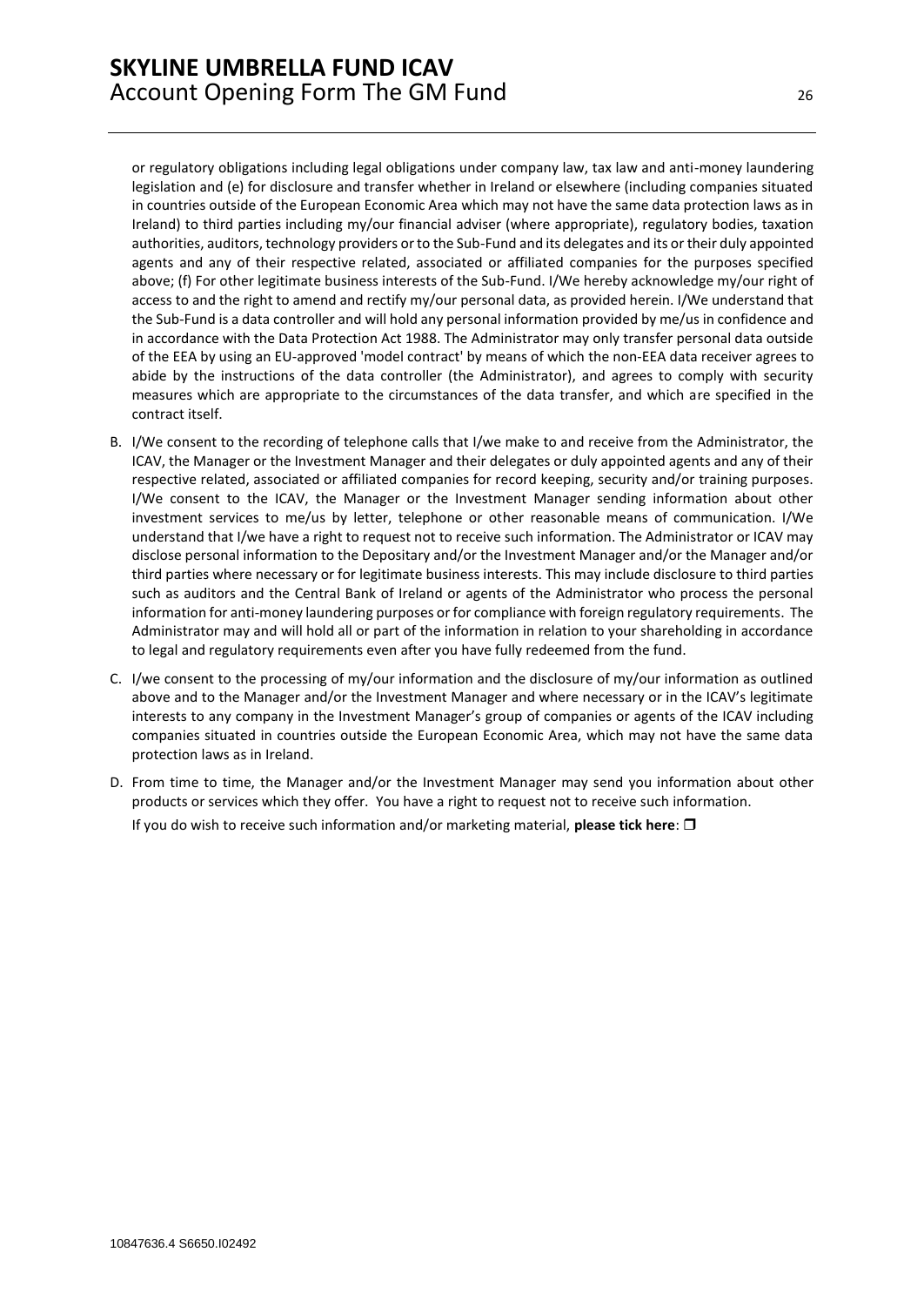or regulatory obligations including legal obligations under company law, tax law and anti-money laundering legislation and (e) for disclosure and transfer whether in Ireland or elsewhere (including companies situated in countries outside of the European Economic Area which may not have the same data protection laws as in Ireland) to third parties including my/our financial adviser (where appropriate), regulatory bodies, taxation authorities, auditors, technology providers or to the Sub-Fund and its delegates and its or their duly appointed agents and any of their respective related, associated or affiliated companies for the purposes specified above; (f) For other legitimate business interests of the Sub-Fund. I/We hereby acknowledge my/our right of access to and the right to amend and rectify my/our personal data, as provided herein. I/We understand that the Sub-Fund is a data controller and will hold any personal information provided by me/us in confidence and in accordance with the Data Protection Act 1988. The Administrator may only transfer personal data outside of the EEA by using an EU-approved 'model contract' by means of which the non-EEA data receiver agrees to abide by the instructions of the data controller (the Administrator), and agrees to comply with security measures which are appropriate to the circumstances of the data transfer, and which are specified in the contract itself.

B. I/We consent to the recording of telephone calls that I/we make to and receive from the Administrator, the ICAV, the Manager or the Investment Manager and their delegates or duly appointed agents and any of their respective related, associated or affiliated companies for record keeping, security and/or training purposes. I/We consent to the ICAV, the Manager or the Investment Manager sending information about other investment services to me/us by letter, telephone or other reasonable means of communication. I/We understand that I/we have a right to request not to receive such information. The Administrator or ICAV may disclose personal information to the Depositary and/or the Investment Manager and/or the Manager and/or third parties where necessary or for legitimate business interests. This may include disclosure to third parties such as auditors and the Central Bank of Ireland or agents of the Administrator who process the personal information for anti-money laundering purposes or for compliance with foreign regulatory requirements. The Administrator may and will hold all or part of the information in relation to your shareholding in accordance to legal and regulatory requirements even after you have fully redeemed from the fund.

C. I/we consent to the processing of my/our information and the disclosure of my/our information as outlined above and to the Manager and/or the Investment Manager and where necessary or in the ICAV's legitimate interests to any company in the Investment Manager's group of companies or agents of the ICAV including companies situated in countries outside the European Economic Area, which may not have the same data protection laws as in Ireland.

D. From time to time, the Manager and/or the Investment Manager may send you information about other products or services which they offer. You have a right to request not to receive such information.

   If you do wish to receive such information and/or marketing material, **please tick here**: ❒

10847636.4 S6650.I02492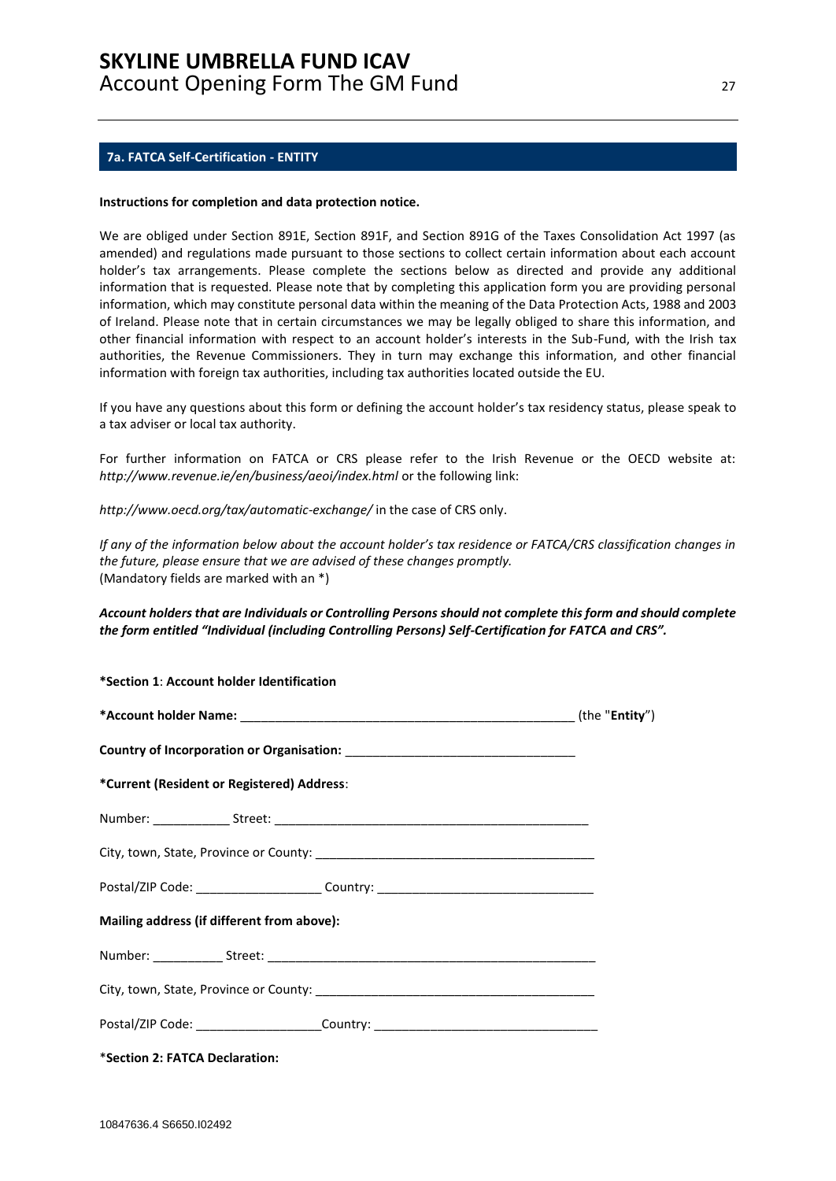## 7a. FATCA Self-Certification - ENTITY

**Instructions for completion and data protection notice.**

We are obliged under Section 891E, Section 891F, and Section 891G of the Taxes Consolidation Act 1997 (as amended) and regulations made pursuant to those sections to collect certain information about each account holder's tax arrangements. Please complete the sections below as directed and provide any additional information that is requested. Please note that by completing this application form you are providing personal information, which may constitute personal data within the meaning of the Data Protection Acts, 1988 and 2003 of Ireland. Please note that in certain circumstances we may be legally obliged to share this information, and other financial information with respect to an account holder's interests in the Sub-Fund, with the Irish tax authorities, the Revenue Commissioners. They in turn may exchange this information, and other financial information with foreign tax authorities, including tax authorities located outside the EU.

If you have any questions about this form or defining the account holder's tax residency status, please speak to a tax adviser or local tax authority.

For further information on FATCA or CRS please refer to the Irish Revenue or the OECD website at: *http://www.revenue.ie/en/business/aeoi/index.html* or the following link:

*http://www.oecd.org/tax/automatic-exchange/* in the case of CRS only.

*If any of the information below about the account holder's tax residence or FATCA/CRS classification changes in the future, please ensure that we are advised of these changes promptly.*
(Mandatory fields are marked with an *)

***Account holders that are Individuals or Controlling Persons should not complete this form and should complete the form entitled "Individual (including Controlling Persons) Self-Certification for FATCA and CRS".***

**\*Section 1**: **Account holder Identification**

**\*Account holder Name:** ________________________________________________ (the "**Entity**")

**Country of Incorporation or Organisation:** ________________________________

**\*Current (Resident or Registered) Address**:

Number: ___________ Street: _____________________________________________

City, town, State, Province or County: ________________________________________

Postal/ZIP Code: __________________ Country: ______________________________

**Mailing address (if different from above):**

Number: __________ Street: ________________________________________________

City, town, State, Province or County: ________________________________________

Postal/ZIP Code: __________________Country: _______________________________

\***Section 2: FATCA Declaration:**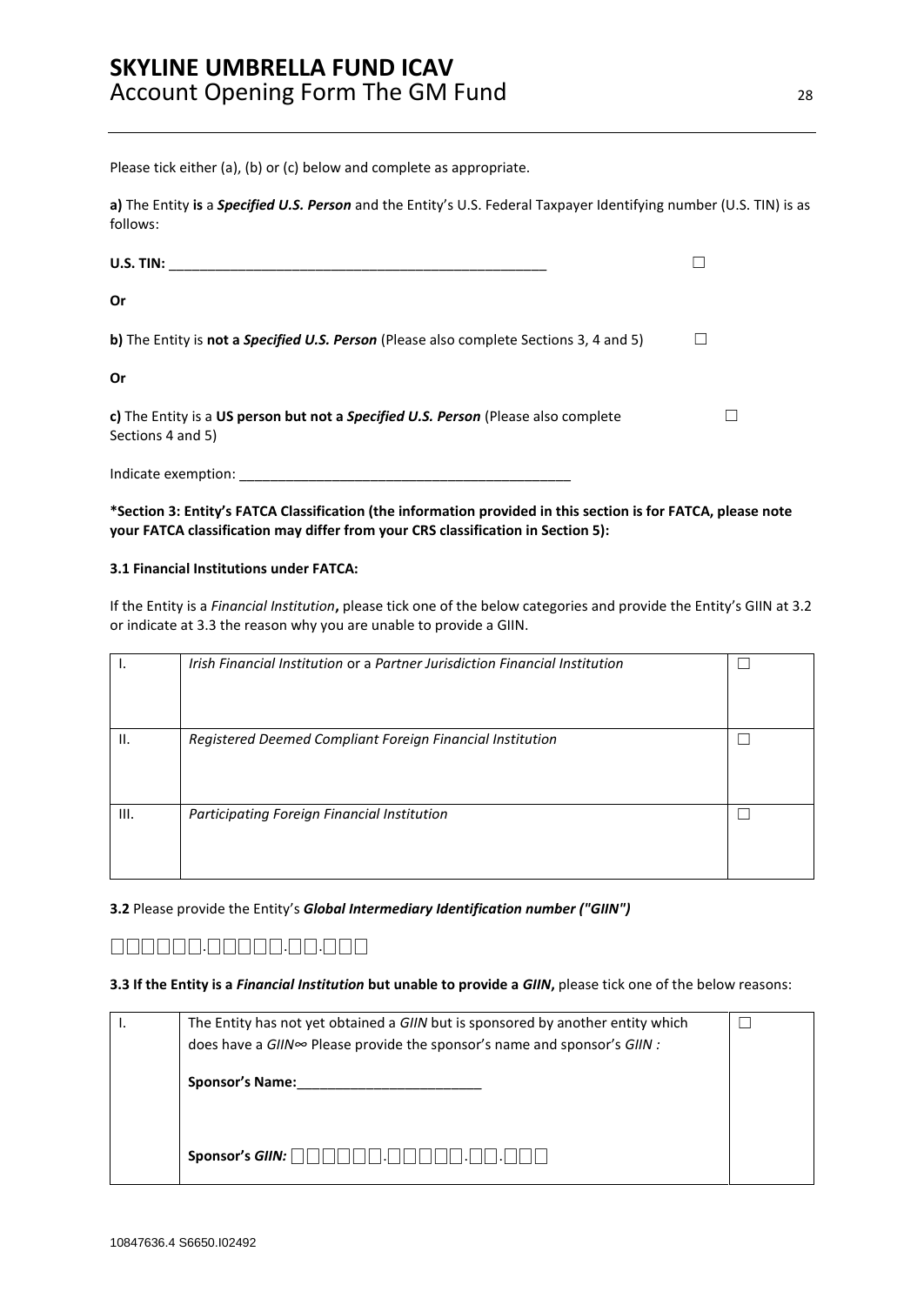Please tick either (a), (b) or (c) below and complete as appropriate.

**a)** The Entity **is** a ***Specified U.S. Person*** and the Entity's U.S. Federal Taxpayer Identifying number (U.S. TIN) is as follows:

**U.S. TIN:** ___________________________________________________ ☐

**Or**

**b)** The Entity is **not a *Specified U.S. Person*** (Please also complete Sections 3, 4 and 5) ☐

**Or**

**c)** The Entity is a **US person but not a *Specified U.S. Person*** (Please also complete Sections 4 and 5) ☐

Indicate exemption: ____________________________________________

**\*Section 3: Entity's FATCA Classification (the information provided in this section is for FATCA, please note your FATCA classification may differ from your CRS classification in Section 5):**

**3.1 Financial Institutions under FATCA:**

If the Entity is a *Financial Institution***,** please tick one of the below categories and provide the Entity's GIIN at 3.2 or indicate at 3.3 the reason why you are unable to provide a GIIN.

| | | |
|---|---|---|
| I. | *Irish Financial Institution* or a *Partner Jurisdiction Financial Institution* | ☐ |
| II. | *Registered Deemed Compliant Foreign Financial Institution* | ☐ |
| III. | *Participating Foreign Financial Institution* | ☐ |

**3.2** Please provide the Entity's ***Global Intermediary Identification number ("GIIN")***

□□□□□□.□□□□□.□□.□□□

**3.3 If the Entity is a *Financial Institution* but unable to provide a *GIIN*,** please tick one of the below reasons:

| | | |
|---|---|---|
| I. | The Entity has not yet obtained a *GIIN* but is sponsored by another entity which does have a *GIIN*∞ Please provide the sponsor's name and sponsor's *GIIN :*<br><br>**Sponsor's Name:**________________________<br><br>**Sponsor's *GIIN:*** □□□□□□.□□□□□.□□.□□□ | ☐ |

10847636.4 S6650.I02492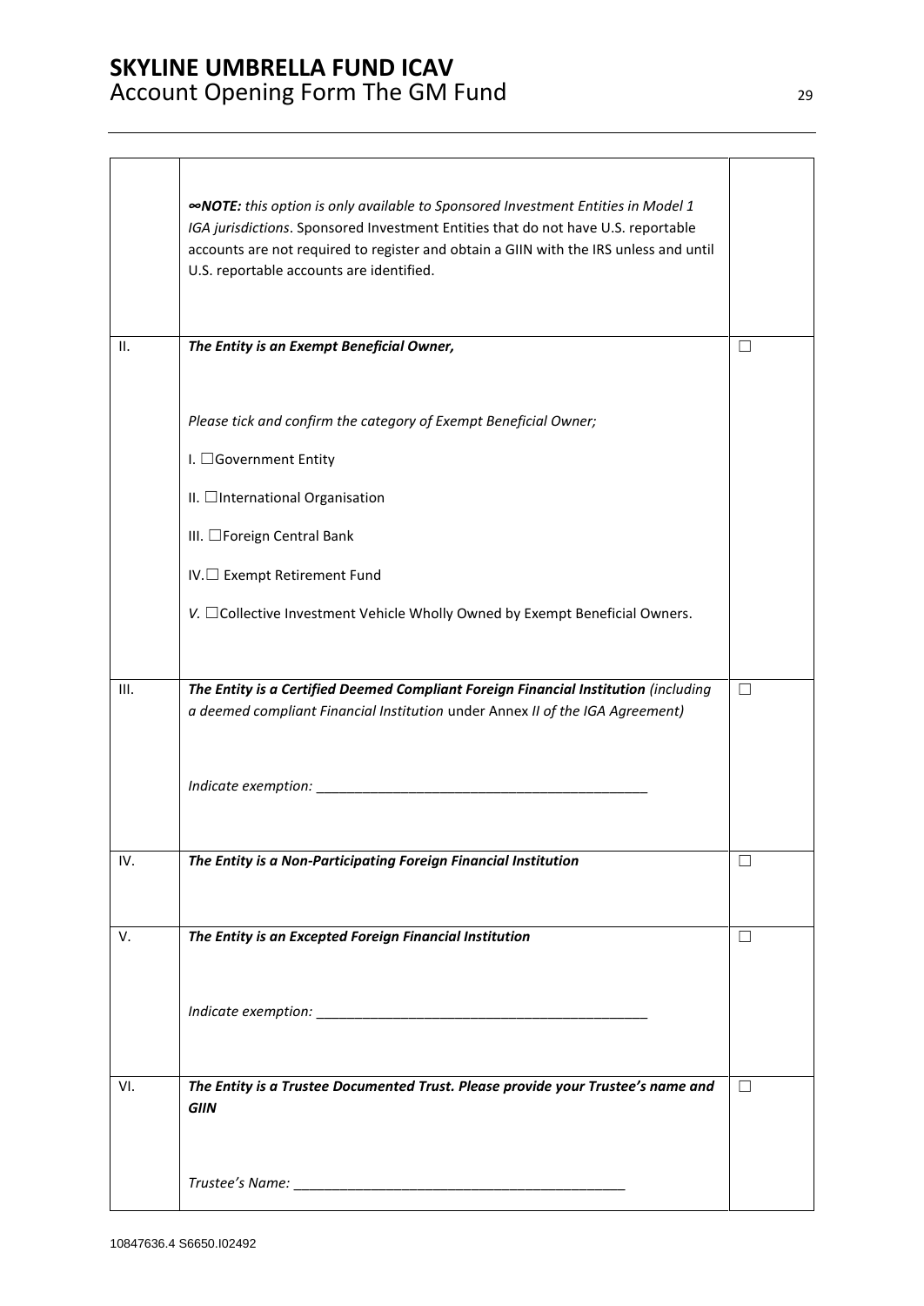| | | |
|---|---|---|
| | *∞**NOTE:** this option is only available to Sponsored Investment Entities in Model 1 IGA jurisdictions*. Sponsored Investment Entities that do not have U.S. reportable accounts are not required to register and obtain a GIIN with the IRS unless and until U.S. reportable accounts are identified. | |
| II. | ***The Entity is an Exempt Beneficial Owner,***<br><br>*Please tick and confirm the category of Exempt Beneficial Owner;*<br><br>I. ☐Government Entity<br><br>II. ☐International Organisation<br><br>III. ☐Foreign Central Bank<br><br>IV.☐ Exempt Retirement Fund<br><br>*V.* ☐Collective Investment Vehicle Wholly Owned by Exempt Beneficial Owners. | ☐ |
| III. | ***The Entity is a Certified Deemed Compliant Foreign Financial Institution** (including a deemed compliant Financial Institution* under Annex *II of the IGA Agreement)*<br><br>*Indicate exemption:* ___________________________________________ | ☐ |
| IV. | ***The Entity is a Non-Participating Foreign Financial Institution*** | ☐ |
| V. | ***The Entity is an Excepted Foreign Financial Institution***<br><br>*Indicate exemption:* ___________________________________________ | ☐ |
| VI. | ***The Entity is a Trustee Documented Trust. Please provide your Trustee's name and GIIN***<br><br>*Trustee's Name:* ___________________________________________ | ☐ |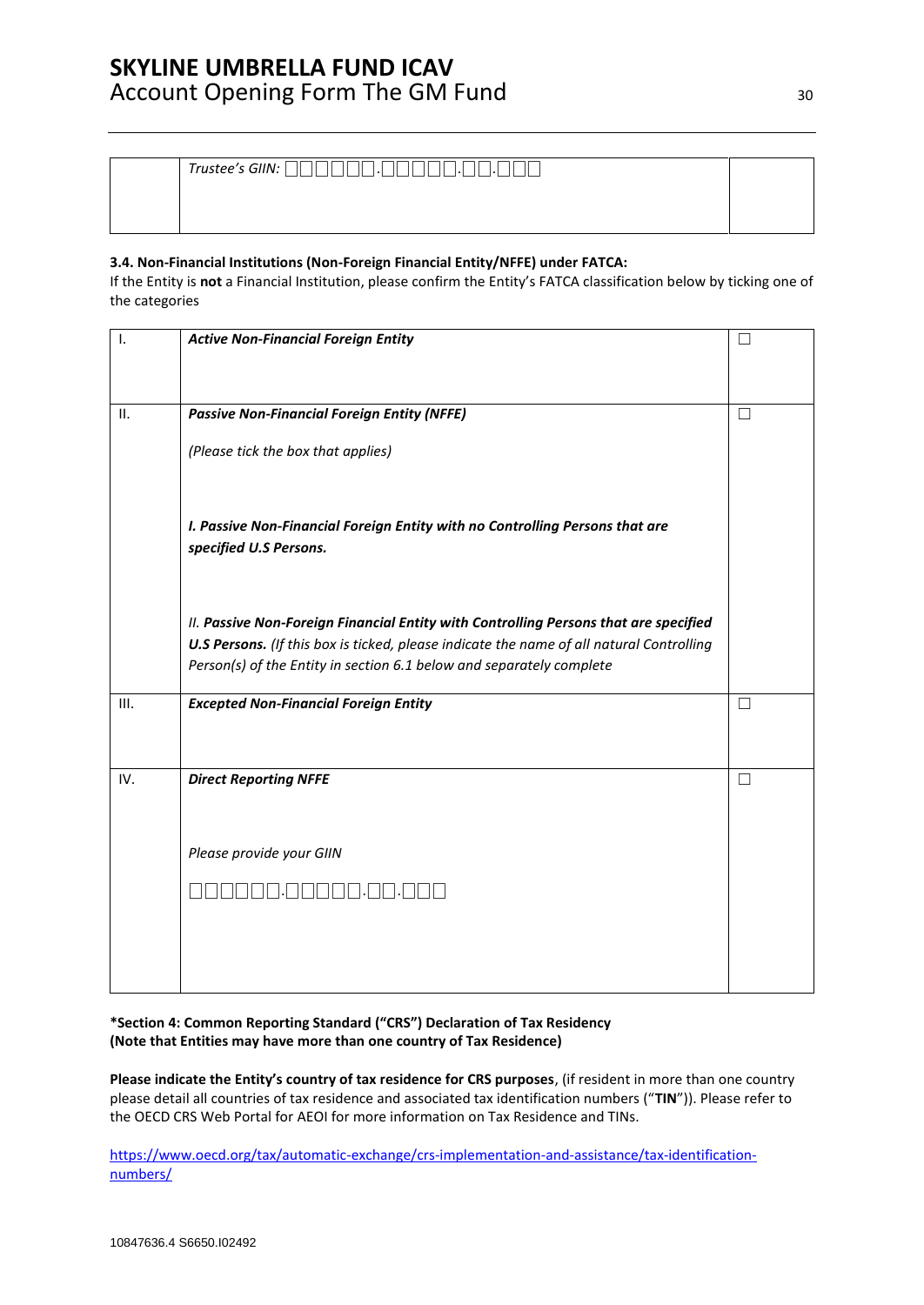| | Trustee's GIIN: ☐☐☐☐☐☐.☐☐☐☐☐.☐☐.☐☐☐ | |
|---|---|---|

**3.4. Non-Financial Institutions (Non-Foreign Financial Entity/NFFE) under FATCA:**

If the Entity is **not** a Financial Institution, please confirm the Entity's FATCA classification below by ticking one of the categories

| | | |
|---|---|---|
| I. | ***Active Non-Financial Foreign Entity*** | ☐ |
| II. | ***Passive Non-Financial Foreign Entity (NFFE)***<br><br>*(Please tick the box that applies)*<br><br>***I. Passive Non-Financial Foreign Entity with no Controlling Persons that are specified U.S Persons.***<br><br>*II. **Passive Non-Foreign Financial Entity with Controlling Persons that are specified U.S Persons.** (If this box is ticked, please indicate the name of all natural Controlling Person(s) of the Entity in section 6.1 below and separately complete* | ☐ |
| III. | ***Excepted Non-Financial Foreign Entity*** | ☐ |
| IV. | ***Direct Reporting NFFE***<br><br>*Please provide your GIIN*<br><br>☐☐☐☐☐☐.☐☐☐☐☐.☐☐.☐☐☐ | ☐ |

**\*Section 4: Common Reporting Standard ("CRS") Declaration of Tax Residency**
**(Note that Entities may have more than one country of Tax Residence)**

**Please indicate the Entity's country of tax residence for CRS purposes**, (if resident in more than one country please detail all countries of tax residence and associated tax identification numbers ("**TIN**")). Please refer to the OECD CRS Web Portal for AEOI for more information on Tax Residence and TINs.

https://www.oecd.org/tax/automatic-exchange/crs-implementation-and-assistance/tax-identification-numbers/

10847636.4 S6650.I02492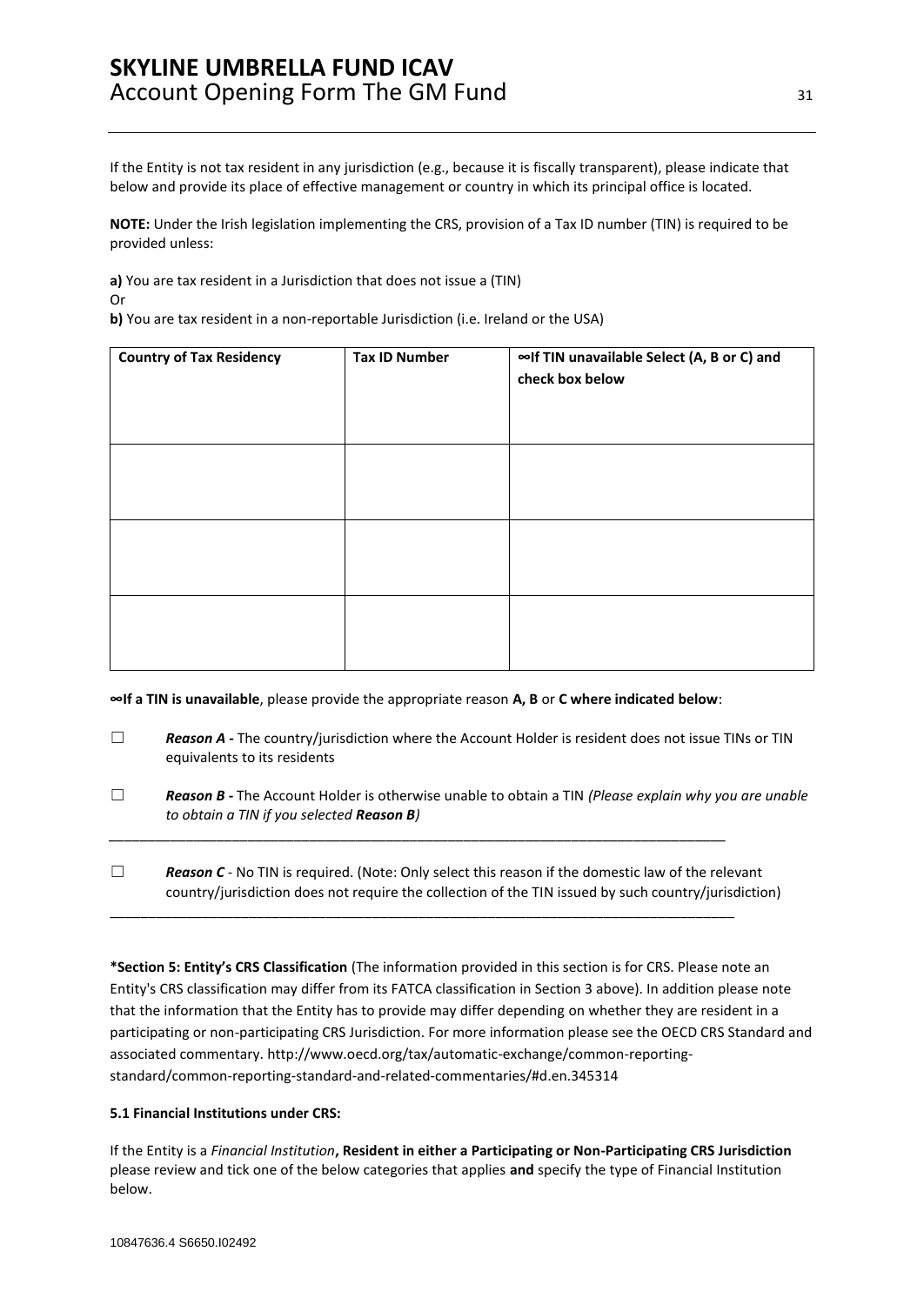If the Entity is not tax resident in any jurisdiction (e.g., because it is fiscally transparent), please indicate that below and provide its place of effective management or country in which its principal office is located.

**NOTE:** Under the Irish legislation implementing the CRS, provision of a Tax ID number (TIN) is required to be provided unless:

**a)** You are tax resident in a Jurisdiction that does not issue a (TIN)
Or
**b)** You are tax resident in a non-reportable Jurisdiction (i.e. Ireland or the USA)

| Country of Tax Residency | Tax ID Number | ∞If TIN unavailable Select (A, B or C) and check box below |
|---|---|---|
| | | |
| | | |
| | | |

**∞If a TIN is unavailable**, please provide the appropriate reason **A, B** or **C where indicated below**:

☐ ***Reason A -*** The country/jurisdiction where the Account Holder is resident does not issue TINs or TIN equivalents to its residents

☐ ***Reason B -*** The Account Holder is otherwise unable to obtain a TIN *(Please explain why you are unable to obtain a TIN if you selected **Reason B**)*

\_\_\_\_\_\_\_\_\_\_\_\_\_\_\_\_\_\_\_\_\_\_\_\_\_\_\_\_\_\_\_\_\_\_\_\_\_\_\_\_\_\_\_\_\_\_\_\_\_\_\_\_\_\_\_\_\_\_\_\_\_\_\_\_\_\_\_\_\_\_\_\_\_\_\_\_\_\_

☐ ***Reason C*** - No TIN is required. (Note: Only select this reason if the domestic law of the relevant country/jurisdiction does not require the collection of the TIN issued by such country/jurisdiction)

\_\_\_\_\_\_\_\_\_\_\_\_\_\_\_\_\_\_\_\_\_\_\_\_\_\_\_\_\_\_\_\_\_\_\_\_\_\_\_\_\_\_\_\_\_\_\_\_\_\_\_\_\_\_\_\_\_\_\_\_\_\_\_\_\_\_\_\_\_\_\_\_\_\_\_\_\_\_

**\*Section 5: Entity's CRS Classification** (The information provided in this section is for CRS. Please note an Entity's CRS classification may differ from its FATCA classification in Section 3 above). In addition please note that the information that the Entity has to provide may differ depending on whether they are resident in a participating or non-participating CRS Jurisdiction. For more information please see the OECD CRS Standard and associated commentary. http://www.oecd.org/tax/automatic-exchange/common-reporting-standard/common-reporting-standard-and-related-commentaries/#d.en.345314

**5.1 Financial Institutions under CRS:**

If the Entity is a *Financial Institution*, **Resident in either a Participating or Non-Participating CRS Jurisdiction** please review and tick one of the below categories that applies **and** specify the type of Financial Institution below.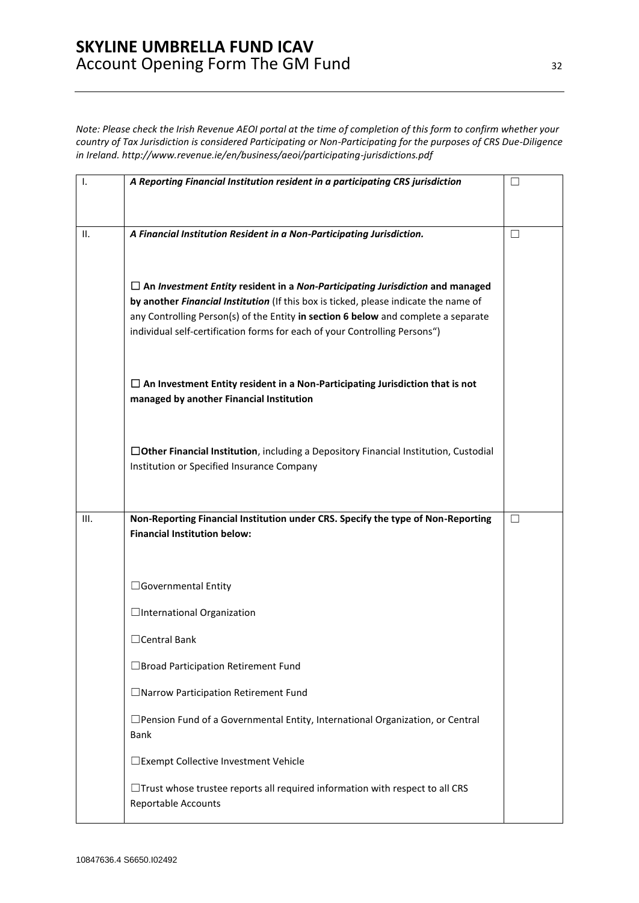*Note: Please check the Irish Revenue AEOI portal at the time of completion of this form to confirm whether your country of Tax Jurisdiction is considered Participating or Non-Participating for the purposes of CRS Due-Diligence in Ireland. http://www.revenue.ie/en/business/aeoi/participating-jurisdictions.pdf*

| | | |
|---|---|---|
| I. | ***A Reporting Financial Institution resident in a participating CRS jurisdiction*** | ☐ |
| II. | ***A Financial Institution Resident in a Non-Participating Jurisdiction.***<br><br>☐ **An *Investment Entity* resident in a *Non-Participating Jurisdiction* and managed by another *Financial Institution*** (If this box is ticked, please indicate the name of any Controlling Person(s) of the Entity **in section 6 below** and complete a separate individual self-certification forms for each of your Controlling Persons")<br><br>☐ **An Investment Entity resident in a Non-Participating Jurisdiction that is not managed by another Financial Institution**<br><br>☐**Other Financial Institution**, including a Depository Financial Institution, Custodial Institution or Specified Insurance Company | ☐ |
| III. | **Non-Reporting Financial Institution under CRS. Specify the type of Non-Reporting Financial Institution below:**<br><br>☐Governmental Entity<br><br>☐International Organization<br><br>☐Central Bank<br><br>☐Broad Participation Retirement Fund<br><br>☐Narrow Participation Retirement Fund<br><br>☐Pension Fund of a Governmental Entity, International Organization, or Central Bank<br><br>☐Exempt Collective Investment Vehicle<br><br>☐Trust whose trustee reports all required information with respect to all CRS Reportable Accounts | ☐ |

10847636.4 S6650.I02492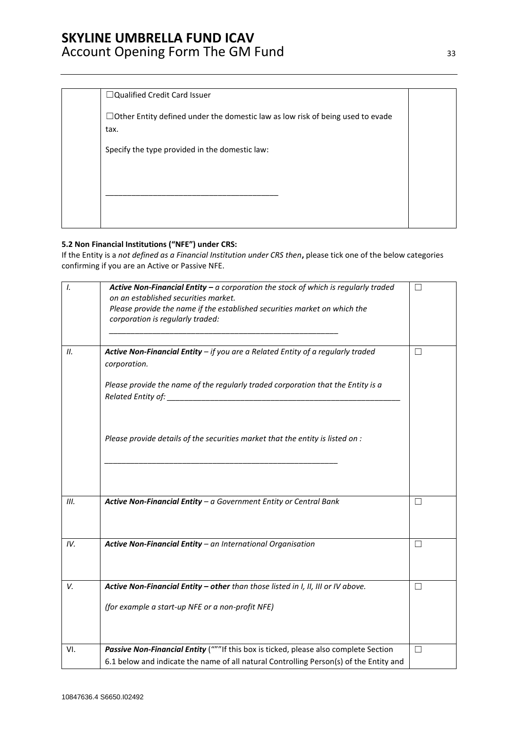| | ☐Qualified Credit Card Issuer<br><br>☐Other Entity defined under the domestic law as low risk of being used to evade tax.<br><br>Specify the type provided in the domestic law:<br><br>_______________________________________ | |
|---|---|---|

**5.2 Non Financial Institutions ("NFE") under CRS:**

If the Entity is a *not defined as a Financial Institution under CRS then*, please tick one of the below categories confirming if you are an Active or Passive NFE.

| | | |
|---|---|---|
| *I.* | ***Active Non-Financial Entity –*** *a corporation the stock of which is regularly traded on an established securities market.*<br>*Please provide the name if the established securities market on which the corporation is regularly traded:*<br>_______________________________________________________ | ☐ |
| *II.* | ***Active Non-Financial Entity*** *– if you are a Related Entity of a regularly traded corporation.*<br><br>*Please provide the name of the regularly traded corporation that the Entity is a Related Entity of:* _______________________________________________________<br><br>*Please provide details of the securities market that the entity is listed on :*<br><br>_______________________________________________________ | ☐ |
| *III.* | ***Active Non-Financial Entity*** *– a Government Entity or Central Bank* | ☐ |
| *IV.* | ***Active Non-Financial Entity*** *– an International Organisation* | ☐ |
| *V.* | ***Active Non-Financial Entity – other*** *than those listed in I, II, III or IV above.*<br><br>*(for example a start-up NFE or a non-profit NFE)* | ☐ |
| VI. | ***Passive Non-Financial Entity*** (""If this box is ticked, please also complete Section 6.1 below and indicate the name of all natural Controlling Person(s) of the Entity and | ☐ |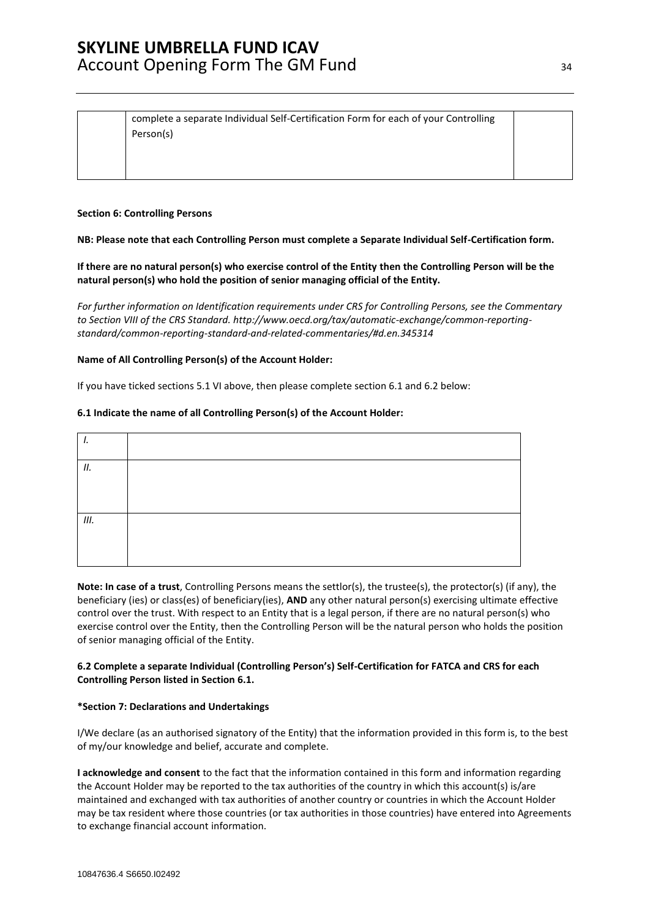|  | complete a separate Individual Self-Certification Form for each of your Controlling Person(s) |  |
|---|---|---|

**Section 6: Controlling Persons**

**NB: Please note that each Controlling Person must complete a Separate Individual Self-Certification form.**

**If there are no natural person(s) who exercise control of the Entity then the Controlling Person will be the natural person(s) who hold the position of senior managing official of the Entity.**

*For further information on Identification requirements under CRS for Controlling Persons, see the Commentary to Section VIII of the CRS Standard. http://www.oecd.org/tax/automatic-exchange/common-reporting-standard/common-reporting-standard-and-related-commentaries/#d.en.345314*

**Name of All Controlling Person(s) of the Account Holder:**

If you have ticked sections 5.1 VI above, then please complete section 6.1 and 6.2 below:

**6.1 Indicate the name of all Controlling Person(s) of the Account Holder:**

| *I.* |  |
|---|---|
| *II.* |  |
| *III.* |  |

**Note: In case of a trust**, Controlling Persons means the settlor(s), the trustee(s), the protector(s) (if any), the beneficiary (ies) or class(es) of beneficiary(ies), **AND** any other natural person(s) exercising ultimate effective control over the trust. With respect to an Entity that is a legal person, if there are no natural person(s) who exercise control over the Entity, then the Controlling Person will be the natural person who holds the position of senior managing official of the Entity.

**6.2 Complete a separate Individual (Controlling Person's) Self-Certification for FATCA and CRS for each Controlling Person listed in Section 6.1.**

**\*Section 7: Declarations and Undertakings**

I/We declare (as an authorised signatory of the Entity) that the information provided in this form is, to the best of my/our knowledge and belief, accurate and complete.

**I acknowledge and consent** to the fact that the information contained in this form and information regarding the Account Holder may be reported to the tax authorities of the country in which this account(s) is/are maintained and exchanged with tax authorities of another country or countries in which the Account Holder may be tax resident where those countries (or tax authorities in those countries) have entered into Agreements to exchange financial account information.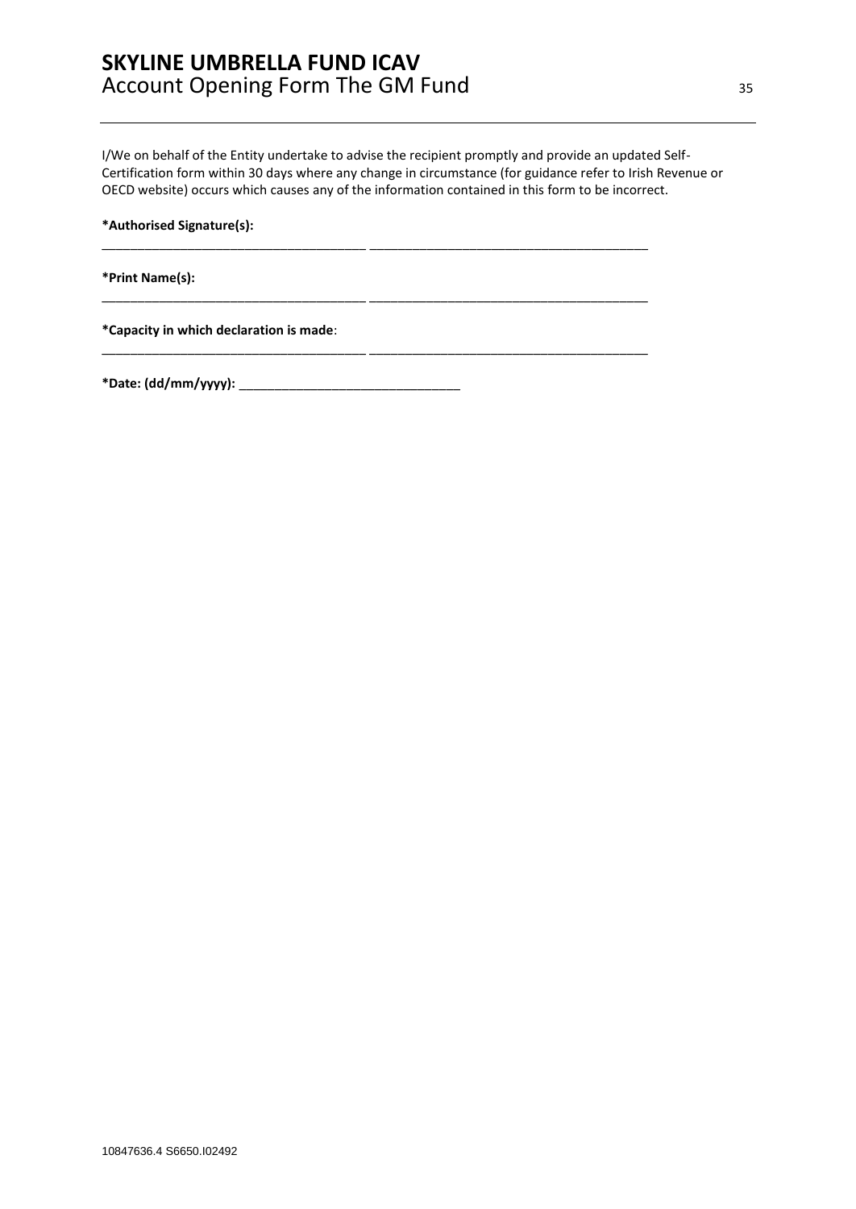I/We on behalf of the Entity undertake to advise the recipient promptly and provide an updated Self-Certification form within 30 days where any change in circumstance (for guidance refer to Irish Revenue or OECD website) occurs which causes any of the information contained in this form to be incorrect.

**\*Authorised Signature(s):**

_____________________________________ _____________________________________

**\*Print Name(s):**

_____________________________________ _____________________________________

**\*Capacity in which declaration is made**:

_____________________________________ _____________________________________

**\*Date: (dd/mm/yyyy):** ______________________________

10847636.4 S6650.I02492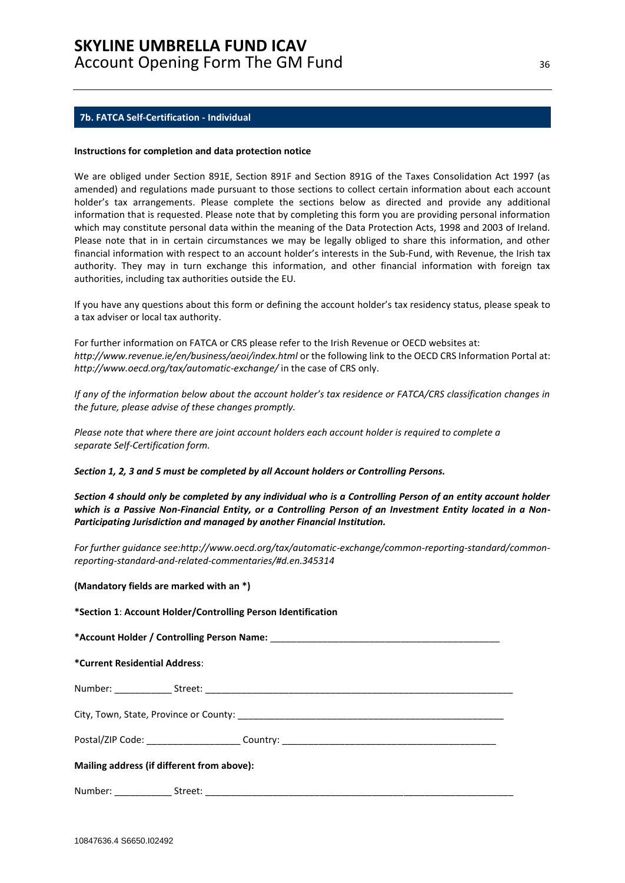## 7b. FATCA Self-Certification - Individual

**Instructions for completion and data protection notice**

We are obliged under Section 891E, Section 891F and Section 891G of the Taxes Consolidation Act 1997 (as amended) and regulations made pursuant to those sections to collect certain information about each account holder's tax arrangements. Please complete the sections below as directed and provide any additional information that is requested. Please note that by completing this form you are providing personal information which may constitute personal data within the meaning of the Data Protection Acts, 1998 and 2003 of Ireland. Please note that in in certain circumstances we may be legally obliged to share this information, and other financial information with respect to an account holder's interests in the Sub-Fund, with Revenue, the Irish tax authority. They may in turn exchange this information, and other financial information with foreign tax authorities, including tax authorities outside the EU.

If you have any questions about this form or defining the account holder's tax residency status, please speak to a tax adviser or local tax authority.

For further information on FATCA or CRS please refer to the Irish Revenue or OECD websites at: *http://www.revenue.ie/en/business/aeoi/index.html* or the following link to the OECD CRS Information Portal at: *http://www.oecd.org/tax/automatic-exchange/* in the case of CRS only.

*If any of the information below about the account holder's tax residence or FATCA/CRS classification changes in the future, please advise of these changes promptly.*

*Please note that where there are joint account holders each account holder is required to complete a separate Self-Certification form.*

***Section 1, 2, 3 and 5 must be completed by all Account holders or Controlling Persons.***

***Section 4 should only be completed by any individual who is a Controlling Person of an entity account holder which is a Passive Non-Financial Entity, or a Controlling Person of an Investment Entity located in a Non-Participating Jurisdiction and managed by another Financial Institution.***

*For further guidance see:http://www.oecd.org/tax/automatic-exchange/common-reporting-standard/common-reporting-standard-and-related-commentaries/#d.en.345314*

**(Mandatory fields are marked with an *)**

**\*Section 1**: **Account Holder/Controlling Person Identification**

**\*Account Holder / Controlling Person Name:** ____________________________________________

**\*Current Residential Address**:

Number: ___________ Street: ____________________________________________________________

City, Town, State, Province or County: _____________________________________________________

Postal/ZIP Code: __________________ Country: _________________________________________

**Mailing address (if different from above):**

Number: ___________ Street: ____________________________________________________________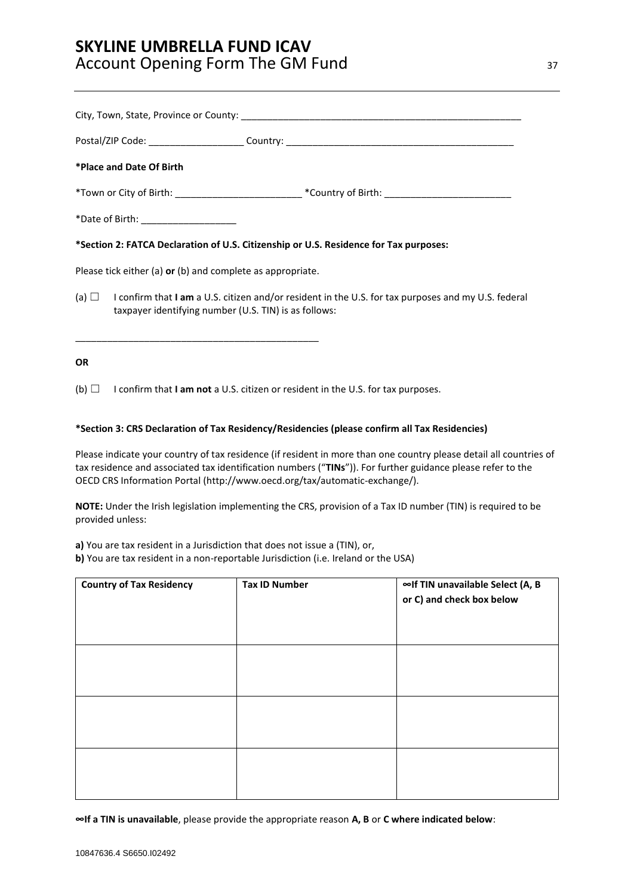City, Town, State, Province or County: _______________________________________________________

Postal/ZIP Code: __________________ Country: ___________________________________________

**\*Place and Date Of Birth**

\*Town or City of Birth: ________________________ \*Country of Birth: ________________________

\*Date of Birth: __________________

**\*Section 2: FATCA Declaration of U.S. Citizenship or U.S. Residence for Tax purposes:**

Please tick either (a) **or** (b) and complete as appropriate.

(a) ☐ I confirm that **I am** a U.S. citizen and/or resident in the U.S. for tax purposes and my U.S. federal taxpayer identifying number (U.S. TIN) is as follows:

_______________________________________________

**OR**

(b) ☐ I confirm that **I am not** a U.S. citizen or resident in the U.S. for tax purposes.

**\*Section 3: CRS Declaration of Tax Residency/Residencies (please confirm all Tax Residencies)**

Please indicate your country of tax residence (if resident in more than one country please detail all countries of tax residence and associated tax identification numbers ("**TINs**")). For further guidance please refer to the OECD CRS Information Portal (http://www.oecd.org/tax/automatic-exchange/).

**NOTE:** Under the Irish legislation implementing the CRS, provision of a Tax ID number (TIN) is required to be provided unless:

**a)** You are tax resident in a Jurisdiction that does not issue a (TIN), or,
**b)** You are tax resident in a non-reportable Jurisdiction (i.e. Ireland or the USA)

| Country of Tax Residency | Tax ID Number | ∞If TIN unavailable Select (A, B or C) and check box below |
|---|---|---|
| | | |
| | | |
| | | |

**∞If a TIN is unavailable**, please provide the appropriate reason **A, B** or **C where indicated below**:

10847636.4 S6650.I02492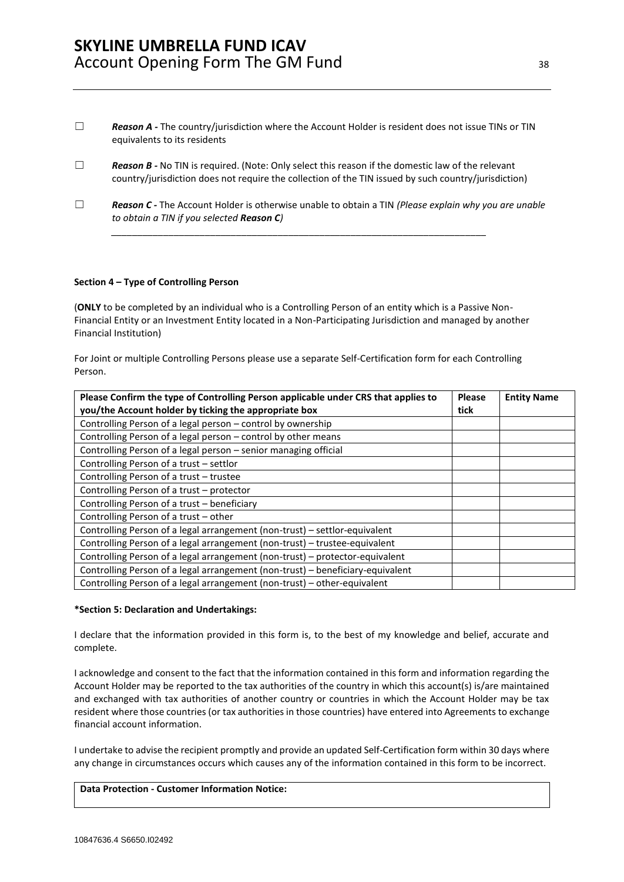☐ ***Reason A -*** The country/jurisdiction where the Account Holder is resident does not issue TINs or TIN equivalents to its residents

☐ ***Reason B -*** No TIN is required. (Note: Only select this reason if the domestic law of the relevant country/jurisdiction does not require the collection of the TIN issued by such country/jurisdiction)

☐ ***Reason C -*** The Account Holder is otherwise unable to obtain a TIN *(Please explain why you are unable to obtain a TIN if you selected **Reason C**)*

\_\_\_\_\_\_\_\_\_\_\_\_\_\_\_\_\_\_\_\_\_\_\_\_\_\_\_\_\_\_\_\_\_\_\_\_\_\_\_\_\_\_\_\_\_\_\_\_\_\_\_\_\_\_\_\_\_\_\_\_\_\_\_\_\_\_\_\_\_\_

**Section 4 – Type of Controlling Person**

(**ONLY** to be completed by an individual who is a Controlling Person of an entity which is a Passive Non-Financial Entity or an Investment Entity located in a Non-Participating Jurisdiction and managed by another Financial Institution)

For Joint or multiple Controlling Persons please use a separate Self-Certification form for each Controlling Person.

| Please Confirm the type of Controlling Person applicable under CRS that applies to you/the Account holder by ticking the appropriate box | Please tick | Entity Name |
|---|---|---|
| Controlling Person of a legal person – control by ownership | | |
| Controlling Person of a legal person – control by other means | | |
| Controlling Person of a legal person – senior managing official | | |
| Controlling Person of a trust – settlor | | |
| Controlling Person of a trust – trustee | | |
| Controlling Person of a trust – protector | | |
| Controlling Person of a trust – beneficiary | | |
| Controlling Person of a trust – other | | |
| Controlling Person of a legal arrangement (non-trust) – settlor-equivalent | | |
| Controlling Person of a legal arrangement (non-trust) – trustee-equivalent | | |
| Controlling Person of a legal arrangement (non-trust) – protector-equivalent | | |
| Controlling Person of a legal arrangement (non-trust) – beneficiary-equivalent | | |
| Controlling Person of a legal arrangement (non-trust) – other-equivalent | | |

**\*Section 5: Declaration and Undertakings:**

I declare that the information provided in this form is, to the best of my knowledge and belief, accurate and complete.

I acknowledge and consent to the fact that the information contained in this form and information regarding the Account Holder may be reported to the tax authorities of the country in which this account(s) is/are maintained and exchanged with tax authorities of another country or countries in which the Account Holder may be tax resident where those countries (or tax authorities in those countries) have entered into Agreements to exchange financial account information.

I undertake to advise the recipient promptly and provide an updated Self-Certification form within 30 days where any change in circumstances occurs which causes any of the information contained in this form to be incorrect.

**Data Protection - Customer Information Notice:**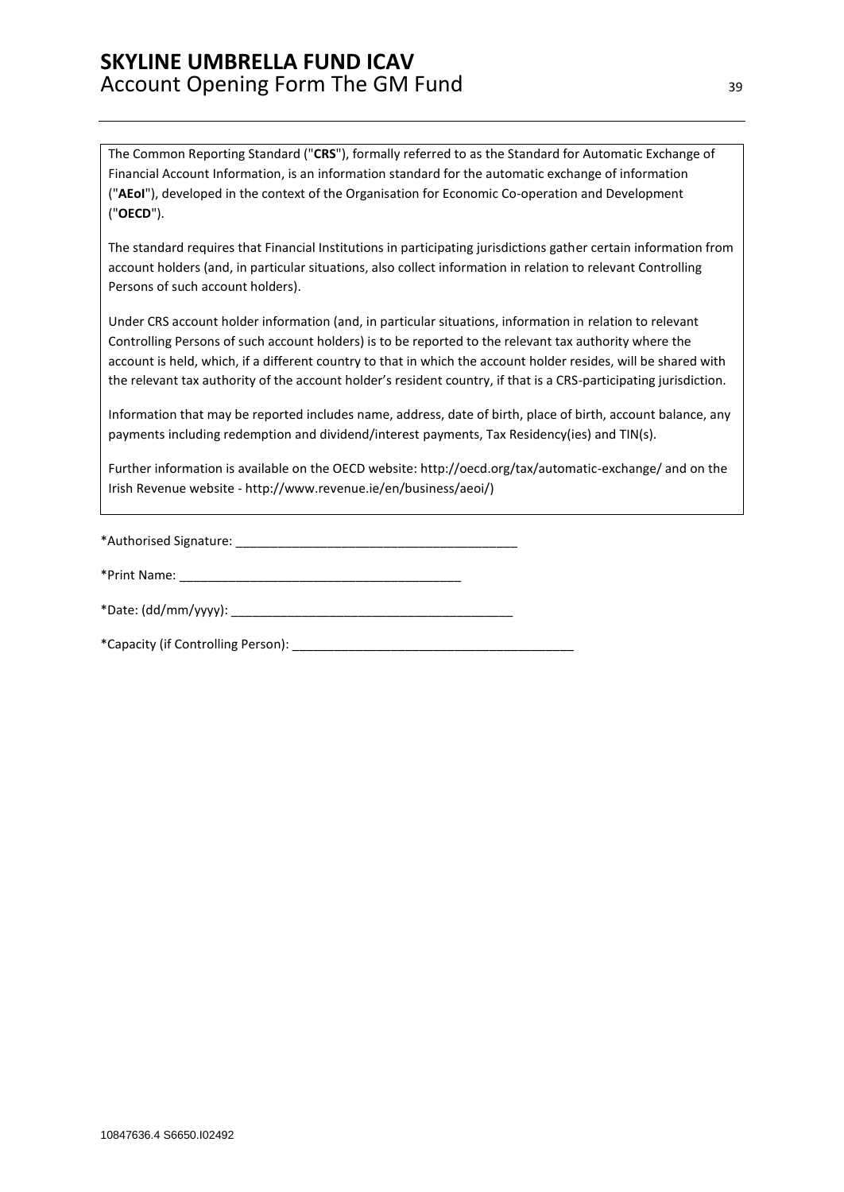The Common Reporting Standard ("**CRS**"), formally referred to as the Standard for Automatic Exchange of Financial Account Information, is an information standard for the automatic exchange of information ("**AEoI**"), developed in the context of the Organisation for Economic Co-operation and Development ("**OECD**").

The standard requires that Financial Institutions in participating jurisdictions gather certain information from account holders (and, in particular situations, also collect information in relation to relevant Controlling Persons of such account holders).

Under CRS account holder information (and, in particular situations, information in relation to relevant Controlling Persons of such account holders) is to be reported to the relevant tax authority where the account is held, which, if a different country to that in which the account holder resides, will be shared with the relevant tax authority of the account holder's resident country, if that is a CRS-participating jurisdiction.

Information that may be reported includes name, address, date of birth, place of birth, account balance, any payments including redemption and dividend/interest payments, Tax Residency(ies) and TIN(s).

Further information is available on the OECD website: http://oecd.org/tax/automatic-exchange/ and on the Irish Revenue website - http://www.revenue.ie/en/business/aeoi/)

*Authorised Signature: ________________________________________

*Print Name: ________________________________________

*Date: (dd/mm/yyyy): ________________________________________

*Capacity (if Controlling Person): ________________________________________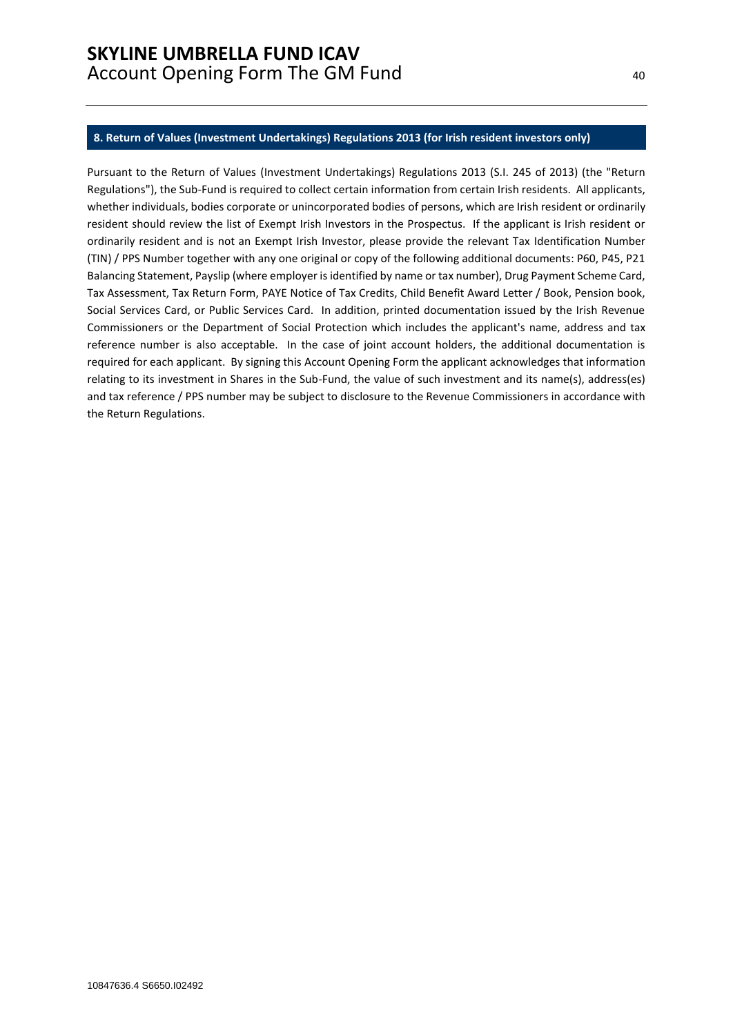## 8. Return of Values (Investment Undertakings) Regulations 2013 (for Irish resident investors only)

Pursuant to the Return of Values (Investment Undertakings) Regulations 2013 (S.I. 245 of 2013) (the "Return Regulations"), the Sub-Fund is required to collect certain information from certain Irish residents. All applicants, whether individuals, bodies corporate or unincorporated bodies of persons, which are Irish resident or ordinarily resident should review the list of Exempt Irish Investors in the Prospectus. If the applicant is Irish resident or ordinarily resident and is not an Exempt Irish Investor, please provide the relevant Tax Identification Number (TIN) / PPS Number together with any one original or copy of the following additional documents: P60, P45, P21 Balancing Statement, Payslip (where employer is identified by name or tax number), Drug Payment Scheme Card, Tax Assessment, Tax Return Form, PAYE Notice of Tax Credits, Child Benefit Award Letter / Book, Pension book, Social Services Card, or Public Services Card. In addition, printed documentation issued by the Irish Revenue Commissioners or the Department of Social Protection which includes the applicant's name, address and tax reference number is also acceptable. In the case of joint account holders, the additional documentation is required for each applicant. By signing this Account Opening Form the applicant acknowledges that information relating to its investment in Shares in the Sub-Fund, the value of such investment and its name(s), address(es) and tax reference / PPS number may be subject to disclosure to the Revenue Commissioners in accordance with the Return Regulations.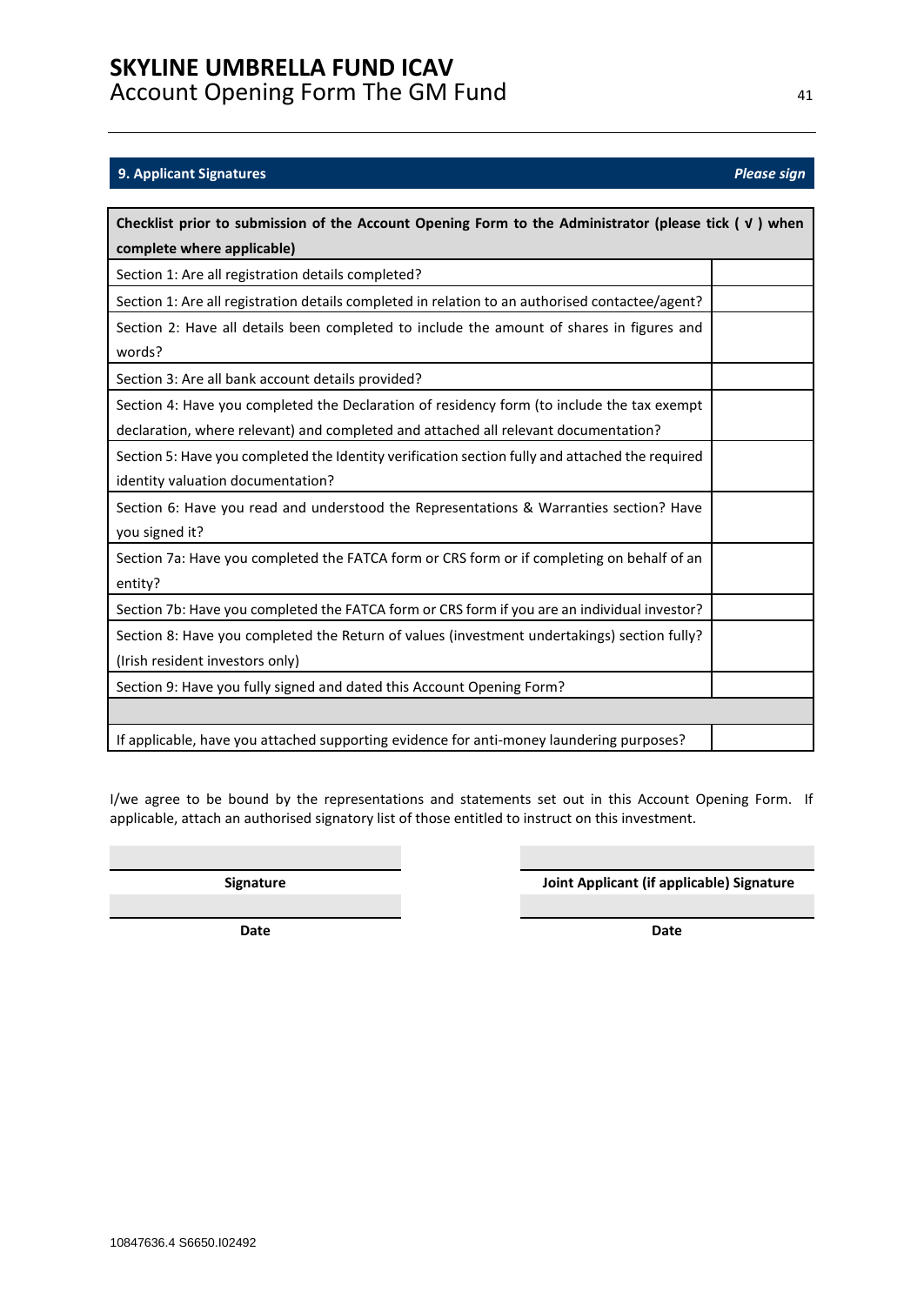## 9. Applicant Signatures

*Please sign*

| Checklist prior to submission of the Account Opening Form to the Administrator (please tick ( √ ) when complete where applicable) | |
|---|---|
| Section 1: Are all registration details completed? | |
| Section 1: Are all registration details completed in relation to an authorised contactee/agent? | |
| Section 2: Have all details been completed to include the amount of shares in figures and words? | |
| Section 3: Are all bank account details provided? | |
| Section 4: Have you completed the Declaration of residency form (to include the tax exempt declaration, where relevant) and completed and attached all relevant documentation? | |
| Section 5: Have you completed the Identity verification section fully and attached the required identity valuation documentation? | |
| Section 6: Have you read and understood the Representations & Warranties section? Have you signed it? | |
| Section 7a: Have you completed the FATCA form or CRS form or if completing on behalf of an entity? | |
| Section 7b: Have you completed the FATCA form or CRS form if you are an individual investor? | |
| Section 8: Have you completed the Return of values (investment undertakings) section fully? (Irish resident investors only) | |
| Section 9: Have you fully signed and dated this Account Opening Form? | |
| | |
| If applicable, have you attached supporting evidence for anti-money laundering purposes? | |

I/we agree to be bound by the representations and statements set out in this Account Opening Form. If applicable, attach an authorised signatory list of those entitled to instruct on this investment.

| | |
|---|---|
| **Signature** | **Joint Applicant (if applicable) Signature** |
| **Date** | **Date** |

10847636.4 S6650.I02492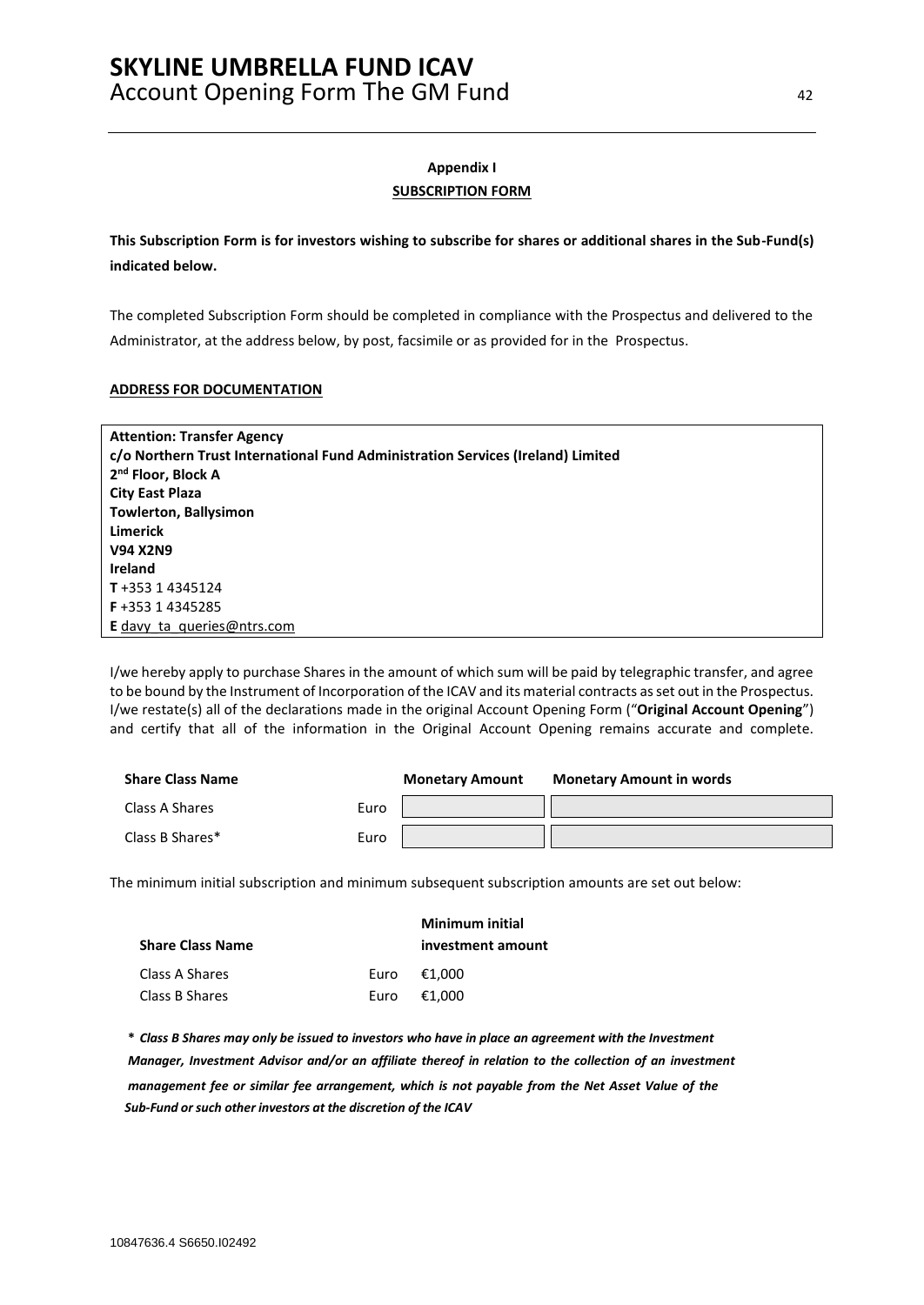## Appendix I

**SUBSCRIPTION FORM**

**This Subscription Form is for investors wishing to subscribe for shares or additional shares in the Sub-Fund(s) indicated below.**

The completed Subscription Form should be completed in compliance with the Prospectus and delivered to the Administrator, at the address below, by post, facsimile or as provided for in the Prospectus.

**ADDRESS FOR DOCUMENTATION**

**Attention: Transfer Agency**
**c/o Northern Trust International Fund Administration Services (Ireland) Limited**
**2nd Floor, Block A**
**City East Plaza**
**Towlerton, Ballysimon**
**Limerick**
**V94 X2N9**
**Ireland**
**T** +353 1 4345124
**F** +353 1 4345285
**E** davy_ta_queries@ntrs.com

I/we hereby apply to purchase Shares in the amount of which sum will be paid by telegraphic transfer, and agree to be bound by the Instrument of Incorporation of the ICAV and its material contracts as set out in the Prospectus. I/we restate(s) all of the declarations made in the original Account Opening Form ("**Original Account Opening**") and certify that all of the information in the Original Account Opening remains accurate and complete.

| Share Class Name | | Monetary Amount | Monetary Amount in words |
|---|---|---|---|
| Class A Shares | Euro | | |
| Class B Shares* | Euro | | |

The minimum initial subscription and minimum subsequent subscription amounts are set out below:

| Share Class Name | | Minimum initial investment amount |
|---|---|---|
| Class A Shares | Euro | €1,000 |
| Class B Shares | Euro | €1,000 |

**\*** ***Class B Shares may only be issued to investors who have in place an agreement with the Investment Manager, Investment Advisor and/or an affiliate thereof in relation to the collection of an investment management fee or similar fee arrangement, which is not payable from the Net Asset Value of the Sub-Fund or such other investors at the discretion of the ICAV***

10847636.4 S6650.I02492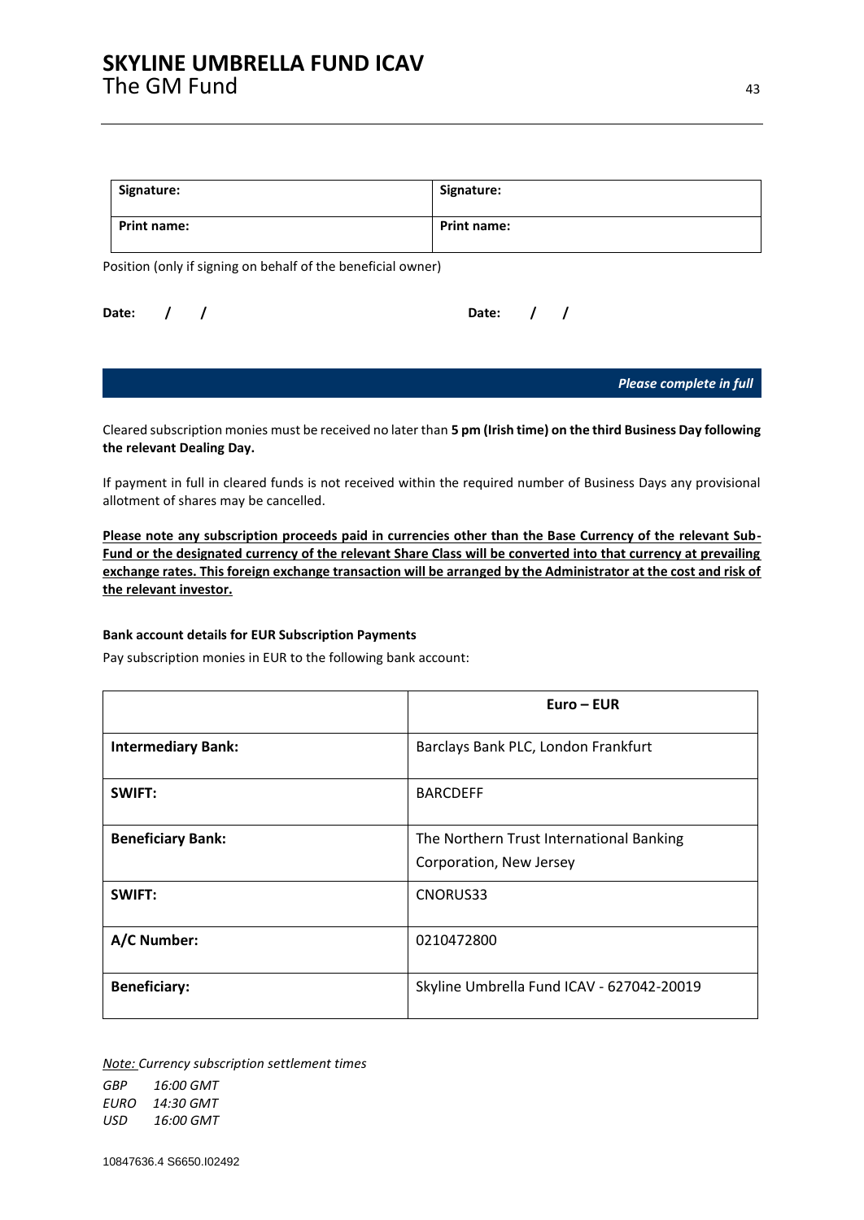| Signature: | Signature: |
|---|---|
| Print name: | Print name: |

Position (only if signing on behalf of the beneficial owner)

**Date: / /** **Date: / /**

***Please complete in full***

Cleared subscription monies must be received no later than **5 pm (Irish time) on the third Business Day following the relevant Dealing Day.**

If payment in full in cleared funds is not received within the required number of Business Days any provisional allotment of shares may be cancelled.

**<u>Please note any subscription proceeds paid in currencies other than the Base Currency of the relevant Sub-Fund or the designated currency of the relevant Share Class will be converted into that currency at prevailing exchange rates. This foreign exchange transaction will be arranged by the Administrator at the cost and risk of the relevant investor.</u>**

**Bank account details for EUR Subscription Payments**

Pay subscription monies in EUR to the following bank account:

| | **Euro – EUR** |
|---|---|
| **Intermediary Bank:** | Barclays Bank PLC, London Frankfurt |
| **SWIFT:** | BARCDEFF |
| **Beneficiary Bank:** | The Northern Trust International Banking Corporation, New Jersey |
| **SWIFT:** | CNORUS33 |
| **A/C Number:** | 0210472800 |
| **Beneficiary:** | Skyline Umbrella Fund ICAV - 627042-20019 |

*<u>Note:</u> Currency subscription settlement times*

*GBP 16:00 GMT*
*EURO 14:30 GMT*
*USD 16:00 GMT*

10847636.4 S6650.I02492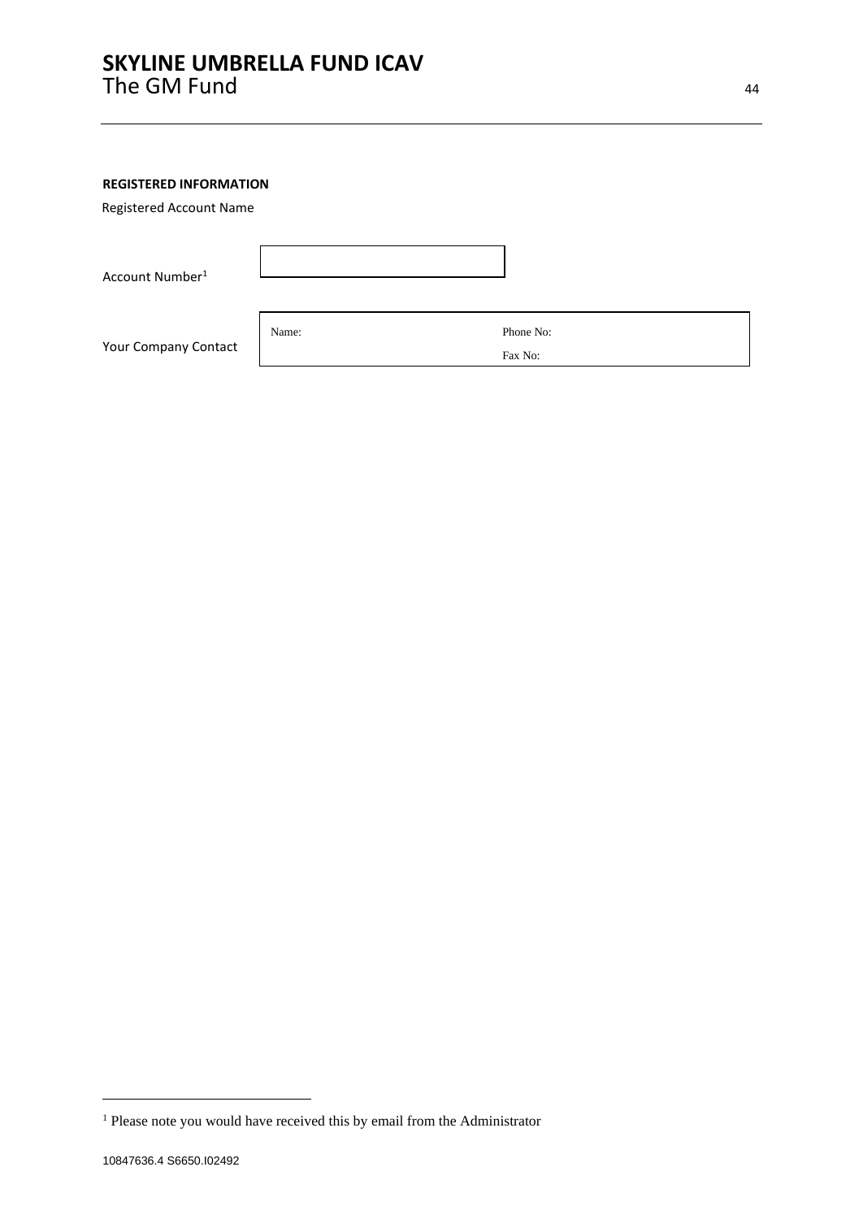**REGISTERED INFORMATION**

Registered Account Name

| Account Number[1] | |
|---|---|

| Your Company Contact | Name: | Phone No: Fax No: |
|---|---|---|

[1] Please note you would have received this by email from the Administrator

10847636.4 S6650.I02492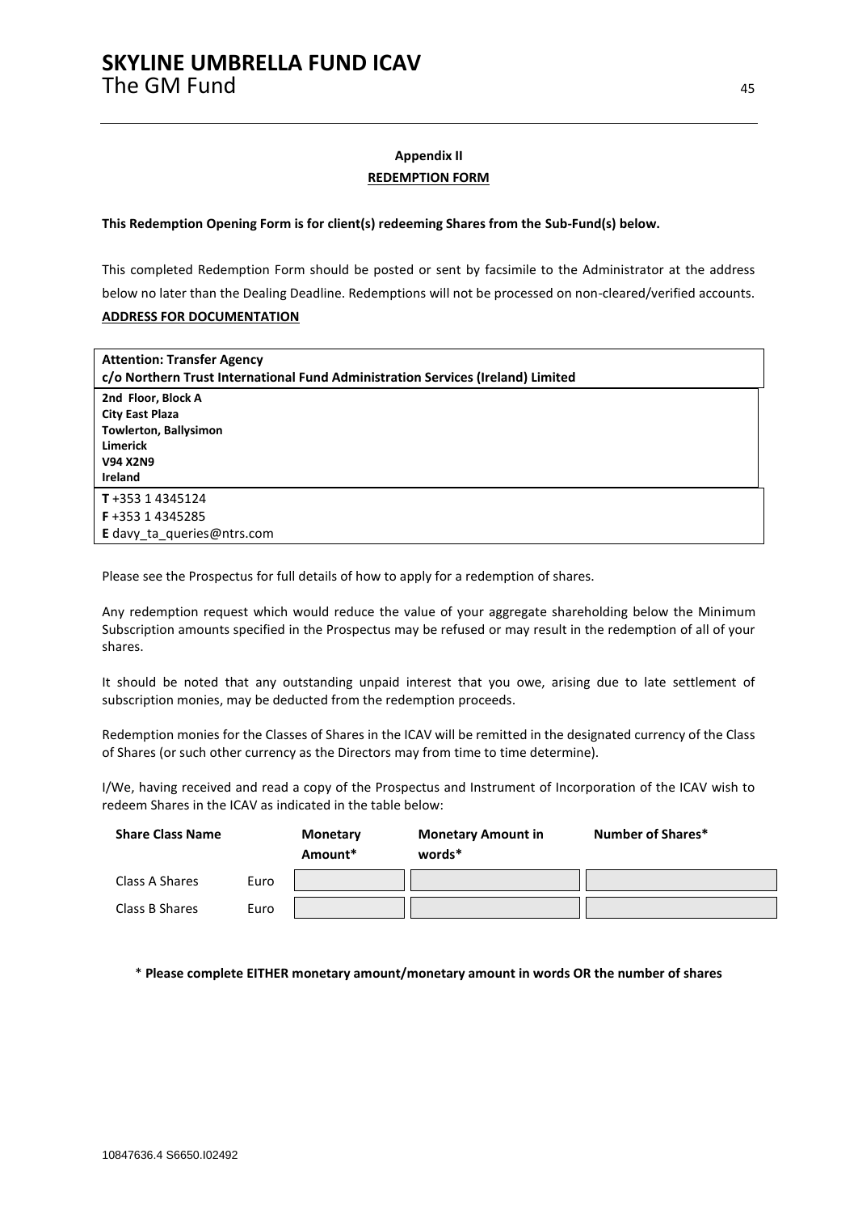**Appendix II**

**REDEMPTION FORM**

**This Redemption Opening Form is for client(s) redeeming Shares from the Sub-Fund(s) below.**

This completed Redemption Form should be posted or sent by facsimile to the Administrator at the address below no later than the Dealing Deadline. Redemptions will not be processed on non-cleared/verified accounts.

**ADDRESS FOR DOCUMENTATION**

**Attention: Transfer Agency**
**c/o Northern Trust International Fund Administration Services (Ireland) Limited**

**2nd Floor, Block A**
**City East Plaza**
**Towlerton, Ballysimon**
**Limerick**
**V94 X2N9**
**Ireland**

**T** +353 1 4345124
**F** +353 1 4345285
**E** davy_ta_queries@ntrs.com

Please see the Prospectus for full details of how to apply for a redemption of shares.

Any redemption request which would reduce the value of your aggregate shareholding below the Minimum Subscription amounts specified in the Prospectus may be refused or may result in the redemption of all of your shares.

It should be noted that any outstanding unpaid interest that you owe, arising due to late settlement of subscription monies, may be deducted from the redemption proceeds.

Redemption monies for the Classes of Shares in the ICAV will be remitted in the designated currency of the Class of Shares (or such other currency as the Directors may from time to time determine).

I/We, having received and read a copy of the Prospectus and Instrument of Incorporation of the ICAV wish to redeem Shares in the ICAV as indicated in the table below:

| Share Class Name | | Monetary Amount* | Monetary Amount in words* | Number of Shares* |
|---|---|---|---|---|
| Class A Shares | Euro | | | |
| Class B Shares | Euro | | | |

\* **Please complete EITHER monetary amount/monetary amount in words OR the number of shares**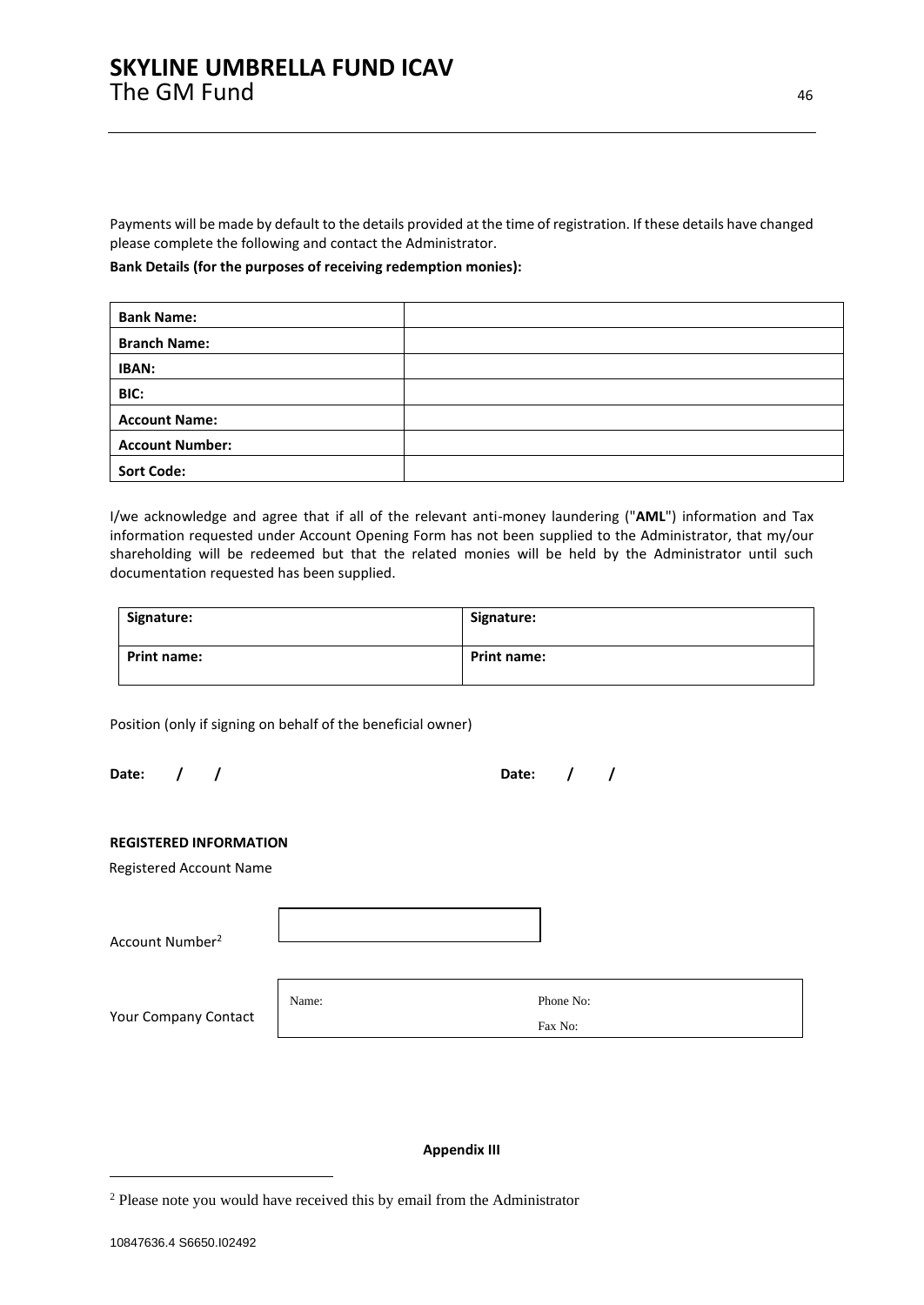Payments will be made by default to the details provided at the time of registration. If these details have changed please complete the following and contact the Administrator.

**Bank Details (for the purposes of receiving redemption monies):**

| **Bank Name:** | |
|---|---|
| **Branch Name:** | |
| **IBAN:** | |
| **BIC:** | |
| **Account Name:** | |
| **Account Number:** | |
| **Sort Code:** | |

I/we acknowledge and agree that if all of the relevant anti-money laundering ("**AML**") information and Tax information requested under Account Opening Form has not been supplied to the Administrator, that my/our shareholding will be redeemed but that the related monies will be held by the Administrator until such documentation requested has been supplied.

| **Signature:** | **Signature:** |
|---|---|
| **Print name:** | **Print name:** |

Position (only if signing on behalf of the beneficial owner)

**Date: / /** **Date: / /**

**REGISTERED INFORMATION**

Registered Account Name

Account Number[2]

Your Company Contact

| Name: | Phone No: Fax No: |
|---|---|

**Appendix III**

[2] Please note you would have received this by email from the Administrator

10847636.4 S6650.I02492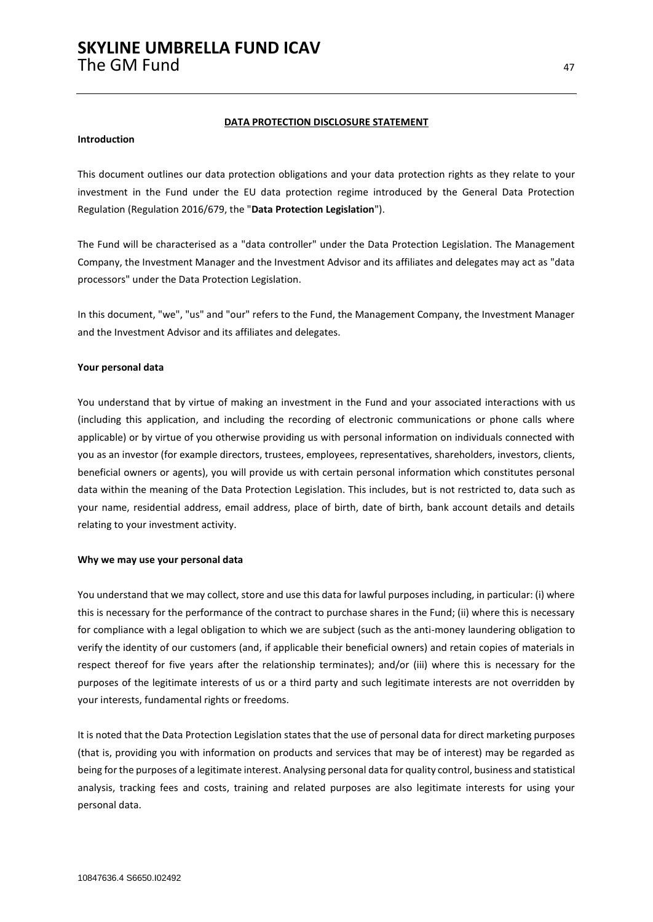## DATA PROTECTION DISCLOSURE STATEMENT

**Introduction**

This document outlines our data protection obligations and your data protection rights as they relate to your investment in the Fund under the EU data protection regime introduced by the General Data Protection Regulation (Regulation 2016/679, the "**Data Protection Legislation**").

The Fund will be characterised as a "data controller" under the Data Protection Legislation. The Management Company, the Investment Manager and the Investment Advisor and its affiliates and delegates may act as "data processors" under the Data Protection Legislation.

In this document, "we", "us" and "our" refers to the Fund, the Management Company, the Investment Manager and the Investment Advisor and its affiliates and delegates.

**Your personal data**

You understand that by virtue of making an investment in the Fund and your associated interactions with us (including this application, and including the recording of electronic communications or phone calls where applicable) or by virtue of you otherwise providing us with personal information on individuals connected with you as an investor (for example directors, trustees, employees, representatives, shareholders, investors, clients, beneficial owners or agents), you will provide us with certain personal information which constitutes personal data within the meaning of the Data Protection Legislation. This includes, but is not restricted to, data such as your name, residential address, email address, place of birth, date of birth, bank account details and details relating to your investment activity.

**Why we may use your personal data**

You understand that we may collect, store and use this data for lawful purposes including, in particular: (i) where this is necessary for the performance of the contract to purchase shares in the Fund; (ii) where this is necessary for compliance with a legal obligation to which we are subject (such as the anti-money laundering obligation to verify the identity of our customers (and, if applicable their beneficial owners) and retain copies of materials in respect thereof for five years after the relationship terminates); and/or (iii) where this is necessary for the purposes of the legitimate interests of us or a third party and such legitimate interests are not overridden by your interests, fundamental rights or freedoms.

It is noted that the Data Protection Legislation states that the use of personal data for direct marketing purposes (that is, providing you with information on products and services that may be of interest) may be regarded as being for the purposes of a legitimate interest. Analysing personal data for quality control, business and statistical analysis, tracking fees and costs, training and related purposes are also legitimate interests for using your personal data.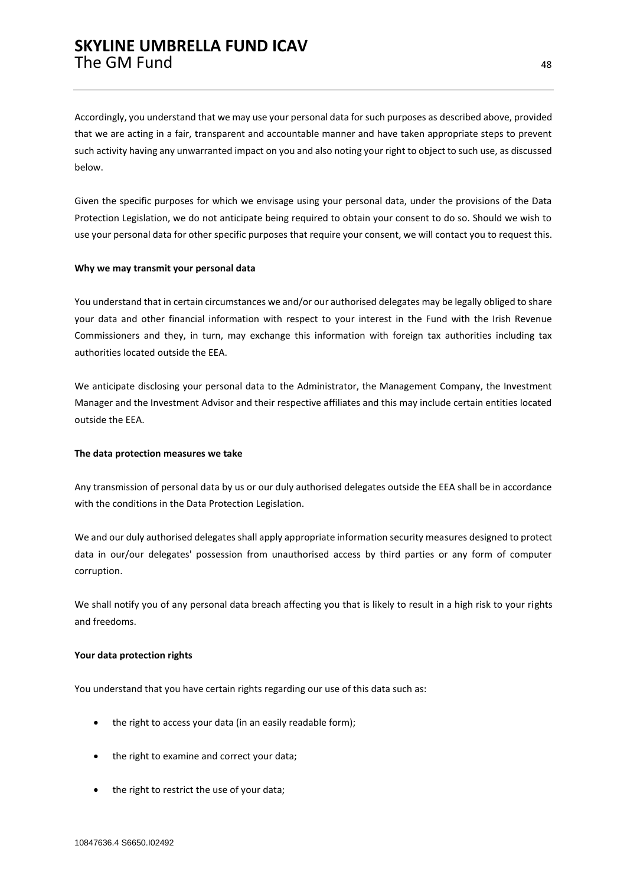Accordingly, you understand that we may use your personal data for such purposes as described above, provided that we are acting in a fair, transparent and accountable manner and have taken appropriate steps to prevent such activity having any unwarranted impact on you and also noting your right to object to such use, as discussed below.

Given the specific purposes for which we envisage using your personal data, under the provisions of the Data Protection Legislation, we do not anticipate being required to obtain your consent to do so. Should we wish to use your personal data for other specific purposes that require your consent, we will contact you to request this.

**Why we may transmit your personal data**

You understand that in certain circumstances we and/or our authorised delegates may be legally obliged to share your data and other financial information with respect to your interest in the Fund with the Irish Revenue Commissioners and they, in turn, may exchange this information with foreign tax authorities including tax authorities located outside the EEA.

We anticipate disclosing your personal data to the Administrator, the Management Company, the Investment Manager and the Investment Advisor and their respective affiliates and this may include certain entities located outside the EEA.

**The data protection measures we take**

Any transmission of personal data by us or our duly authorised delegates outside the EEA shall be in accordance with the conditions in the Data Protection Legislation.

We and our duly authorised delegates shall apply appropriate information security measures designed to protect data in our/our delegates' possession from unauthorised access by third parties or any form of computer corruption.

We shall notify you of any personal data breach affecting you that is likely to result in a high risk to your rights and freedoms.

**Your data protection rights**

You understand that you have certain rights regarding our use of this data such as:

- the right to access your data (in an easily readable form);
- the right to examine and correct your data;
- the right to restrict the use of your data;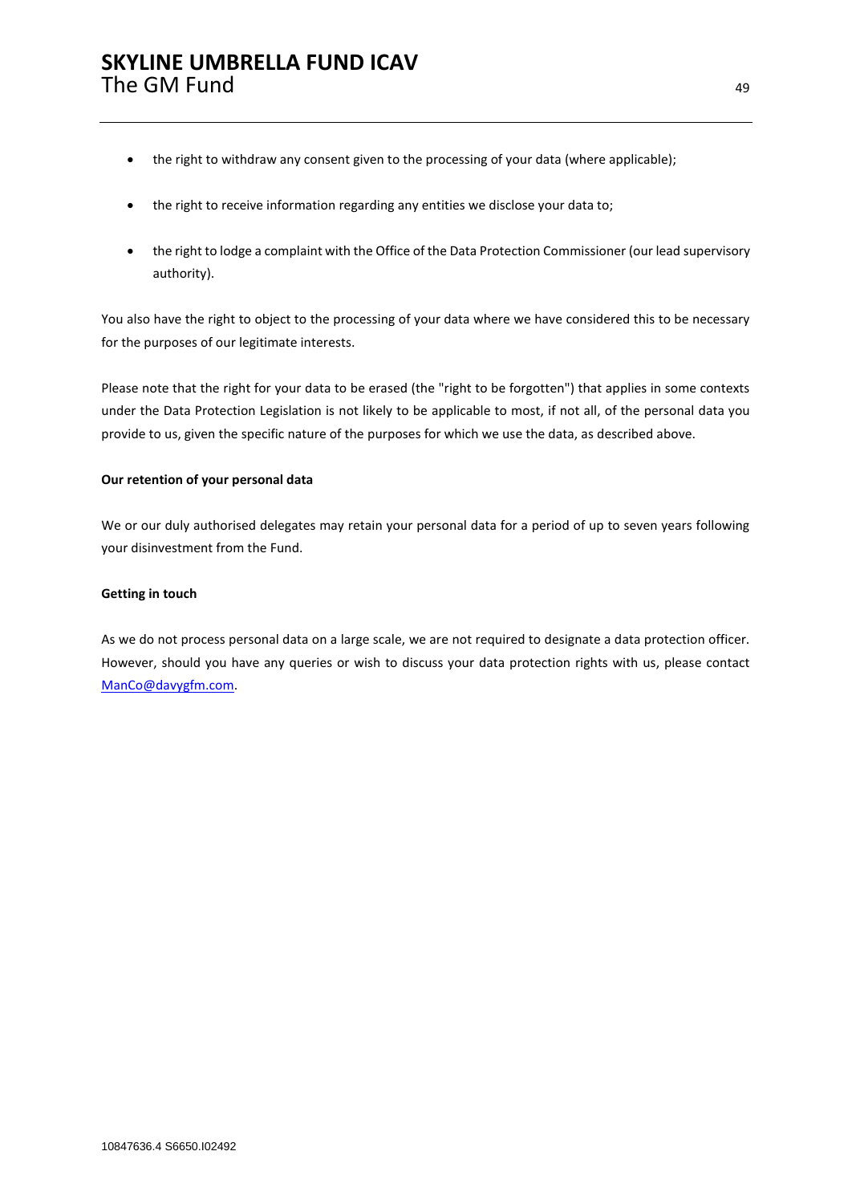- the right to withdraw any consent given to the processing of your data (where applicable);
- the right to receive information regarding any entities we disclose your data to;
- the right to lodge a complaint with the Office of the Data Protection Commissioner (our lead supervisory authority).

You also have the right to object to the processing of your data where we have considered this to be necessary for the purposes of our legitimate interests.

Please note that the right for your data to be erased (the "right to be forgotten") that applies in some contexts under the Data Protection Legislation is not likely to be applicable to most, if not all, of the personal data you provide to us, given the specific nature of the purposes for which we use the data, as described above.

**Our retention of your personal data**

We or our duly authorised delegates may retain your personal data for a period of up to seven years following your disinvestment from the Fund.

**Getting in touch**

As we do not process personal data on a large scale, we are not required to designate a data protection officer. However, should you have any queries or wish to discuss your data protection rights with us, please contact ManCo@davygfm.com.

10847636.4 S6650.I02492